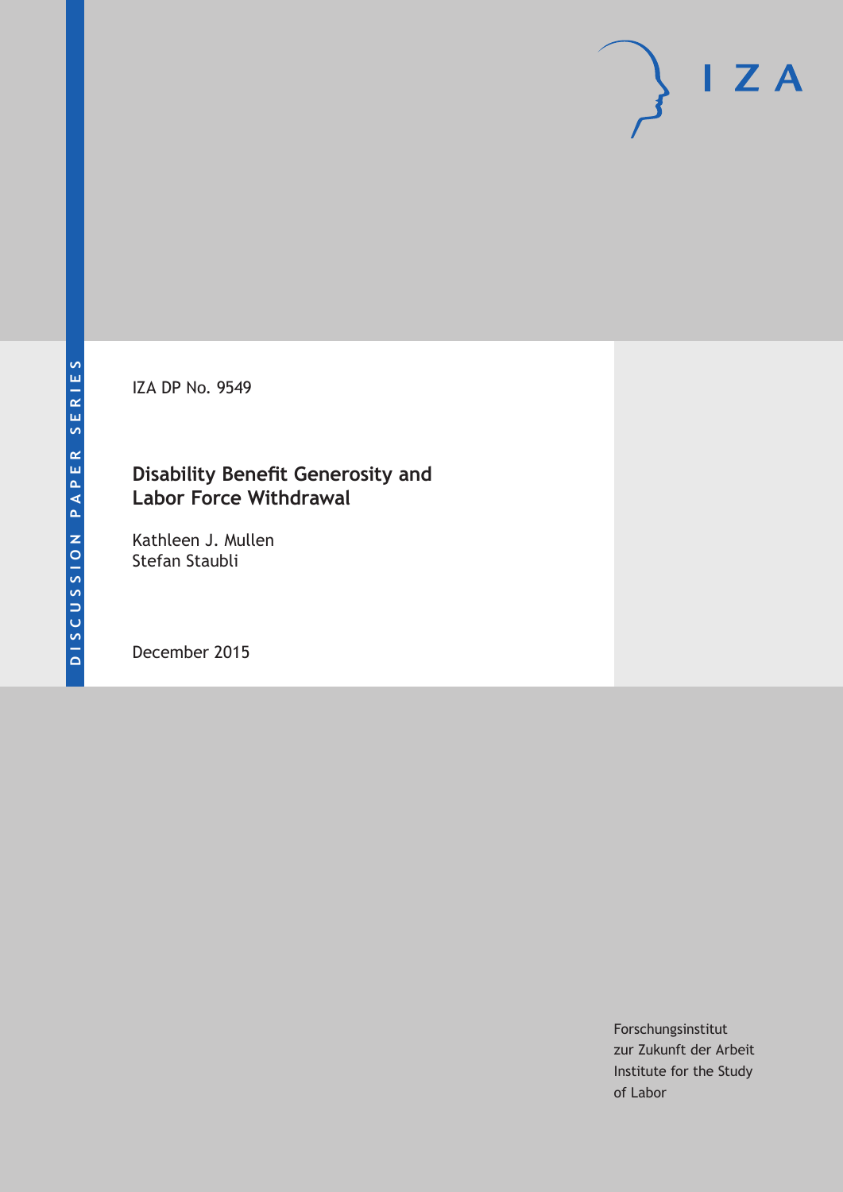DISCUSSION PAPER SERIES

IZA DP No. 9549

# Disability Benefit Generosity and Labor Force Withdrawal

Kathleen J. Mullen
Stefan Staubli

December 2015

Forschungsinstitut
zur Zukunft der Arbeit
Institute for the Study
of Labor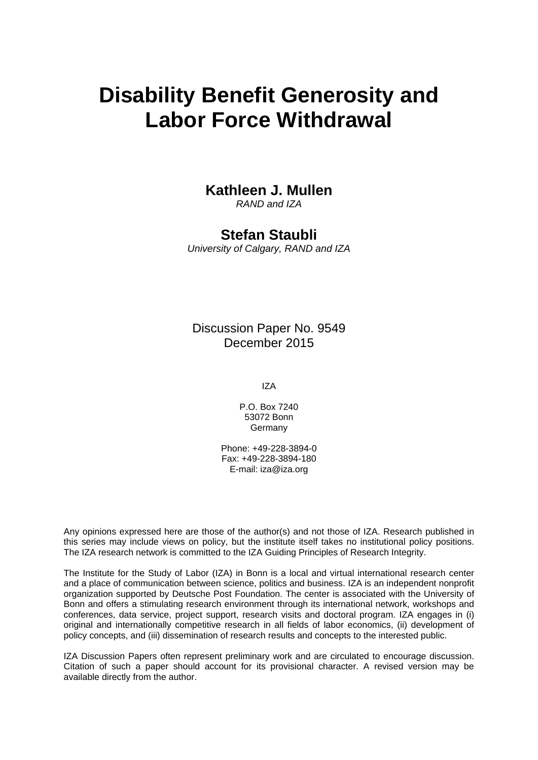# Disability Benefit Generosity and Labor Force Withdrawal

**Kathleen J. Mullen**
*RAND and IZA*

**Stefan Staubli**
*University of Calgary, RAND and IZA*

Discussion Paper No. 9549
December 2015

IZA

P.O. Box 7240
53072 Bonn
Germany

Phone: +49-228-3894-0
Fax: +49-228-3894-180
E-mail: iza@iza.org

Any opinions expressed here are those of the author(s) and not those of IZA. Research published in this series may include views on policy, but the institute itself takes no institutional policy positions. The IZA research network is committed to the IZA Guiding Principles of Research Integrity.

The Institute for the Study of Labor (IZA) in Bonn is a local and virtual international research center and a place of communication between science, politics and business. IZA is an independent nonprofit organization supported by Deutsche Post Foundation. The center is associated with the University of Bonn and offers a stimulating research environment through its international network, workshops and conferences, data service, project support, research visits and doctoral program. IZA engages in (i) original and internationally competitive research in all fields of labor economics, (ii) development of policy concepts, and (iii) dissemination of research results and concepts to the interested public.

IZA Discussion Papers often represent preliminary work and are circulated to encourage discussion. Citation of such a paper should account for its provisional character. A revised version may be available directly from the author.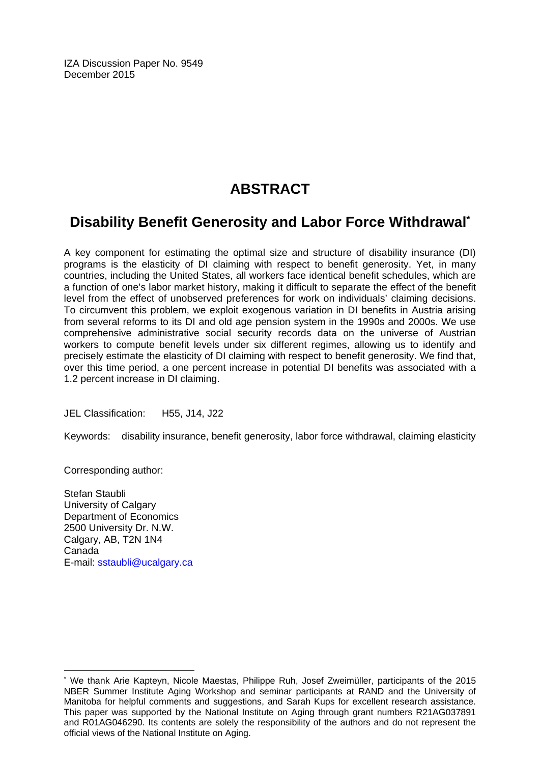IZA Discussion Paper No. 9549
December 2015

# ABSTRACT

## Disability Benefit Generosity and Labor Force Withdrawal*

A key component for estimating the optimal size and structure of disability insurance (DI) programs is the elasticity of DI claiming with respect to benefit generosity. Yet, in many countries, including the United States, all workers face identical benefit schedules, which are a function of one's labor market history, making it difficult to separate the effect of the benefit level from the effect of unobserved preferences for work on individuals' claiming decisions. To circumvent this problem, we exploit exogenous variation in DI benefits in Austria arising from several reforms to its DI and old age pension system in the 1990s and 2000s. We use comprehensive administrative social security records data on the universe of Austrian workers to compute benefit levels under six different regimes, allowing us to identify and precisely estimate the elasticity of DI claiming with respect to benefit generosity. We find that, over this time period, a one percent increase in potential DI benefits was associated with a 1.2 percent increase in DI claiming.

JEL Classification: H55, J14, J22

Keywords: disability insurance, benefit generosity, labor force withdrawal, claiming elasticity

Corresponding author:

Stefan Staubli
University of Calgary
Department of Economics
2500 University Dr. N.W.
Calgary, AB, T2N 1N4
Canada
E-mail: sstaubli@ucalgary.ca

---

* We thank Arie Kapteyn, Nicole Maestas, Philippe Ruh, Josef Zweimüller, participants of the 2015 NBER Summer Institute Aging Workshop and seminar participants at RAND and the University of Manitoba for helpful comments and suggestions, and Sarah Kups for excellent research assistance. This paper was supported by the National Institute on Aging through grant numbers R21AG037891 and R01AG046290. Its contents are solely the responsibility of the authors and do not represent the official views of the National Institute on Aging.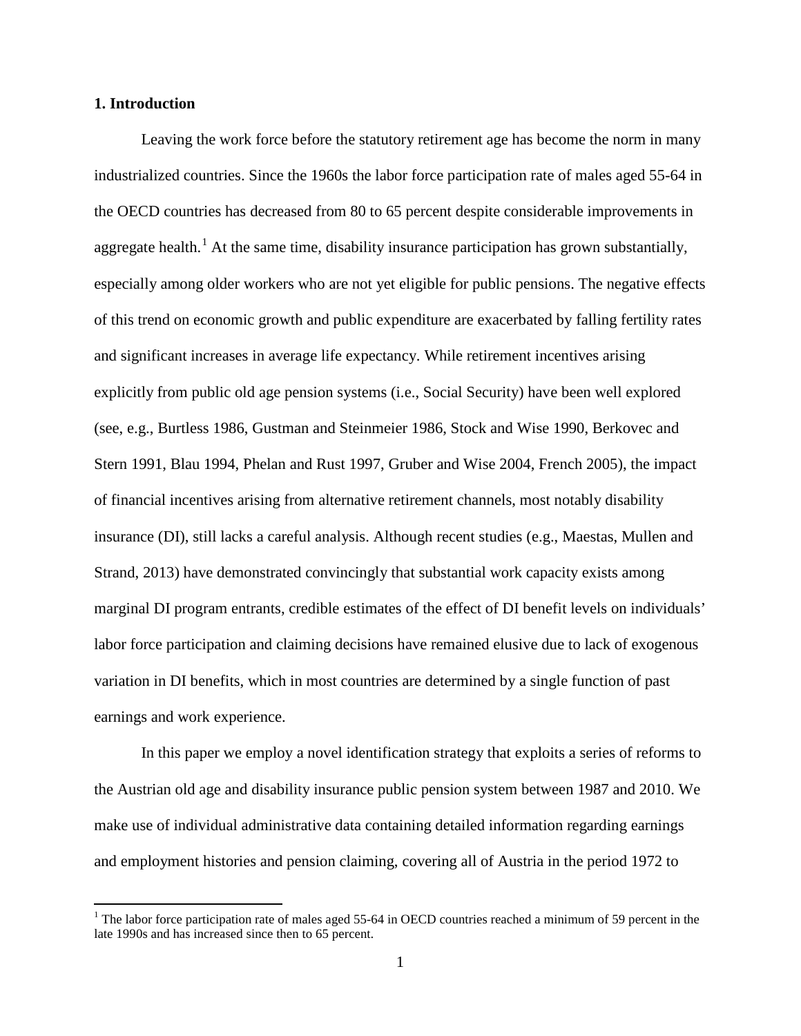## 1. Introduction

Leaving the work force before the statutory retirement age has become the norm in many industrialized countries. Since the 1960s the labor force participation rate of males aged 55-64 in the OECD countries has decreased from 80 to 65 percent despite considerable improvements in aggregate health.[1] At the same time, disability insurance participation has grown substantially, especially among older workers who are not yet eligible for public pensions. The negative effects of this trend on economic growth and public expenditure are exacerbated by falling fertility rates and significant increases in average life expectancy. While retirement incentives arising explicitly from public old age pension systems (i.e., Social Security) have been well explored (see, e.g., Burtless 1986, Gustman and Steinmeier 1986, Stock and Wise 1990, Berkovec and Stern 1991, Blau 1994, Phelan and Rust 1997, Gruber and Wise 2004, French 2005), the impact of financial incentives arising from alternative retirement channels, most notably disability insurance (DI), still lacks a careful analysis. Although recent studies (e.g., Maestas, Mullen and Strand, 2013) have demonstrated convincingly that substantial work capacity exists among marginal DI program entrants, credible estimates of the effect of DI benefit levels on individuals' labor force participation and claiming decisions have remained elusive due to lack of exogenous variation in DI benefits, which in most countries are determined by a single function of past earnings and work experience.

In this paper we employ a novel identification strategy that exploits a series of reforms to the Austrian old age and disability insurance public pension system between 1987 and 2010. We make use of individual administrative data containing detailed information regarding earnings and employment histories and pension claiming, covering all of Austria in the period 1972 to

[1] The labor force participation rate of males aged 55-64 in OECD countries reached a minimum of 59 percent in the late 1990s and has increased since then to 65 percent.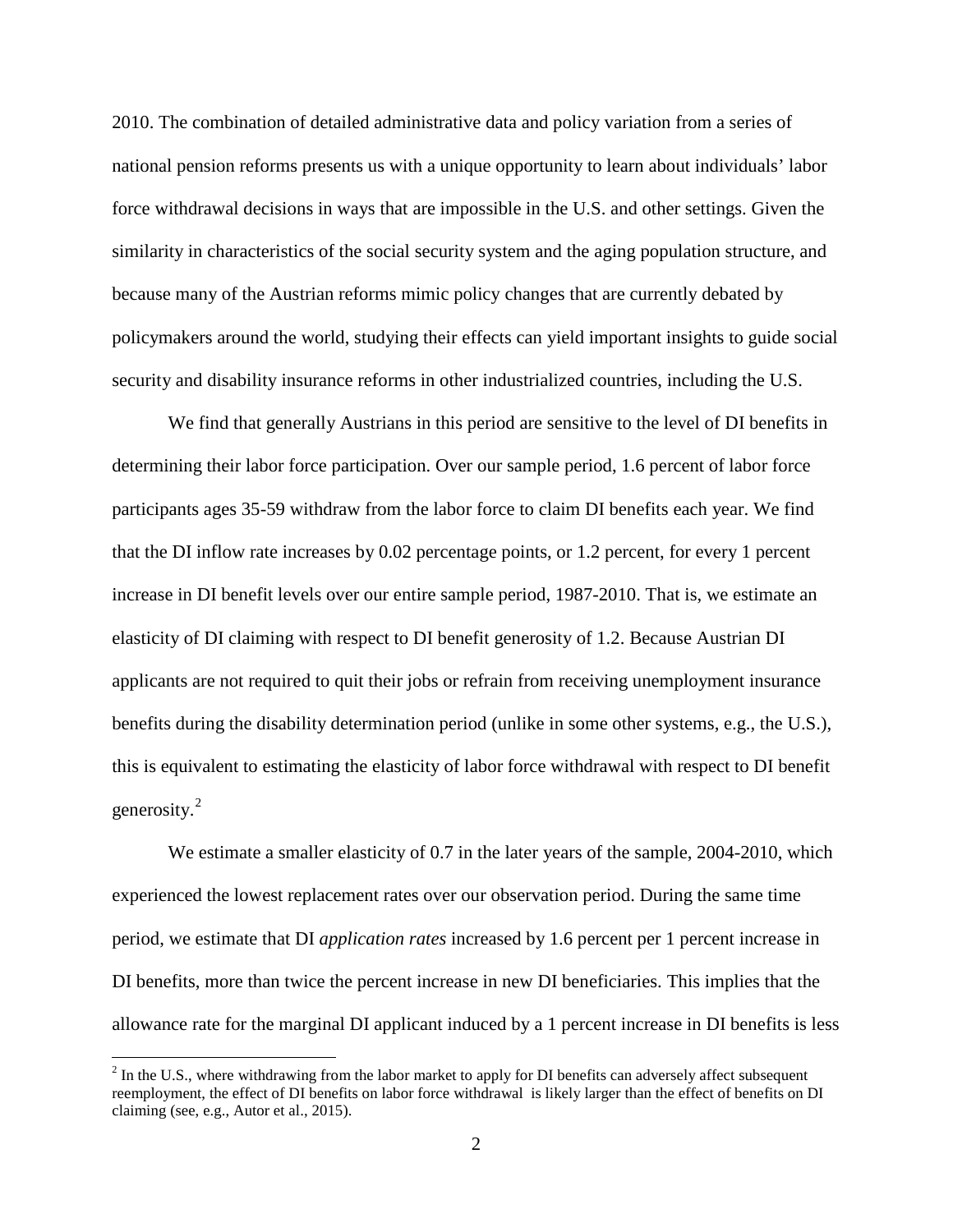2010. The combination of detailed administrative data and policy variation from a series of national pension reforms presents us with a unique opportunity to learn about individuals' labor force withdrawal decisions in ways that are impossible in the U.S. and other settings. Given the similarity in characteristics of the social security system and the aging population structure, and because many of the Austrian reforms mimic policy changes that are currently debated by policymakers around the world, studying their effects can yield important insights to guide social security and disability insurance reforms in other industrialized countries, including the U.S.

We find that generally Austrians in this period are sensitive to the level of DI benefits in determining their labor force participation. Over our sample period, 1.6 percent of labor force participants ages 35-59 withdraw from the labor force to claim DI benefits each year. We find that the DI inflow rate increases by 0.02 percentage points, or 1.2 percent, for every 1 percent increase in DI benefit levels over our entire sample period, 1987-2010. That is, we estimate an elasticity of DI claiming with respect to DI benefit generosity of 1.2. Because Austrian DI applicants are not required to quit their jobs or refrain from receiving unemployment insurance benefits during the disability determination period (unlike in some other systems, e.g., the U.S.), this is equivalent to estimating the elasticity of labor force withdrawal with respect to DI benefit generosity.[2]

We estimate a smaller elasticity of 0.7 in the later years of the sample, 2004-2010, which experienced the lowest replacement rates over our observation period. During the same time period, we estimate that DI *application rates* increased by 1.6 percent per 1 percent increase in DI benefits, more than twice the percent increase in new DI beneficiaries. This implies that the allowance rate for the marginal DI applicant induced by a 1 percent increase in DI benefits is less

[2] In the U.S., where withdrawing from the labor market to apply for DI benefits can adversely affect subsequent reemployment, the effect of DI benefits on labor force withdrawal is likely larger than the effect of benefits on DI claiming (see, e.g., Autor et al., 2015).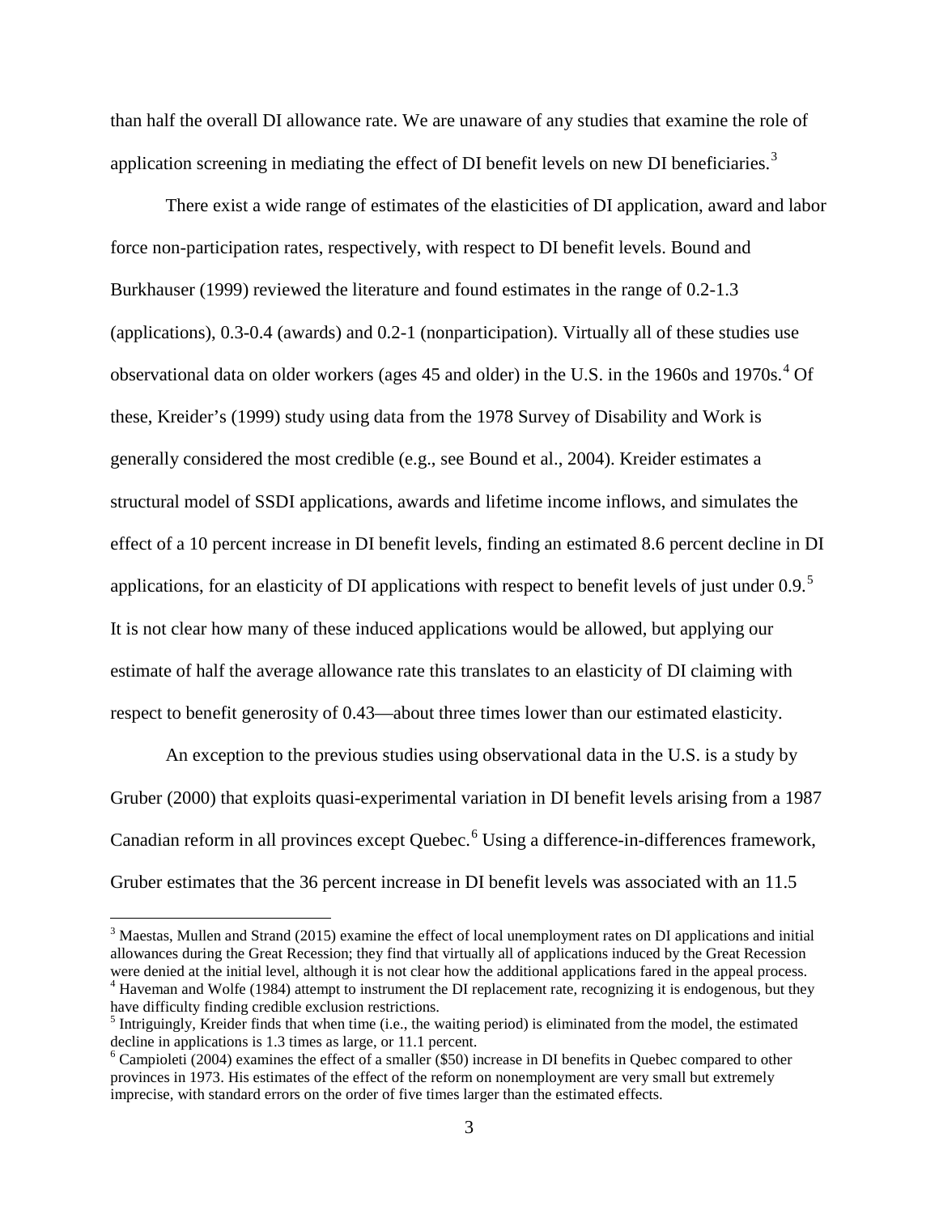than half the overall DI allowance rate. We are unaware of any studies that examine the role of application screening in mediating the effect of DI benefit levels on new DI beneficiaries.[3]

There exist a wide range of estimates of the elasticities of DI application, award and labor force non-participation rates, respectively, with respect to DI benefit levels. Bound and Burkhauser (1999) reviewed the literature and found estimates in the range of 0.2-1.3 (applications), 0.3-0.4 (awards) and 0.2-1 (nonparticipation). Virtually all of these studies use observational data on older workers (ages 45 and older) in the U.S. in the 1960s and 1970s.[4] Of these, Kreider's (1999) study using data from the 1978 Survey of Disability and Work is generally considered the most credible (e.g., see Bound et al., 2004). Kreider estimates a structural model of SSDI applications, awards and lifetime income inflows, and simulates the effect of a 10 percent increase in DI benefit levels, finding an estimated 8.6 percent decline in DI applications, for an elasticity of DI applications with respect to benefit levels of just under 0.9.[5] It is not clear how many of these induced applications would be allowed, but applying our estimate of half the average allowance rate this translates to an elasticity of DI claiming with respect to benefit generosity of 0.43—about three times lower than our estimated elasticity.

An exception to the previous studies using observational data in the U.S. is a study by Gruber (2000) that exploits quasi-experimental variation in DI benefit levels arising from a 1987 Canadian reform in all provinces except Quebec.[6] Using a difference-in-differences framework, Gruber estimates that the 36 percent increase in DI benefit levels was associated with an 11.5

---

[3] Maestas, Mullen and Strand (2015) examine the effect of local unemployment rates on DI applications and initial allowances during the Great Recession; they find that virtually all of applications induced by the Great Recession were denied at the initial level, although it is not clear how the additional applications fared in the appeal process.

[4] Haveman and Wolfe (1984) attempt to instrument the DI replacement rate, recognizing it is endogenous, but they have difficulty finding credible exclusion restrictions.

[5] Intriguingly, Kreider finds that when time (i.e., the waiting period) is eliminated from the model, the estimated decline in applications is 1.3 times as large, or 11.1 percent.

[6] Campioleti (2004) examines the effect of a smaller ($50) increase in DI benefits in Quebec compared to other provinces in 1973. His estimates of the effect of the reform on nonemployment are very small but extremely imprecise, with standard errors on the order of five times larger than the estimated effects.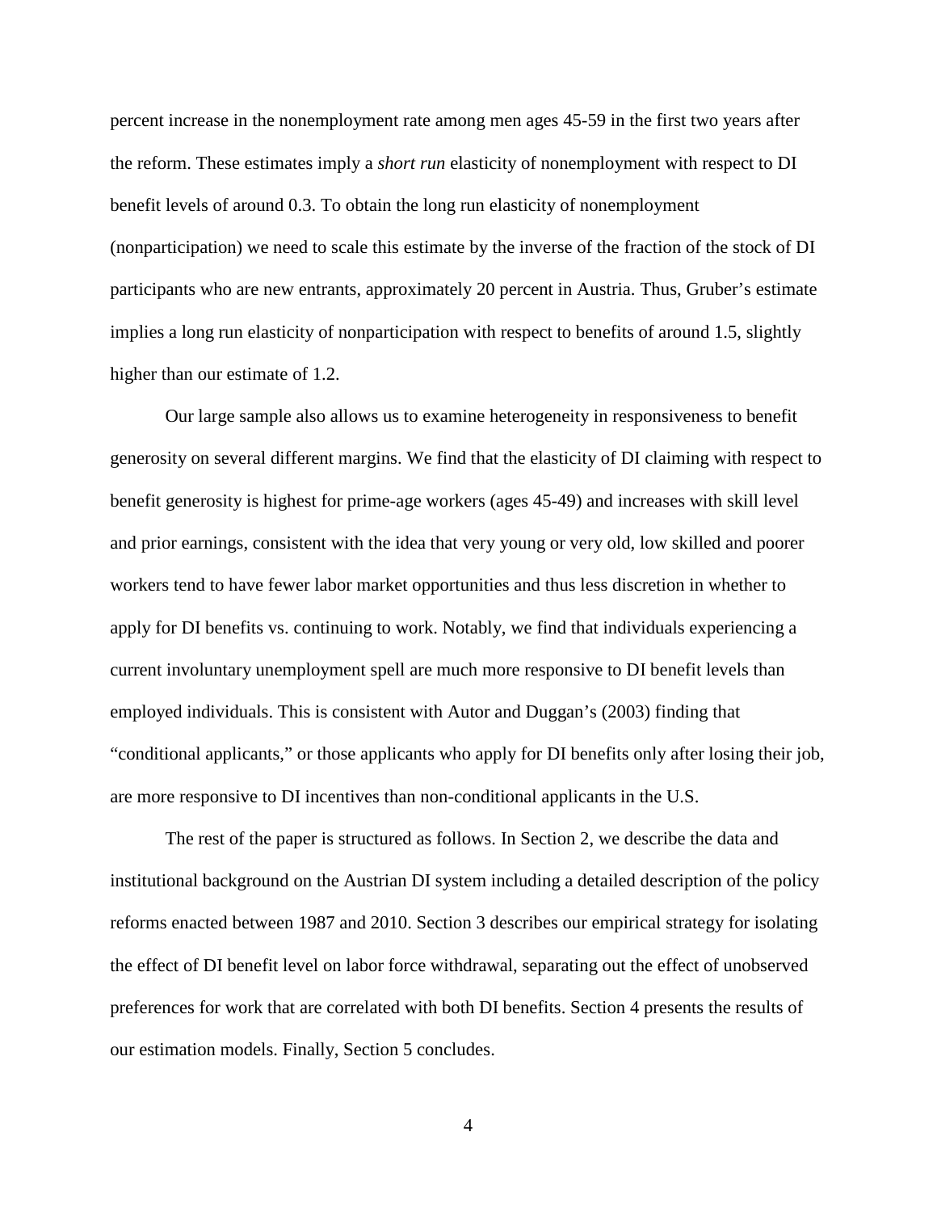percent increase in the nonemployment rate among men ages 45-59 in the first two years after the reform. These estimates imply a *short run* elasticity of nonemployment with respect to DI benefit levels of around 0.3. To obtain the long run elasticity of nonemployment (nonparticipation) we need to scale this estimate by the inverse of the fraction of the stock of DI participants who are new entrants, approximately 20 percent in Austria. Thus, Gruber's estimate implies a long run elasticity of nonparticipation with respect to benefits of around 1.5, slightly higher than our estimate of 1.2.

Our large sample also allows us to examine heterogeneity in responsiveness to benefit generosity on several different margins. We find that the elasticity of DI claiming with respect to benefit generosity is highest for prime-age workers (ages 45-49) and increases with skill level and prior earnings, consistent with the idea that very young or very old, low skilled and poorer workers tend to have fewer labor market opportunities and thus less discretion in whether to apply for DI benefits vs. continuing to work. Notably, we find that individuals experiencing a current involuntary unemployment spell are much more responsive to DI benefit levels than employed individuals. This is consistent with Autor and Duggan's (2003) finding that "conditional applicants," or those applicants who apply for DI benefits only after losing their job, are more responsive to DI incentives than non-conditional applicants in the U.S.

The rest of the paper is structured as follows. In Section 2, we describe the data and institutional background on the Austrian DI system including a detailed description of the policy reforms enacted between 1987 and 2010. Section 3 describes our empirical strategy for isolating the effect of DI benefit level on labor force withdrawal, separating out the effect of unobserved preferences for work that are correlated with both DI benefits. Section 4 presents the results of our estimation models. Finally, Section 5 concludes.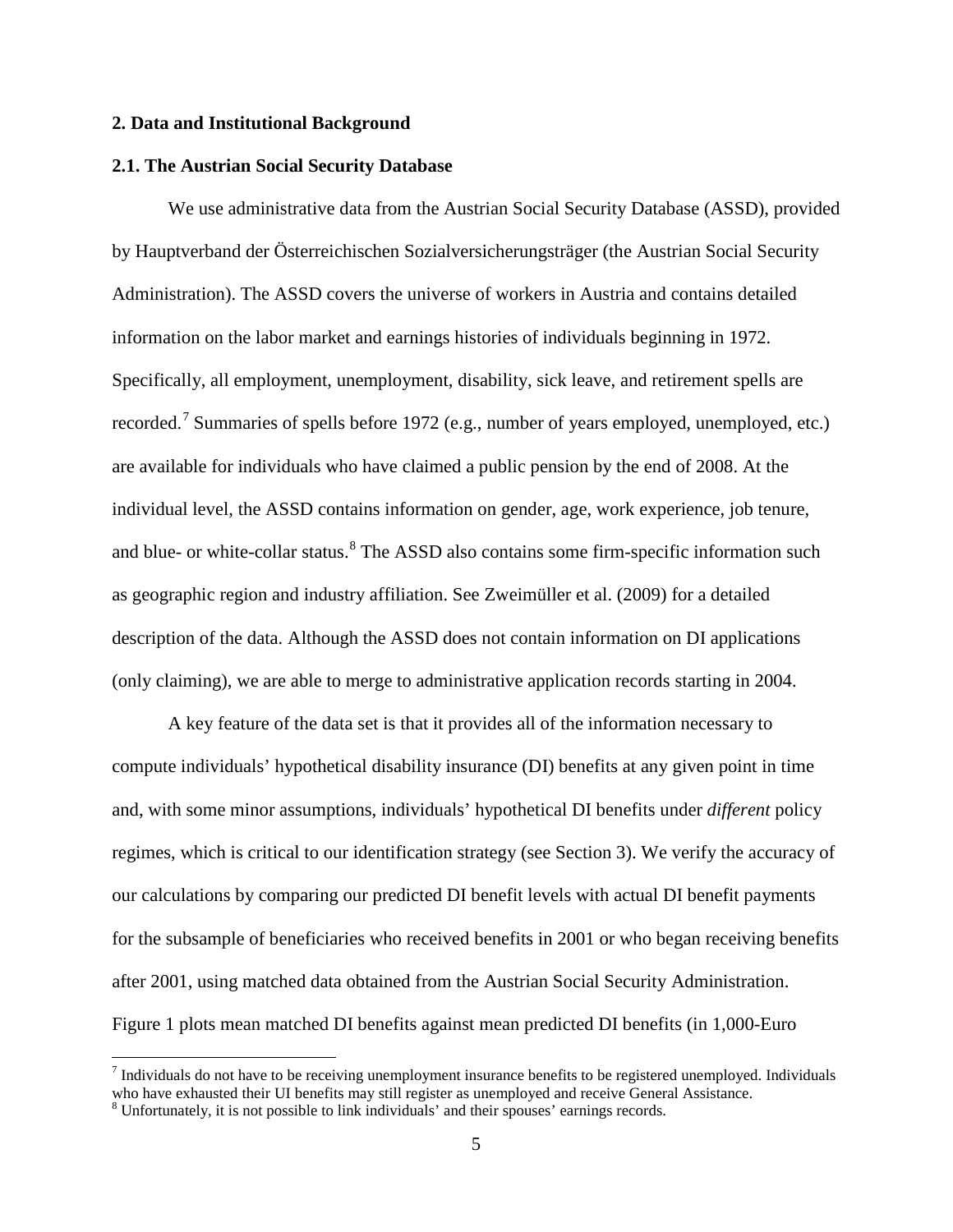## 2. Data and Institutional Background

### 2.1. The Austrian Social Security Database

We use administrative data from the Austrian Social Security Database (ASSD), provided by Hauptverband der Österreichischen Sozialversicherungsträger (the Austrian Social Security Administration). The ASSD covers the universe of workers in Austria and contains detailed information on the labor market and earnings histories of individuals beginning in 1972. Specifically, all employment, unemployment, disability, sick leave, and retirement spells are recorded.[7] Summaries of spells before 1972 (e.g., number of years employed, unemployed, etc.) are available for individuals who have claimed a public pension by the end of 2008. At the individual level, the ASSD contains information on gender, age, work experience, job tenure, and blue- or white-collar status.[8] The ASSD also contains some firm-specific information such as geographic region and industry affiliation. See Zweimüller et al. (2009) for a detailed description of the data. Although the ASSD does not contain information on DI applications (only claiming), we are able to merge to administrative application records starting in 2004.

A key feature of the data set is that it provides all of the information necessary to compute individuals' hypothetical disability insurance (DI) benefits at any given point in time and, with some minor assumptions, individuals' hypothetical DI benefits under *different* policy regimes, which is critical to our identification strategy (see Section 3). We verify the accuracy of our calculations by comparing our predicted DI benefit levels with actual DI benefit payments for the subsample of beneficiaries who received benefits in 2001 or who began receiving benefits after 2001, using matched data obtained from the Austrian Social Security Administration. Figure 1 plots mean matched DI benefits against mean predicted DI benefits (in 1,000-Euro

[7] Individuals do not have to be receiving unemployment insurance benefits to be registered unemployed. Individuals who have exhausted their UI benefits may still register as unemployed and receive General Assistance.

[8] Unfortunately, it is not possible to link individuals' and their spouses' earnings records.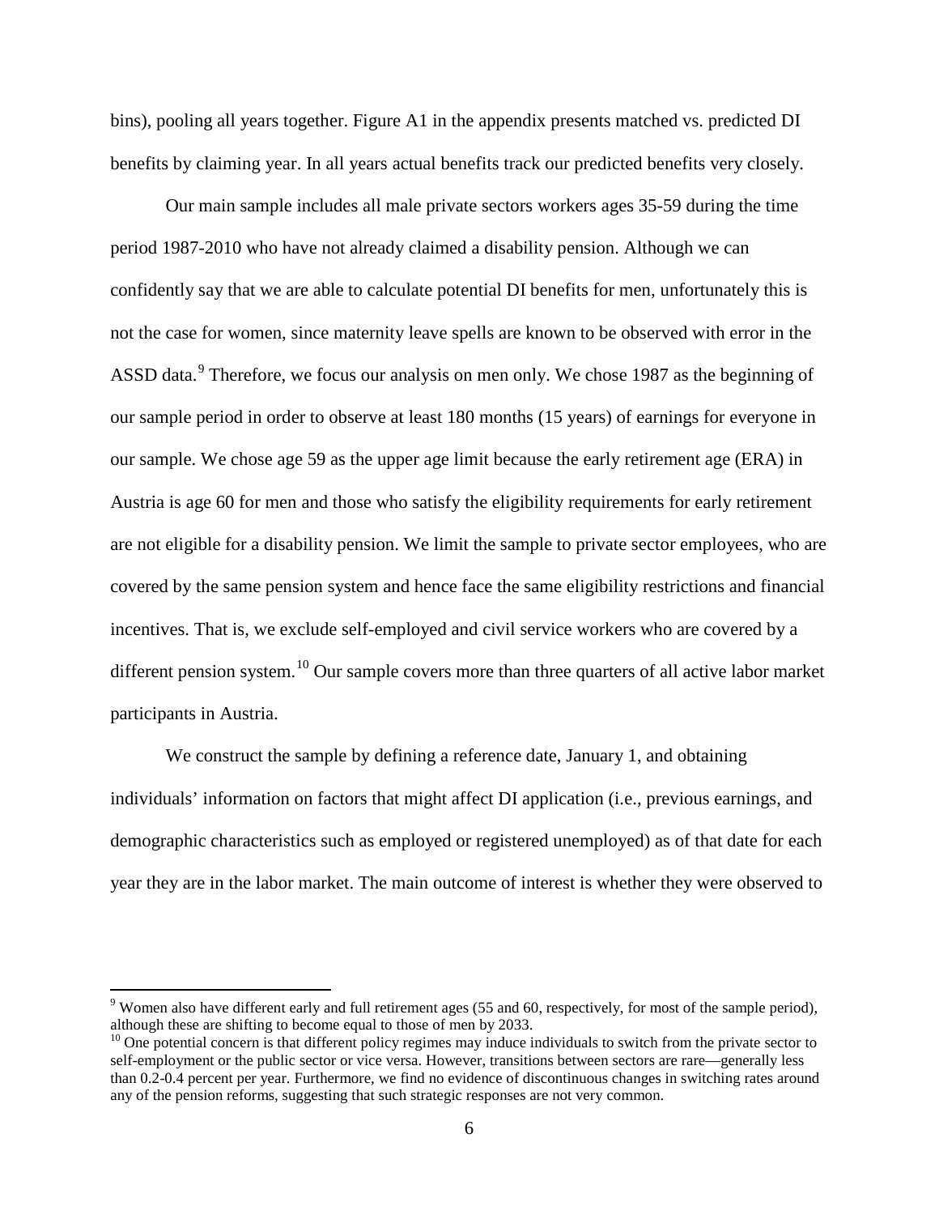bins), pooling all years together. Figure A1 in the appendix presents matched vs. predicted DI benefits by claiming year. In all years actual benefits track our predicted benefits very closely.

Our main sample includes all male private sectors workers ages 35-59 during the time period 1987-2010 who have not already claimed a disability pension. Although we can confidently say that we are able to calculate potential DI benefits for men, unfortunately this is not the case for women, since maternity leave spells are known to be observed with error in the ASSD data.[9] Therefore, we focus our analysis on men only. We chose 1987 as the beginning of our sample period in order to observe at least 180 months (15 years) of earnings for everyone in our sample. We chose age 59 as the upper age limit because the early retirement age (ERA) in Austria is age 60 for men and those who satisfy the eligibility requirements for early retirement are not eligible for a disability pension. We limit the sample to private sector employees, who are covered by the same pension system and hence face the same eligibility restrictions and financial incentives. That is, we exclude self-employed and civil service workers who are covered by a different pension system.[10] Our sample covers more than three quarters of all active labor market participants in Austria.

We construct the sample by defining a reference date, January 1, and obtaining individuals' information on factors that might affect DI application (i.e., previous earnings, and demographic characteristics such as employed or registered unemployed) as of that date for each year they are in the labor market. The main outcome of interest is whether they were observed to

[9] Women also have different early and full retirement ages (55 and 60, respectively, for most of the sample period), although these are shifting to become equal to those of men by 2033.

[10] One potential concern is that different policy regimes may induce individuals to switch from the private sector to self-employment or the public sector or vice versa. However, transitions between sectors are rare—generally less than 0.2-0.4 percent per year. Furthermore, we find no evidence of discontinuous changes in switching rates around any of the pension reforms, suggesting that such strategic responses are not very common.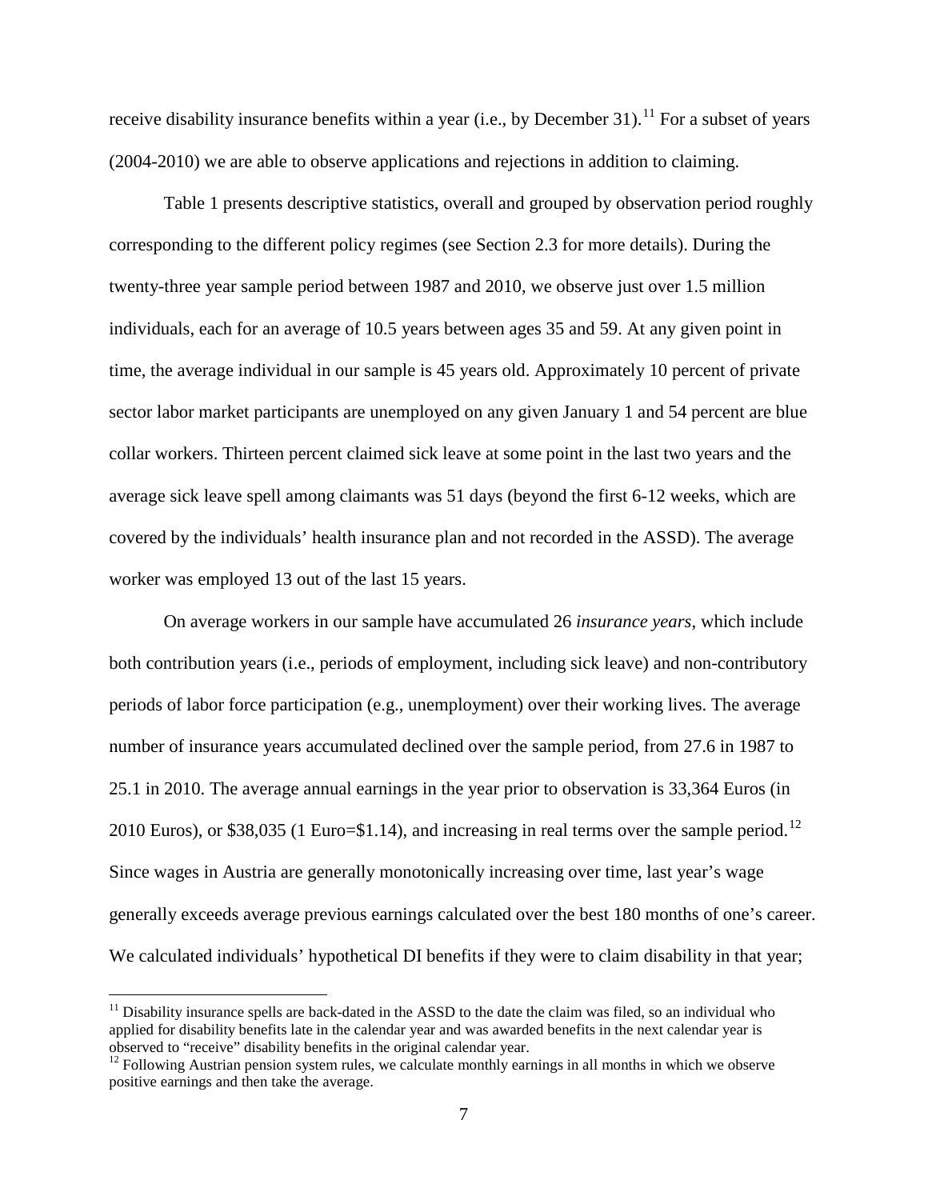receive disability insurance benefits within a year (i.e., by December 31).[11] For a subset of years (2004-2010) we are able to observe applications and rejections in addition to claiming.

Table 1 presents descriptive statistics, overall and grouped by observation period roughly corresponding to the different policy regimes (see Section 2.3 for more details). During the twenty-three year sample period between 1987 and 2010, we observe just over 1.5 million individuals, each for an average of 10.5 years between ages 35 and 59. At any given point in time, the average individual in our sample is 45 years old. Approximately 10 percent of private sector labor market participants are unemployed on any given January 1 and 54 percent are blue collar workers. Thirteen percent claimed sick leave at some point in the last two years and the average sick leave spell among claimants was 51 days (beyond the first 6-12 weeks, which are covered by the individuals' health insurance plan and not recorded in the ASSD). The average worker was employed 13 out of the last 15 years.

On average workers in our sample have accumulated 26 *insurance years*, which include both contribution years (i.e., periods of employment, including sick leave) and non-contributory periods of labor force participation (e.g., unemployment) over their working lives. The average number of insurance years accumulated declined over the sample period, from 27.6 in 1987 to 25.1 in 2010. The average annual earnings in the year prior to observation is 33,364 Euros (in 2010 Euros), or $38,035 (1 Euro=$1.14), and increasing in real terms over the sample period.[12] Since wages in Austria are generally monotonically increasing over time, last year's wage generally exceeds average previous earnings calculated over the best 180 months of one's career. We calculated individuals' hypothetical DI benefits if they were to claim disability in that year;

[11] Disability insurance spells are back-dated in the ASSD to the date the claim was filed, so an individual who applied for disability benefits late in the calendar year and was awarded benefits in the next calendar year is observed to "receive" disability benefits in the original calendar year.

[12] Following Austrian pension system rules, we calculate monthly earnings in all months in which we observe positive earnings and then take the average.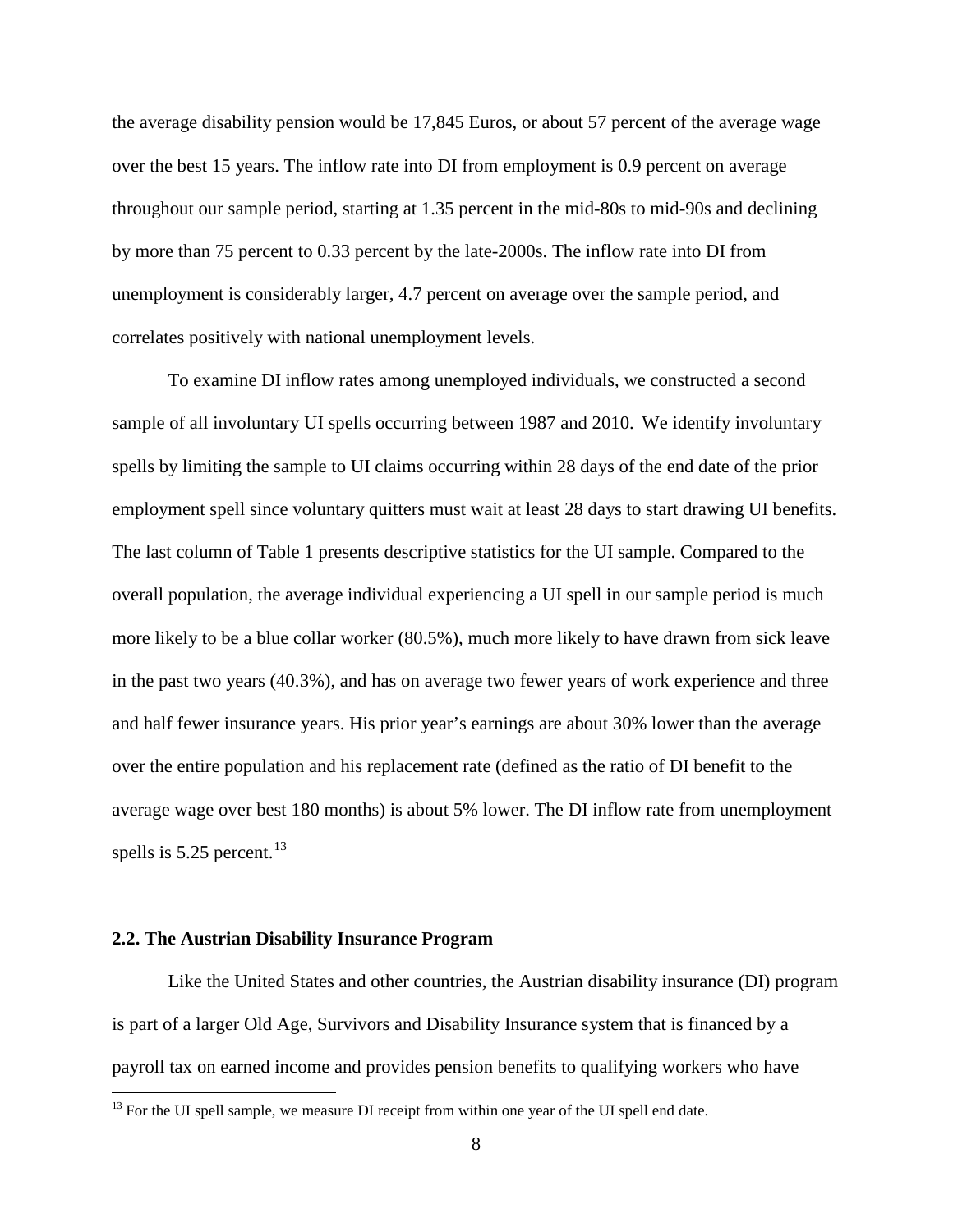the average disability pension would be 17,845 Euros, or about 57 percent of the average wage over the best 15 years. The inflow rate into DI from employment is 0.9 percent on average throughout our sample period, starting at 1.35 percent in the mid-80s to mid-90s and declining by more than 75 percent to 0.33 percent by the late-2000s. The inflow rate into DI from unemployment is considerably larger, 4.7 percent on average over the sample period, and correlates positively with national unemployment levels.

To examine DI inflow rates among unemployed individuals, we constructed a second sample of all involuntary UI spells occurring between 1987 and 2010. We identify involuntary spells by limiting the sample to UI claims occurring within 28 days of the end date of the prior employment spell since voluntary quitters must wait at least 28 days to start drawing UI benefits. The last column of Table 1 presents descriptive statistics for the UI sample. Compared to the overall population, the average individual experiencing a UI spell in our sample period is much more likely to be a blue collar worker (80.5%), much more likely to have drawn from sick leave in the past two years (40.3%), and has on average two fewer years of work experience and three and half fewer insurance years. His prior year's earnings are about 30% lower than the average over the entire population and his replacement rate (defined as the ratio of DI benefit to the average wage over best 180 months) is about 5% lower. The DI inflow rate from unemployment spells is 5.25 percent.[13]

### 2.2. The Austrian Disability Insurance Program

Like the United States and other countries, the Austrian disability insurance (DI) program is part of a larger Old Age, Survivors and Disability Insurance system that is financed by a payroll tax on earned income and provides pension benefits to qualifying workers who have

[13] For the UI spell sample, we measure DI receipt from within one year of the UI spell end date.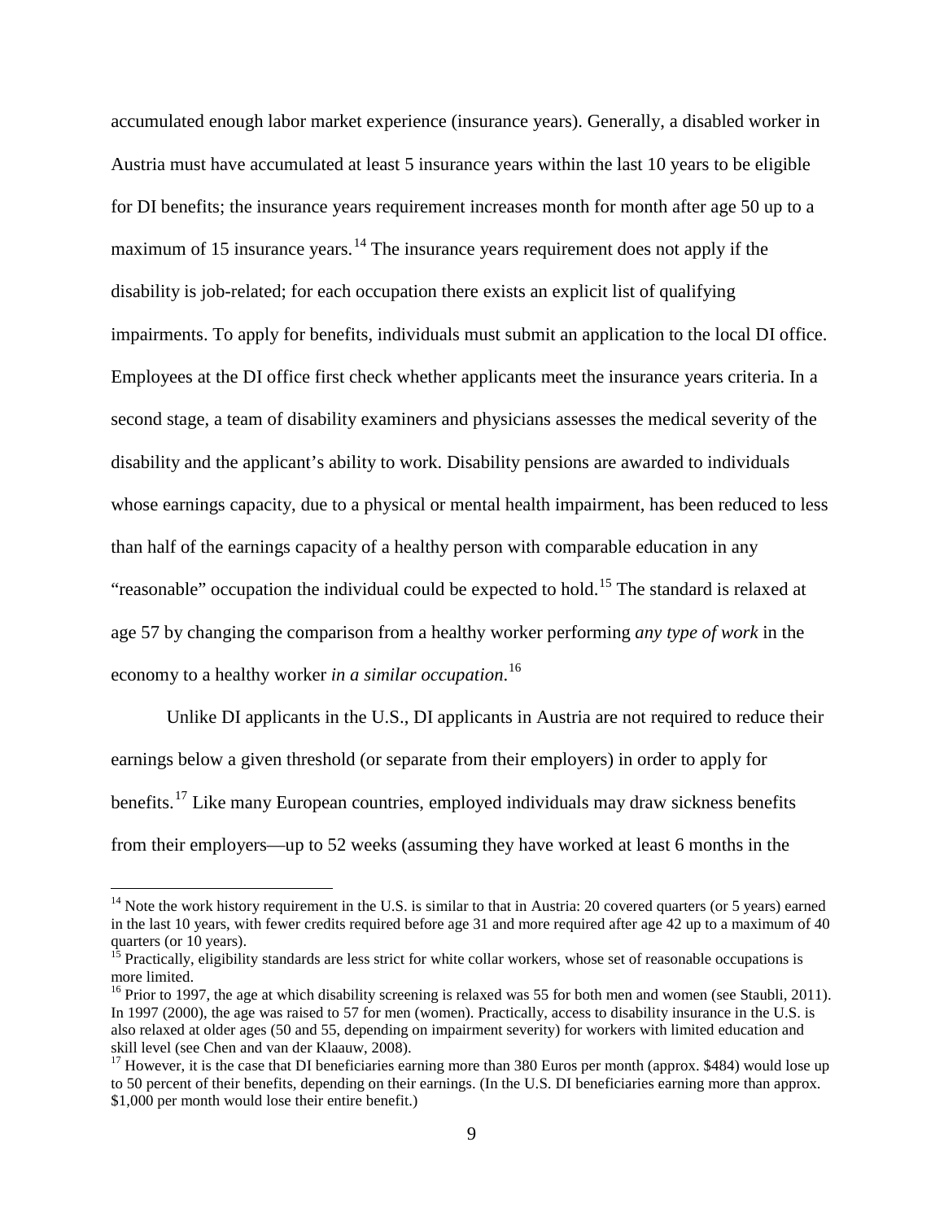accumulated enough labor market experience (insurance years). Generally, a disabled worker in Austria must have accumulated at least 5 insurance years within the last 10 years to be eligible for DI benefits; the insurance years requirement increases month for month after age 50 up to a maximum of 15 insurance years.[14] The insurance years requirement does not apply if the disability is job-related; for each occupation there exists an explicit list of qualifying impairments. To apply for benefits, individuals must submit an application to the local DI office. Employees at the DI office first check whether applicants meet the insurance years criteria. In a second stage, a team of disability examiners and physicians assesses the medical severity of the disability and the applicant's ability to work. Disability pensions are awarded to individuals whose earnings capacity, due to a physical or mental health impairment, has been reduced to less than half of the earnings capacity of a healthy person with comparable education in any "reasonable" occupation the individual could be expected to hold.[15] The standard is relaxed at age 57 by changing the comparison from a healthy worker performing *any type of work* in the economy to a healthy worker *in a similar occupation*.[16]

Unlike DI applicants in the U.S., DI applicants in Austria are not required to reduce their earnings below a given threshold (or separate from their employers) in order to apply for benefits.[17] Like many European countries, employed individuals may draw sickness benefits from their employers—up to 52 weeks (assuming they have worked at least 6 months in the

---

[14] Note the work history requirement in the U.S. is similar to that in Austria: 20 covered quarters (or 5 years) earned in the last 10 years, with fewer credits required before age 31 and more required after age 42 up to a maximum of 40 quarters (or 10 years).

[15] Practically, eligibility standards are less strict for white collar workers, whose set of reasonable occupations is more limited.

[16] Prior to 1997, the age at which disability screening is relaxed was 55 for both men and women (see Staubli, 2011). In 1997 (2000), the age was raised to 57 for men (women). Practically, access to disability insurance in the U.S. is also relaxed at older ages (50 and 55, depending on impairment severity) for workers with limited education and skill level (see Chen and van der Klaauw, 2008).

[17] However, it is the case that DI beneficiaries earning more than 380 Euros per month (approx. $484) would lose up to 50 percent of their benefits, depending on their earnings. (In the U.S. DI beneficiaries earning more than approx. $1,000 per month would lose their entire benefit.)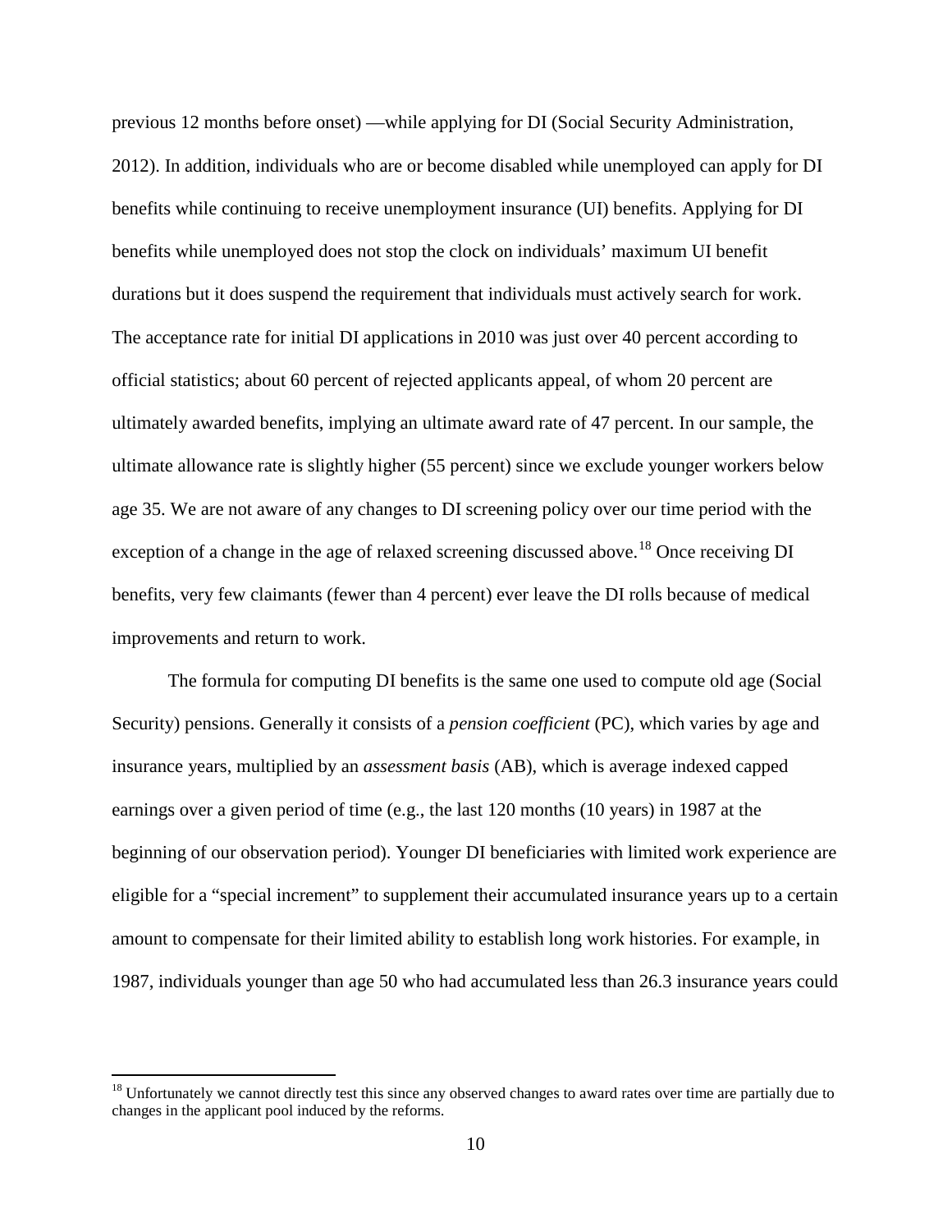previous 12 months before onset) —while applying for DI (Social Security Administration, 2012). In addition, individuals who are or become disabled while unemployed can apply for DI benefits while continuing to receive unemployment insurance (UI) benefits. Applying for DI benefits while unemployed does not stop the clock on individuals' maximum UI benefit durations but it does suspend the requirement that individuals must actively search for work. The acceptance rate for initial DI applications in 2010 was just over 40 percent according to official statistics; about 60 percent of rejected applicants appeal, of whom 20 percent are ultimately awarded benefits, implying an ultimate award rate of 47 percent. In our sample, the ultimate allowance rate is slightly higher (55 percent) since we exclude younger workers below age 35. We are not aware of any changes to DI screening policy over our time period with the exception of a change in the age of relaxed screening discussed above.[18] Once receiving DI benefits, very few claimants (fewer than 4 percent) ever leave the DI rolls because of medical improvements and return to work.

The formula for computing DI benefits is the same one used to compute old age (Social Security) pensions. Generally it consists of a *pension coefficient* (PC), which varies by age and insurance years, multiplied by an *assessment basis* (AB), which is average indexed capped earnings over a given period of time (e.g., the last 120 months (10 years) in 1987 at the beginning of our observation period). Younger DI beneficiaries with limited work experience are eligible for a "special increment" to supplement their accumulated insurance years up to a certain amount to compensate for their limited ability to establish long work histories. For example, in 1987, individuals younger than age 50 who had accumulated less than 26.3 insurance years could

[18] Unfortunately we cannot directly test this since any observed changes to award rates over time are partially due to changes in the applicant pool induced by the reforms.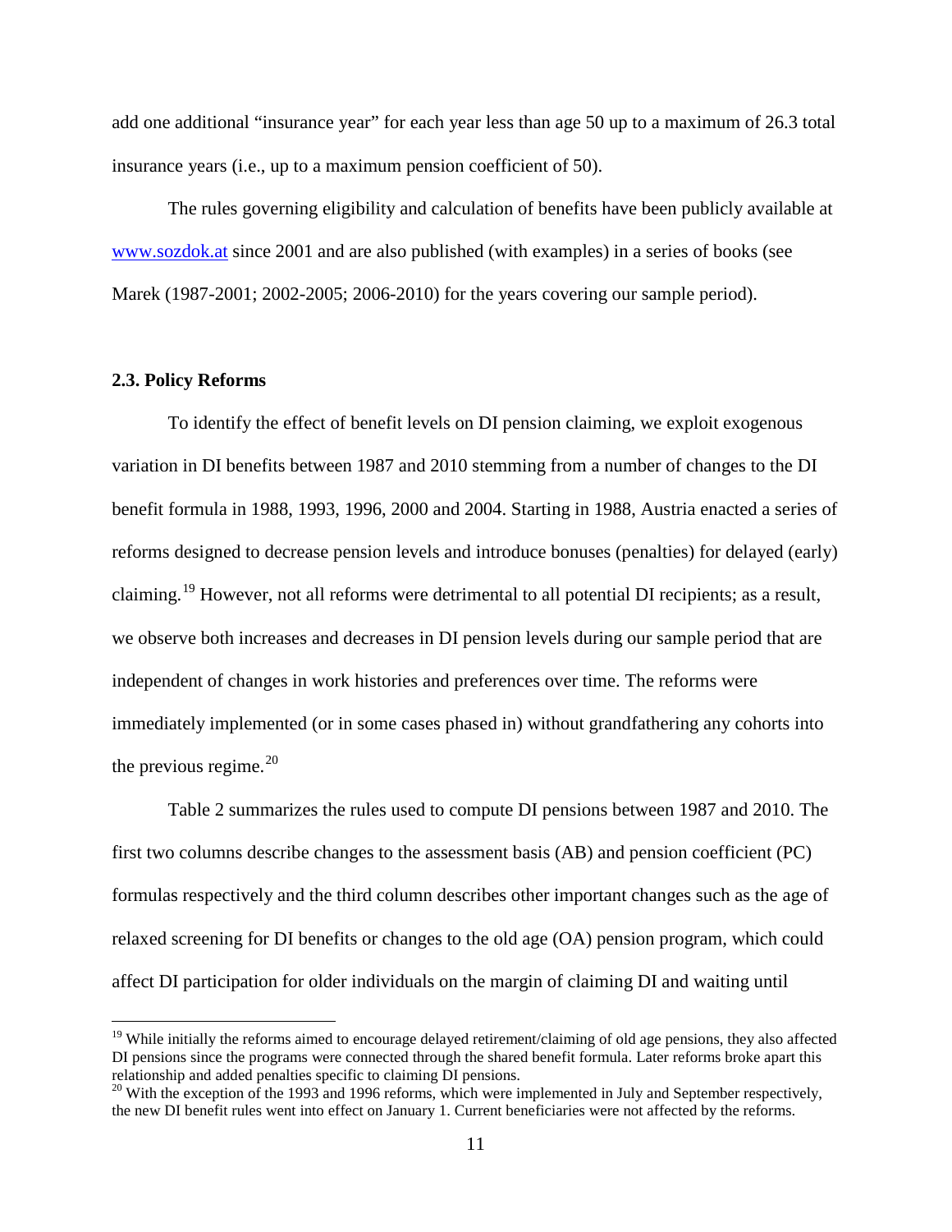add one additional "insurance year" for each year less than age 50 up to a maximum of 26.3 total insurance years (i.e., up to a maximum pension coefficient of 50).

The rules governing eligibility and calculation of benefits have been publicly available at www.sozdok.at since 2001 and are also published (with examples) in a series of books (see Marek (1987-2001; 2002-2005; 2006-2010) for the years covering our sample period).

### 2.3. Policy Reforms

To identify the effect of benefit levels on DI pension claiming, we exploit exogenous variation in DI benefits between 1987 and 2010 stemming from a number of changes to the DI benefit formula in 1988, 1993, 1996, 2000 and 2004. Starting in 1988, Austria enacted a series of reforms designed to decrease pension levels and introduce bonuses (penalties) for delayed (early) claiming.[19] However, not all reforms were detrimental to all potential DI recipients; as a result, we observe both increases and decreases in DI pension levels during our sample period that are independent of changes in work histories and preferences over time. The reforms were immediately implemented (or in some cases phased in) without grandfathering any cohorts into the previous regime.[20]

Table 2 summarizes the rules used to compute DI pensions between 1987 and 2010. The first two columns describe changes to the assessment basis (AB) and pension coefficient (PC) formulas respectively and the third column describes other important changes such as the age of relaxed screening for DI benefits or changes to the old age (OA) pension program, which could affect DI participation for older individuals on the margin of claiming DI and waiting until

[19] While initially the reforms aimed to encourage delayed retirement/claiming of old age pensions, they also affected DI pensions since the programs were connected through the shared benefit formula. Later reforms broke apart this relationship and added penalties specific to claiming DI pensions.

[20] With the exception of the 1993 and 1996 reforms, which were implemented in July and September respectively, the new DI benefit rules went into effect on January 1. Current beneficiaries were not affected by the reforms.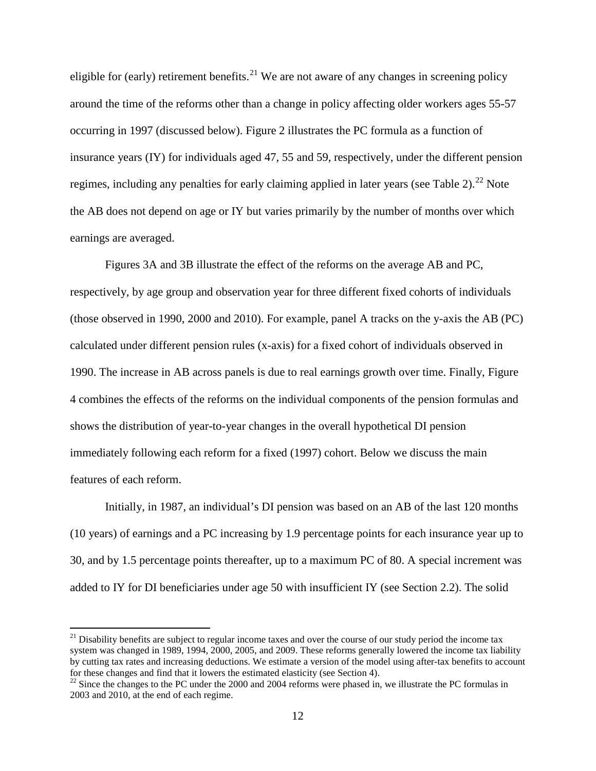eligible for (early) retirement benefits.[21] We are not aware of any changes in screening policy around the time of the reforms other than a change in policy affecting older workers ages 55-57 occurring in 1997 (discussed below). Figure 2 illustrates the PC formula as a function of insurance years (IY) for individuals aged 47, 55 and 59, respectively, under the different pension regimes, including any penalties for early claiming applied in later years (see Table 2).[22] Note the AB does not depend on age or IY but varies primarily by the number of months over which earnings are averaged.

Figures 3A and 3B illustrate the effect of the reforms on the average AB and PC, respectively, by age group and observation year for three different fixed cohorts of individuals (those observed in 1990, 2000 and 2010). For example, panel A tracks on the y-axis the AB (PC) calculated under different pension rules (x-axis) for a fixed cohort of individuals observed in 1990. The increase in AB across panels is due to real earnings growth over time. Finally, Figure 4 combines the effects of the reforms on the individual components of the pension formulas and shows the distribution of year-to-year changes in the overall hypothetical DI pension immediately following each reform for a fixed (1997) cohort. Below we discuss the main features of each reform.

Initially, in 1987, an individual's DI pension was based on an AB of the last 120 months (10 years) of earnings and a PC increasing by 1.9 percentage points for each insurance year up to 30, and by 1.5 percentage points thereafter, up to a maximum PC of 80. A special increment was added to IY for DI beneficiaries under age 50 with insufficient IY (see Section 2.2). The solid

---

[21] Disability benefits are subject to regular income taxes and over the course of our study period the income tax system was changed in 1989, 1994, 2000, 2005, and 2009. These reforms generally lowered the income tax liability by cutting tax rates and increasing deductions. We estimate a version of the model using after-tax benefits to account for these changes and find that it lowers the estimated elasticity (see Section 4).

[22] Since the changes to the PC under the 2000 and 2004 reforms were phased in, we illustrate the PC formulas in 2003 and 2010, at the end of each regime.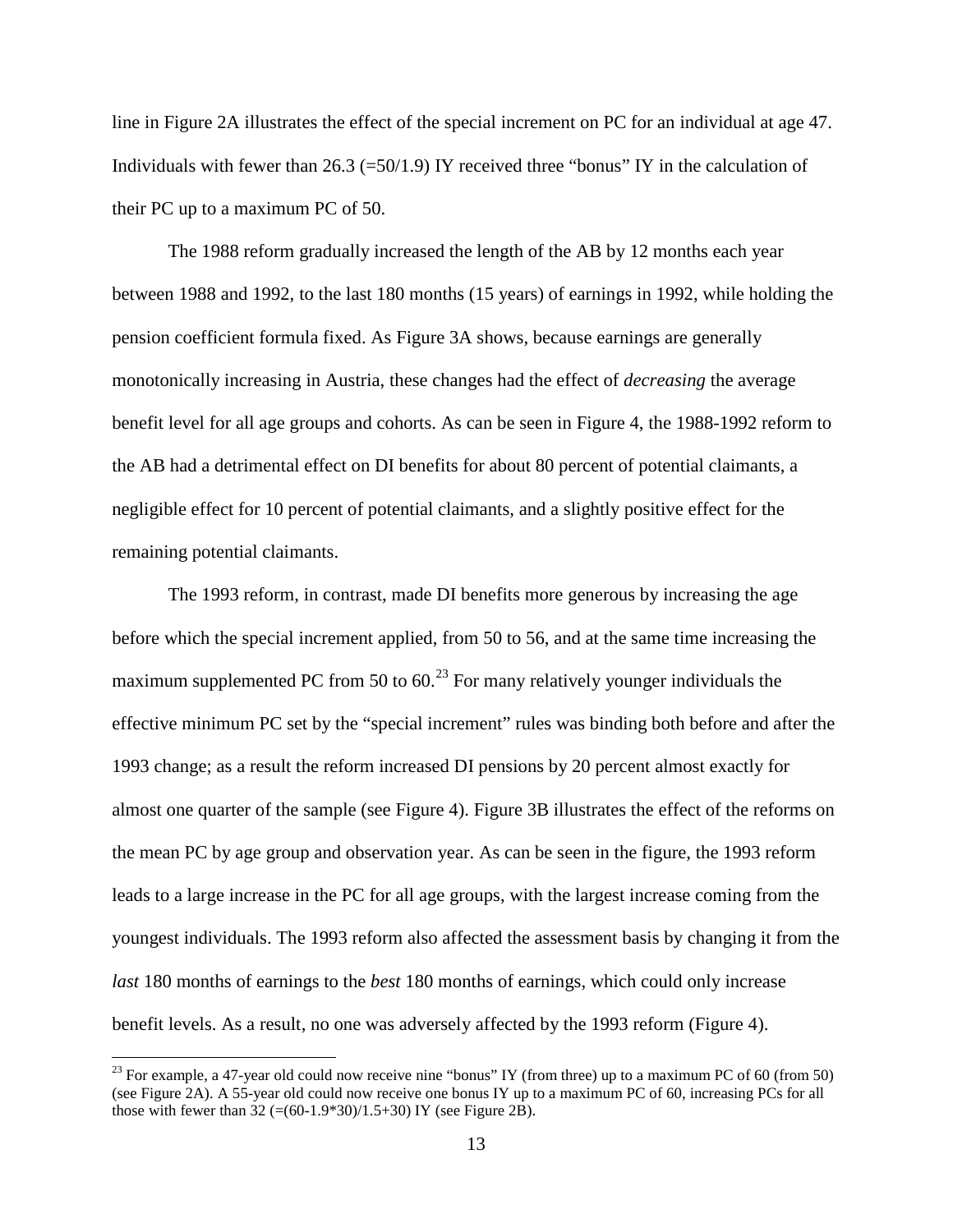line in Figure 2A illustrates the effect of the special increment on PC for an individual at age 47. Individuals with fewer than 26.3 (=50/1.9) IY received three "bonus" IY in the calculation of their PC up to a maximum PC of 50.

The 1988 reform gradually increased the length of the AB by 12 months each year between 1988 and 1992, to the last 180 months (15 years) of earnings in 1992, while holding the pension coefficient formula fixed. As Figure 3A shows, because earnings are generally monotonically increasing in Austria, these changes had the effect of *decreasing* the average benefit level for all age groups and cohorts. As can be seen in Figure 4, the 1988-1992 reform to the AB had a detrimental effect on DI benefits for about 80 percent of potential claimants, a negligible effect for 10 percent of potential claimants, and a slightly positive effect for the remaining potential claimants.

The 1993 reform, in contrast, made DI benefits more generous by increasing the age before which the special increment applied, from 50 to 56, and at the same time increasing the maximum supplemented PC from 50 to 60.[23] For many relatively younger individuals the effective minimum PC set by the "special increment" rules was binding both before and after the 1993 change; as a result the reform increased DI pensions by 20 percent almost exactly for almost one quarter of the sample (see Figure 4). Figure 3B illustrates the effect of the reforms on the mean PC by age group and observation year. As can be seen in the figure, the 1993 reform leads to a large increase in the PC for all age groups, with the largest increase coming from the youngest individuals. The 1993 reform also affected the assessment basis by changing it from the *last* 180 months of earnings to the *best* 180 months of earnings, which could only increase benefit levels. As a result, no one was adversely affected by the 1993 reform (Figure 4).

[23] For example, a 47-year old could now receive nine "bonus" IY (from three) up to a maximum PC of 60 (from 50) (see Figure 2A). A 55-year old could now receive one bonus IY up to a maximum PC of 60, increasing PCs for all those with fewer than 32 (=(60-1.9*30)/1.5+30) IY (see Figure 2B).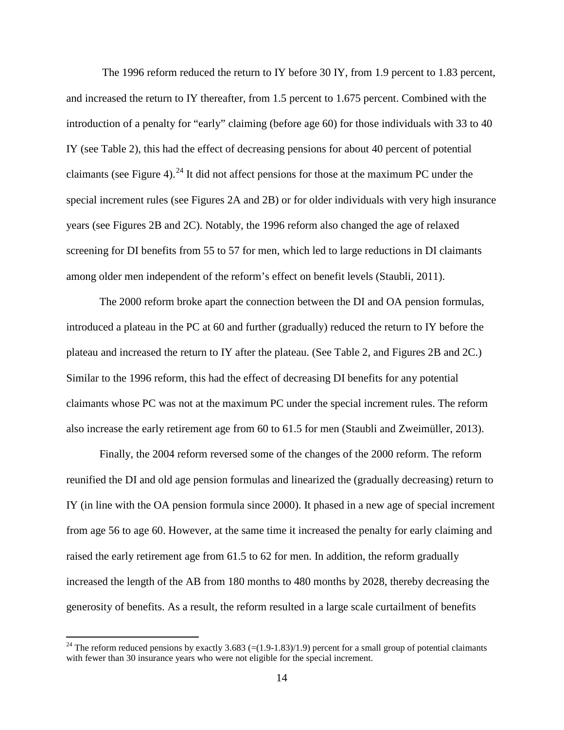The 1996 reform reduced the return to IY before 30 IY, from 1.9 percent to 1.83 percent, and increased the return to IY thereafter, from 1.5 percent to 1.675 percent. Combined with the introduction of a penalty for "early" claiming (before age 60) for those individuals with 33 to 40 IY (see Table 2), this had the effect of decreasing pensions for about 40 percent of potential claimants (see Figure 4).[24] It did not affect pensions for those at the maximum PC under the special increment rules (see Figures 2A and 2B) or for older individuals with very high insurance years (see Figures 2B and 2C). Notably, the 1996 reform also changed the age of relaxed screening for DI benefits from 55 to 57 for men, which led to large reductions in DI claimants among older men independent of the reform's effect on benefit levels (Staubli, 2011).

The 2000 reform broke apart the connection between the DI and OA pension formulas, introduced a plateau in the PC at 60 and further (gradually) reduced the return to IY before the plateau and increased the return to IY after the plateau. (See Table 2, and Figures 2B and 2C.) Similar to the 1996 reform, this had the effect of decreasing DI benefits for any potential claimants whose PC was not at the maximum PC under the special increment rules. The reform also increase the early retirement age from 60 to 61.5 for men (Staubli and Zweimüller, 2013).

Finally, the 2004 reform reversed some of the changes of the 2000 reform. The reform reunified the DI and old age pension formulas and linearized the (gradually decreasing) return to IY (in line with the OA pension formula since 2000). It phased in a new age of special increment from age 56 to age 60. However, at the same time it increased the penalty for early claiming and raised the early retirement age from 61.5 to 62 for men. In addition, the reform gradually increased the length of the AB from 180 months to 480 months by 2028, thereby decreasing the generosity of benefits. As a result, the reform resulted in a large scale curtailment of benefits

---

[24] The reform reduced pensions by exactly 3.683 (=(1.9-1.83)/1.9) percent for a small group of potential claimants with fewer than 30 insurance years who were not eligible for the special increment.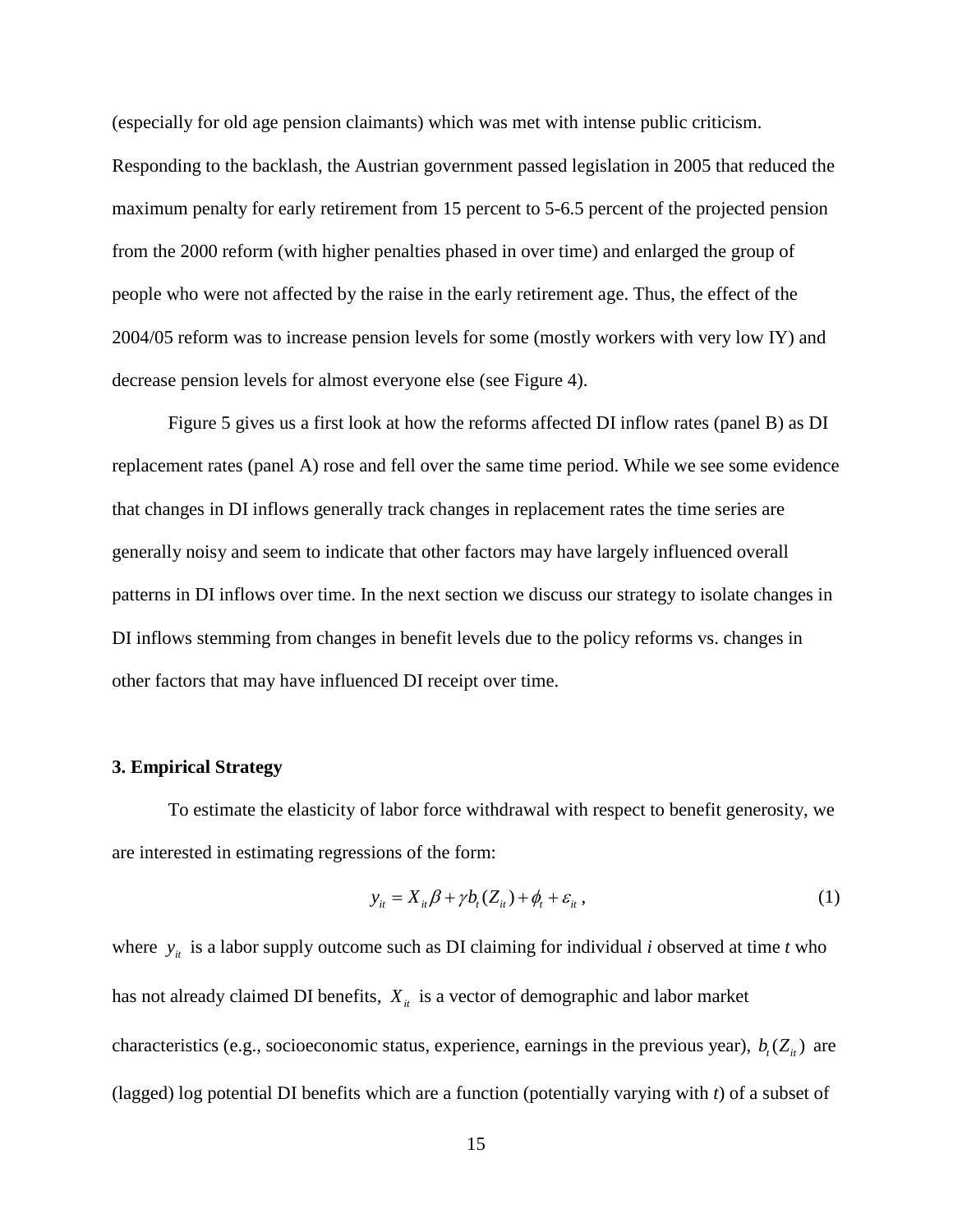(especially for old age pension claimants) which was met with intense public criticism. Responding to the backlash, the Austrian government passed legislation in 2005 that reduced the maximum penalty for early retirement from 15 percent to 5-6.5 percent of the projected pension from the 2000 reform (with higher penalties phased in over time) and enlarged the group of people who were not affected by the raise in the early retirement age. Thus, the effect of the 2004/05 reform was to increase pension levels for some (mostly workers with very low IY) and decrease pension levels for almost everyone else (see Figure 4).

Figure 5 gives us a first look at how the reforms affected DI inflow rates (panel B) as DI replacement rates (panel A) rose and fell over the same time period. While we see some evidence that changes in DI inflows generally track changes in replacement rates the time series are generally noisy and seem to indicate that other factors may have largely influenced overall patterns in DI inflows over time. In the next section we discuss our strategy to isolate changes in DI inflows stemming from changes in benefit levels due to the policy reforms vs. changes in other factors that may have influenced DI receipt over time.

### 3. Empirical Strategy

To estimate the elasticity of labor force withdrawal with respect to benefit generosity, we are interested in estimating regressions of the form:

$$y_{it} = X_{it}\beta + \gamma b_t(Z_{it}) + \phi_t + \varepsilon_{it}\,, \tag{1}$$

where $y_{it}$ is a labor supply outcome such as DI claiming for individual *i* observed at time *t* who has not already claimed DI benefits, $X_{it}$ is a vector of demographic and labor market characteristics (e.g., socioeconomic status, experience, earnings in the previous year), $b_t(Z_{it})$ are (lagged) log potential DI benefits which are a function (potentially varying with *t*) of a subset of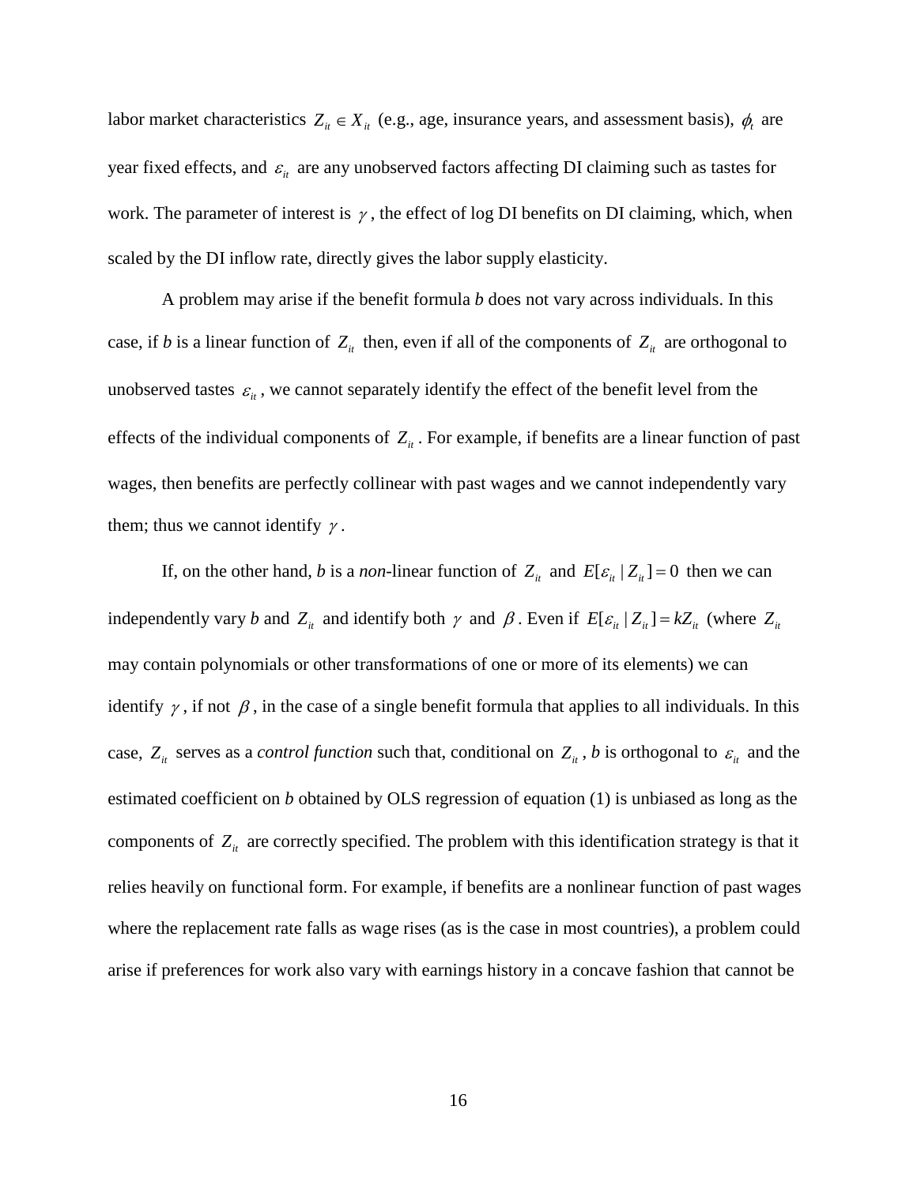labor market characteristics $Z_{it} \in X_{it}$ (e.g., age, insurance years, and assessment basis), $\phi_t$ are year fixed effects, and $\varepsilon_{it}$ are any unobserved factors affecting DI claiming such as tastes for work. The parameter of interest is $\gamma$, the effect of log DI benefits on DI claiming, which, when scaled by the DI inflow rate, directly gives the labor supply elasticity.

A problem may arise if the benefit formula *b* does not vary across individuals. In this case, if *b* is a linear function of $Z_{it}$ then, even if all of the components of $Z_{it}$ are orthogonal to unobserved tastes $\varepsilon_{it}$, we cannot separately identify the effect of the benefit level from the effects of the individual components of $Z_{it}$. For example, if benefits are a linear function of past wages, then benefits are perfectly collinear with past wages and we cannot independently vary them; thus we cannot identify $\gamma$.

If, on the other hand, *b* is a *non*-linear function of $Z_{it}$ and $E[\varepsilon_{it} \mid Z_{it}] = 0$ then we can independently vary *b* and $Z_{it}$ and identify both $\gamma$ and $\beta$. Even if $E[\varepsilon_{it} \mid Z_{it}] = kZ_{it}$ (where $Z_{it}$ may contain polynomials or other transformations of one or more of its elements) we can identify $\gamma$, if not $\beta$, in the case of a single benefit formula that applies to all individuals. In this case, $Z_{it}$ serves as a *control function* such that, conditional on $Z_{it}$, *b* is orthogonal to $\varepsilon_{it}$ and the estimated coefficient on *b* obtained by OLS regression of equation (1) is unbiased as long as the components of $Z_{it}$ are correctly specified. The problem with this identification strategy is that it relies heavily on functional form. For example, if benefits are a nonlinear function of past wages where the replacement rate falls as wage rises (as is the case in most countries), a problem could arise if preferences for work also vary with earnings history in a concave fashion that cannot be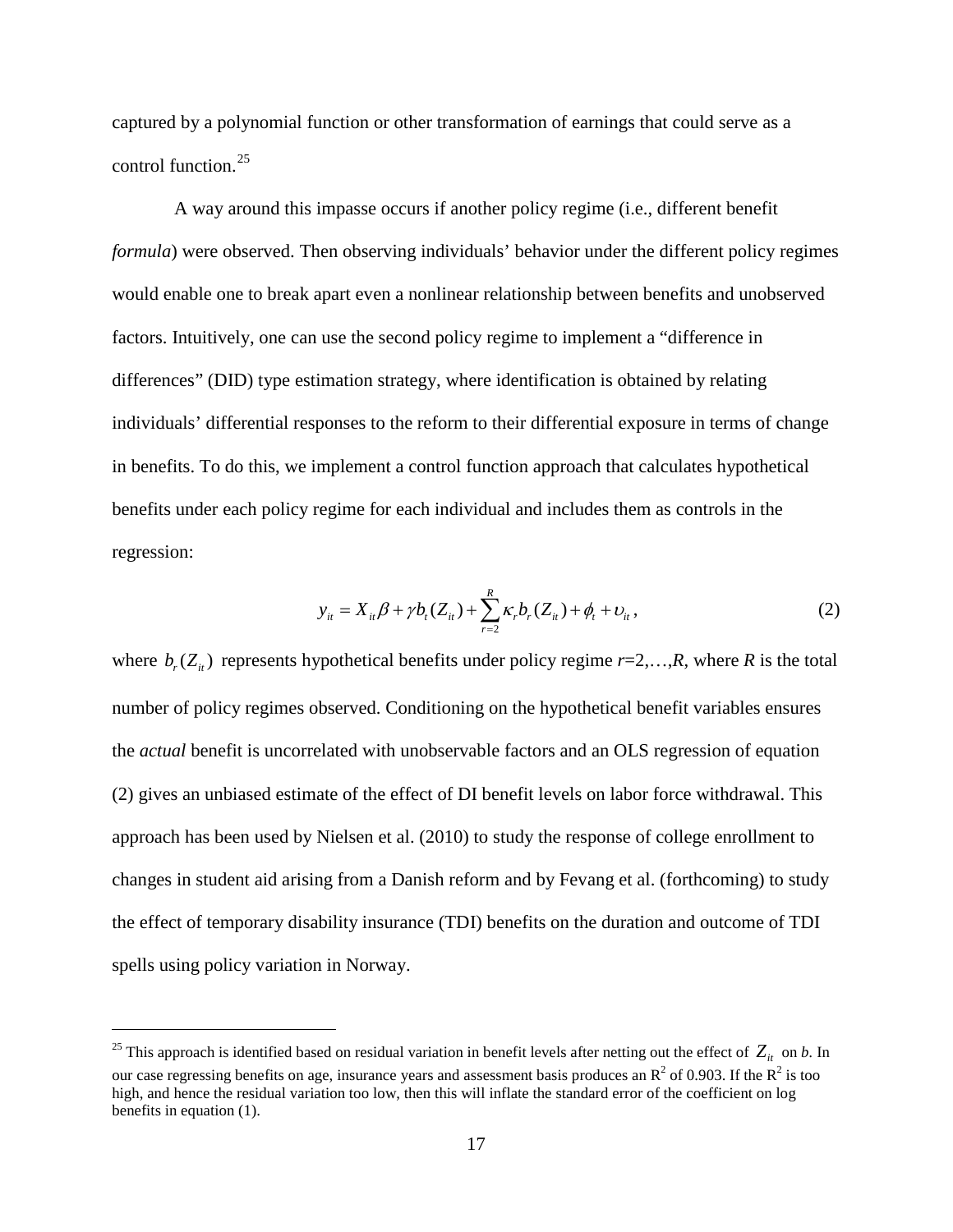captured by a polynomial function or other transformation of earnings that could serve as a control function.[25]

A way around this impasse occurs if another policy regime (i.e., different benefit *formula*) were observed. Then observing individuals' behavior under the different policy regimes would enable one to break apart even a nonlinear relationship between benefits and unobserved factors. Intuitively, one can use the second policy regime to implement a "difference in differences" (DID) type estimation strategy, where identification is obtained by relating individuals' differential responses to the reform to their differential exposure in terms of change in benefits. To do this, we implement a control function approach that calculates hypothetical benefits under each policy regime for each individual and includes them as controls in the regression:

$$y_{it} = X_{it}\beta + \gamma b_t(Z_{it}) + \sum_{r=2}^{R} \kappa_r b_r(Z_{it}) + \phi_t + \upsilon_{it}, \tag{2}$$

where $b_r(Z_{it})$ represents hypothetical benefits under policy regime $r$=2,…,$R$, where $R$ is the total number of policy regimes observed. Conditioning on the hypothetical benefit variables ensures the *actual* benefit is uncorrelated with unobservable factors and an OLS regression of equation (2) gives an unbiased estimate of the effect of DI benefit levels on labor force withdrawal. This approach has been used by Nielsen et al. (2010) to study the response of college enrollment to changes in student aid arising from a Danish reform and by Fevang et al. (forthcoming) to study the effect of temporary disability insurance (TDI) benefits on the duration and outcome of TDI spells using policy variation in Norway.

---

[25] This approach is identified based on residual variation in benefit levels after netting out the effect of $Z_{it}$ on $b$. In our case regressing benefits on age, insurance years and assessment basis produces an $R^2$ of 0.903. If the $R^2$ is too high, and hence the residual variation too low, then this will inflate the standard error of the coefficient on log benefits in equation (1).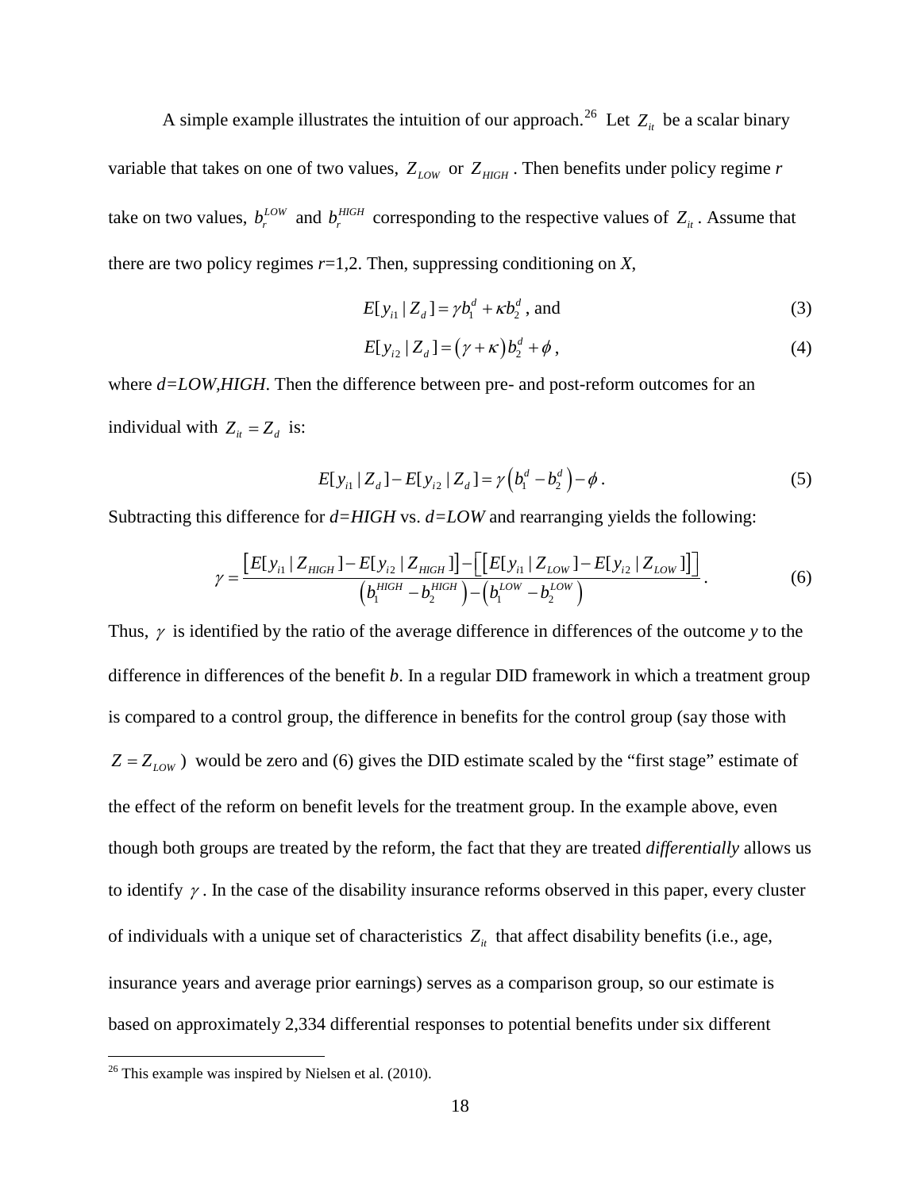A simple example illustrates the intuition of our approach.[26] Let $Z_{it}$ be a scalar binary variable that takes on one of two values, $Z_{LOW}$ or $Z_{HIGH}$. Then benefits under policy regime *r* take on two values, $b_r^{LOW}$ and $b_r^{HIGH}$ corresponding to the respective values of $Z_{it}$. Assume that there are two policy regimes *r*=1,2. Then, suppressing conditioning on *X*,

$$E[y_{i1} \mid Z_d] = \gamma b_1^d + \kappa b_2^d \text{, and} \tag{3}$$

$$E[y_{i2} \mid Z_d] = (\gamma + \kappa) b_2^d + \phi, \tag{4}$$

where *d=LOW,HIGH*. Then the difference between pre- and post-reform outcomes for an individual with $Z_{it} = Z_d$ is:

$$E[y_{i1} \mid Z_d] - E[y_{i2} \mid Z_d] = \gamma \left( b_1^d - b_2^d \right) - \phi. \tag{5}$$

Subtracting this difference for *d=HIGH* vs. *d=LOW* and rearranging yields the following:

$$\gamma = \frac{\left[ E[y_{i1} \mid Z_{HIGH}] - E[y_{i2} \mid Z_{HIGH}] \right] - \left[ \left[ E[y_{i1} \mid Z_{LOW}] - E[y_{i2} \mid Z_{LOW}] \right] \right]}{\left( b_1^{HIGH} - b_2^{HIGH} \right) - \left( b_1^{LOW} - b_2^{LOW} \right)}. \tag{6}$$

Thus, $\gamma$ is identified by the ratio of the average difference in differences of the outcome *y* to the difference in differences of the benefit *b*. In a regular DID framework in which a treatment group is compared to a control group, the difference in benefits for the control group (say those with $Z = Z_{LOW}$) would be zero and (6) gives the DID estimate scaled by the "first stage" estimate of the effect of the reform on benefit levels for the treatment group. In the example above, even though both groups are treated by the reform, the fact that they are treated *differentially* allows us to identify $\gamma$. In the case of the disability insurance reforms observed in this paper, every cluster of individuals with a unique set of characteristics $Z_{it}$ that affect disability benefits (i.e., age, insurance years and average prior earnings) serves as a comparison group, so our estimate is based on approximately 2,334 differential responses to potential benefits under six different

[26] This example was inspired by Nielsen et al. (2010).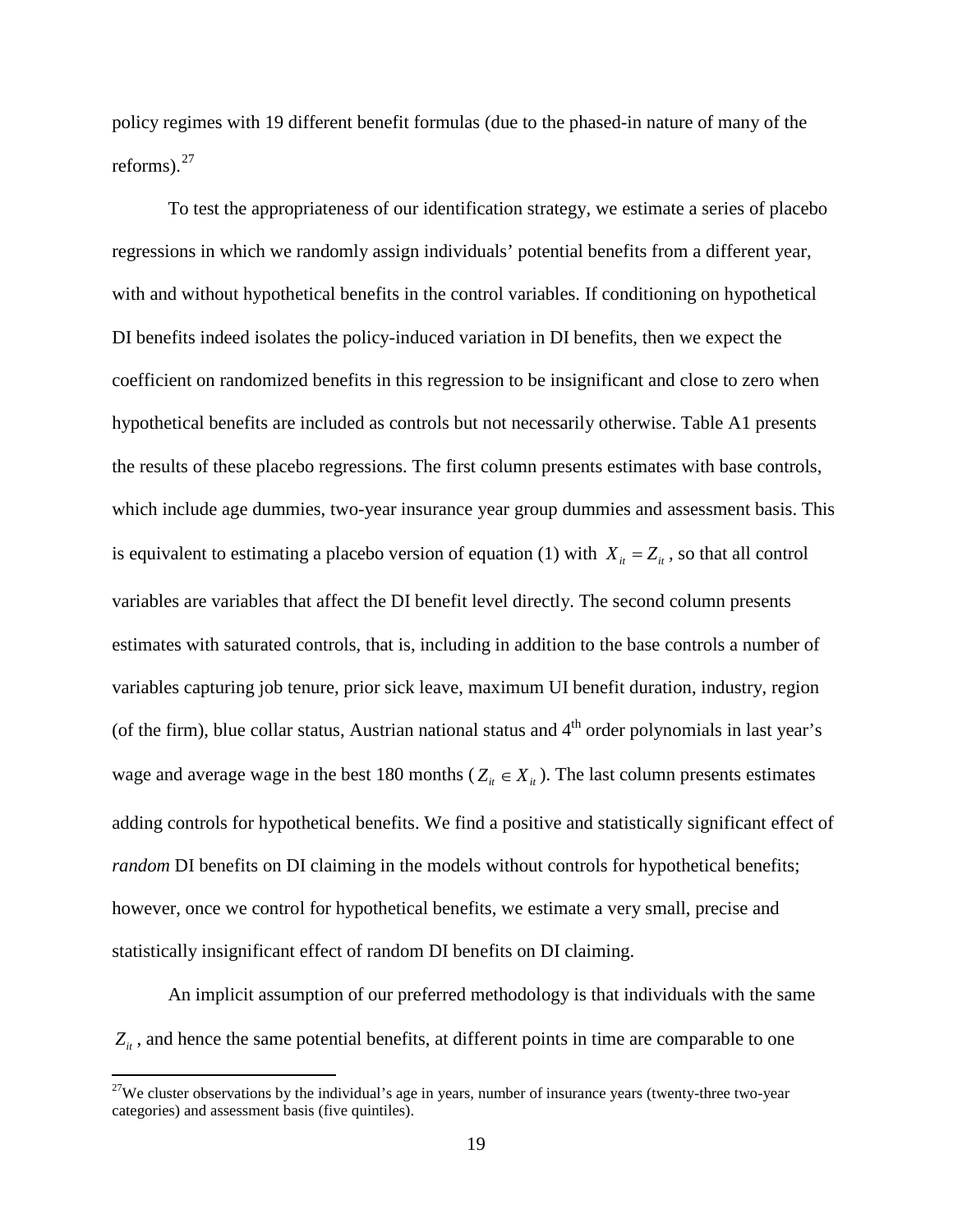policy regimes with 19 different benefit formulas (due to the phased-in nature of many of the reforms).[27]

To test the appropriateness of our identification strategy, we estimate a series of placebo regressions in which we randomly assign individuals' potential benefits from a different year, with and without hypothetical benefits in the control variables. If conditioning on hypothetical DI benefits indeed isolates the policy-induced variation in DI benefits, then we expect the coefficient on randomized benefits in this regression to be insignificant and close to zero when hypothetical benefits are included as controls but not necessarily otherwise. Table A1 presents the results of these placebo regressions. The first column presents estimates with base controls, which include age dummies, two-year insurance year group dummies and assessment basis. This is equivalent to estimating a placebo version of equation (1) with $X_{it} = Z_{it}$, so that all control variables are variables that affect the DI benefit level directly. The second column presents estimates with saturated controls, that is, including in addition to the base controls a number of variables capturing job tenure, prior sick leave, maximum UI benefit duration, industry, region (of the firm), blue collar status, Austrian national status and 4[th] order polynomials in last year's wage and average wage in the best 180 months ($Z_{it} \in X_{it}$). The last column presents estimates adding controls for hypothetical benefits. We find a positive and statistically significant effect of *random* DI benefits on DI claiming in the models without controls for hypothetical benefits; however, once we control for hypothetical benefits, we estimate a very small, precise and statistically insignificant effect of random DI benefits on DI claiming.

An implicit assumption of our preferred methodology is that individuals with the same $Z_{it}$, and hence the same potential benefits, at different points in time are comparable to one

[27]We cluster observations by the individual's age in years, number of insurance years (twenty-three two-year categories) and assessment basis (five quintiles).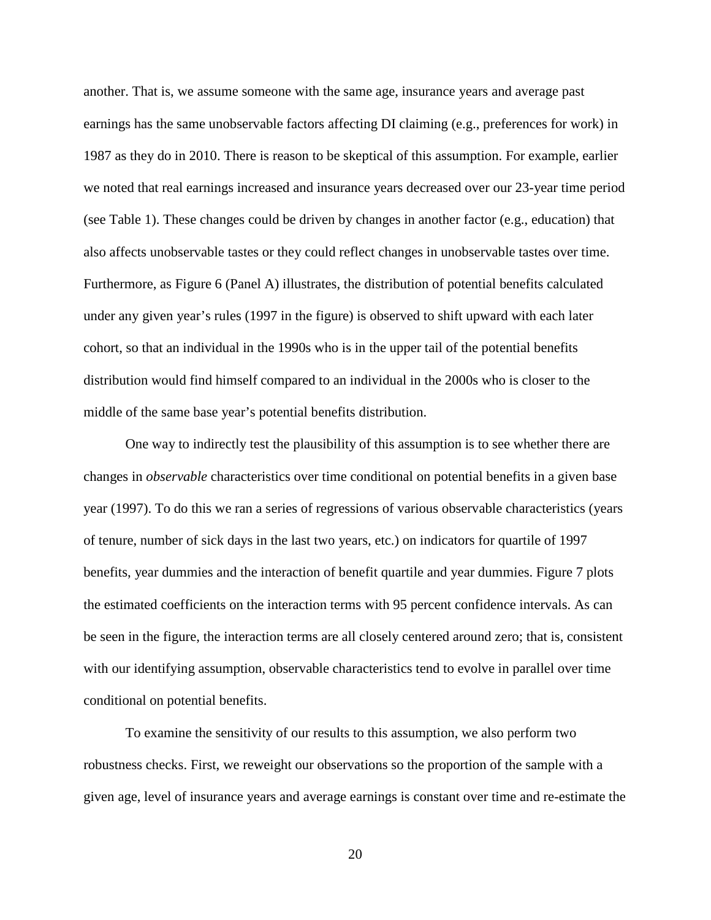another. That is, we assume someone with the same age, insurance years and average past earnings has the same unobservable factors affecting DI claiming (e.g., preferences for work) in 1987 as they do in 2010. There is reason to be skeptical of this assumption. For example, earlier we noted that real earnings increased and insurance years decreased over our 23-year time period (see Table 1). These changes could be driven by changes in another factor (e.g., education) that also affects unobservable tastes or they could reflect changes in unobservable tastes over time. Furthermore, as Figure 6 (Panel A) illustrates, the distribution of potential benefits calculated under any given year's rules (1997 in the figure) is observed to shift upward with each later cohort, so that an individual in the 1990s who is in the upper tail of the potential benefits distribution would find himself compared to an individual in the 2000s who is closer to the middle of the same base year's potential benefits distribution.

One way to indirectly test the plausibility of this assumption is to see whether there are changes in *observable* characteristics over time conditional on potential benefits in a given base year (1997). To do this we ran a series of regressions of various observable characteristics (years of tenure, number of sick days in the last two years, etc.) on indicators for quartile of 1997 benefits, year dummies and the interaction of benefit quartile and year dummies. Figure 7 plots the estimated coefficients on the interaction terms with 95 percent confidence intervals. As can be seen in the figure, the interaction terms are all closely centered around zero; that is, consistent with our identifying assumption, observable characteristics tend to evolve in parallel over time conditional on potential benefits.

To examine the sensitivity of our results to this assumption, we also perform two robustness checks. First, we reweight our observations so the proportion of the sample with a given age, level of insurance years and average earnings is constant over time and re-estimate the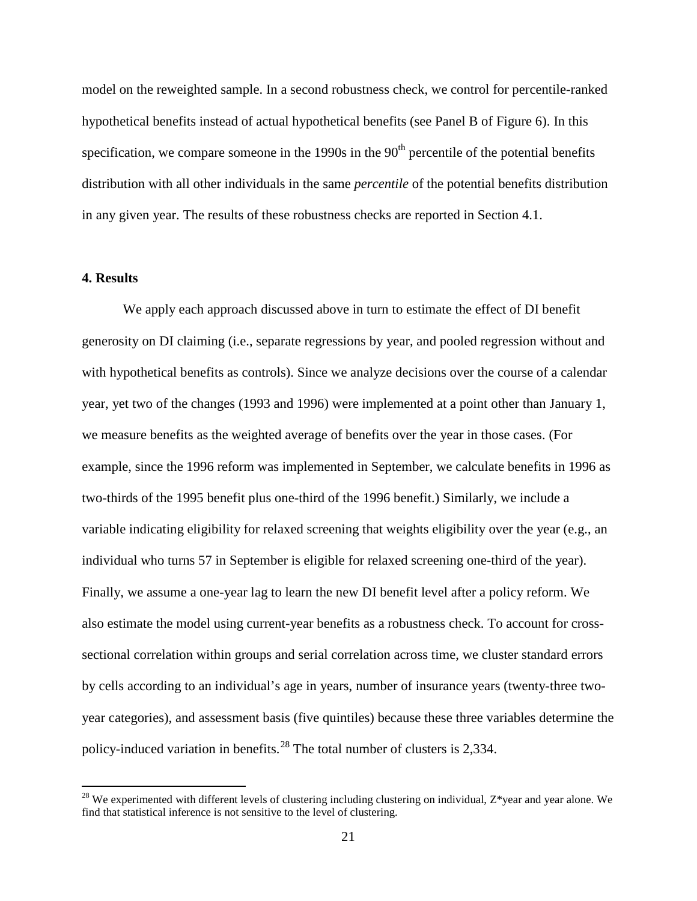model on the reweighted sample. In a second robustness check, we control for percentile-ranked hypothetical benefits instead of actual hypothetical benefits (see Panel B of Figure 6). In this specification, we compare someone in the 1990s in the 90th percentile of the potential benefits distribution with all other individuals in the same *percentile* of the potential benefits distribution in any given year. The results of these robustness checks are reported in Section 4.1.

## 4. Results

We apply each approach discussed above in turn to estimate the effect of DI benefit generosity on DI claiming (i.e., separate regressions by year, and pooled regression without and with hypothetical benefits as controls). Since we analyze decisions over the course of a calendar year, yet two of the changes (1993 and 1996) were implemented at a point other than January 1, we measure benefits as the weighted average of benefits over the year in those cases. (For example, since the 1996 reform was implemented in September, we calculate benefits in 1996 as two-thirds of the 1995 benefit plus one-third of the 1996 benefit.) Similarly, we include a variable indicating eligibility for relaxed screening that weights eligibility over the year (e.g., an individual who turns 57 in September is eligible for relaxed screening one-third of the year). Finally, we assume a one-year lag to learn the new DI benefit level after a policy reform. We also estimate the model using current-year benefits as a robustness check. To account for cross-sectional correlation within groups and serial correlation across time, we cluster standard errors by cells according to an individual's age in years, number of insurance years (twenty-three two-year categories), and assessment basis (five quintiles) because these three variables determine the policy-induced variation in benefits.[28] The total number of clusters is 2,334.

[28] We experimented with different levels of clustering including clustering on individual, Z*year and year alone. We find that statistical inference is not sensitive to the level of clustering.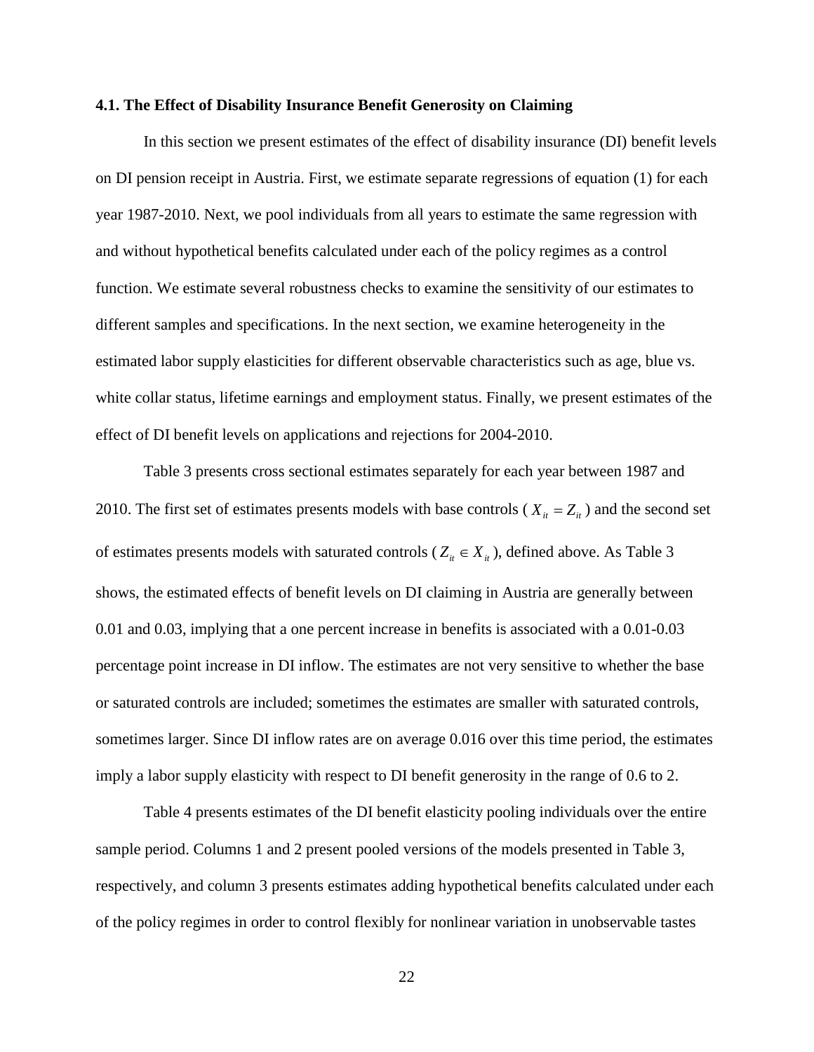### 4.1. The Effect of Disability Insurance Benefit Generosity on Claiming

In this section we present estimates of the effect of disability insurance (DI) benefit levels on DI pension receipt in Austria. First, we estimate separate regressions of equation (1) for each year 1987-2010. Next, we pool individuals from all years to estimate the same regression with and without hypothetical benefits calculated under each of the policy regimes as a control function. We estimate several robustness checks to examine the sensitivity of our estimates to different samples and specifications. In the next section, we examine heterogeneity in the estimated labor supply elasticities for different observable characteristics such as age, blue vs. white collar status, lifetime earnings and employment status. Finally, we present estimates of the effect of DI benefit levels on applications and rejections for 2004-2010.

Table 3 presents cross sectional estimates separately for each year between 1987 and 2010. The first set of estimates presents models with base controls ($X_{it} = Z_{it}$) and the second set of estimates presents models with saturated controls ($Z_{it} \in X_{it}$), defined above. As Table 3 shows, the estimated effects of benefit levels on DI claiming in Austria are generally between 0.01 and 0.03, implying that a one percent increase in benefits is associated with a 0.01-0.03 percentage point increase in DI inflow. The estimates are not very sensitive to whether the base or saturated controls are included; sometimes the estimates are smaller with saturated controls, sometimes larger. Since DI inflow rates are on average 0.016 over this time period, the estimates imply a labor supply elasticity with respect to DI benefit generosity in the range of 0.6 to 2.

Table 4 presents estimates of the DI benefit elasticity pooling individuals over the entire sample period. Columns 1 and 2 present pooled versions of the models presented in Table 3, respectively, and column 3 presents estimates adding hypothetical benefits calculated under each of the policy regimes in order to control flexibly for nonlinear variation in unobservable tastes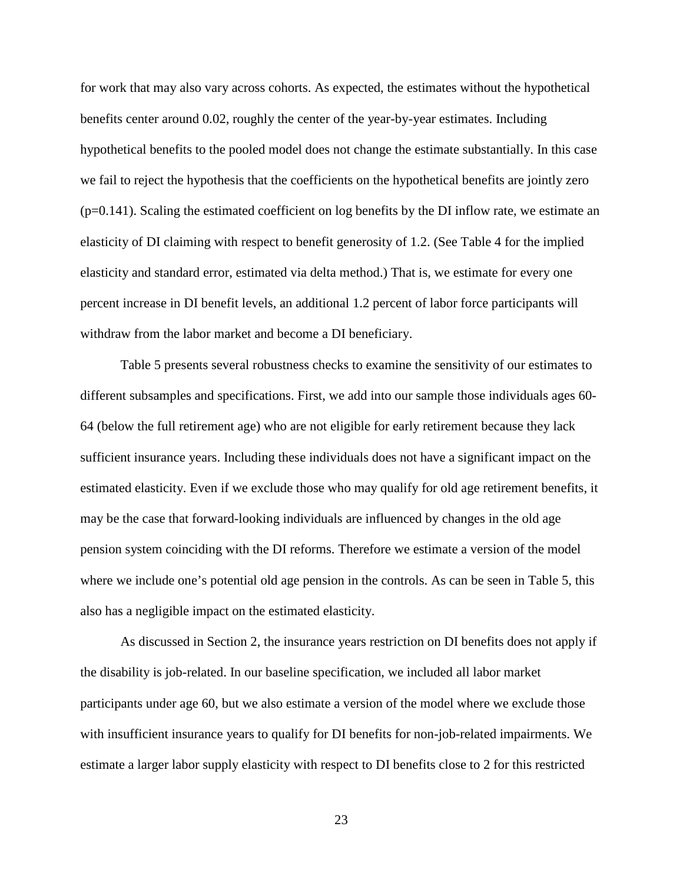for work that may also vary across cohorts. As expected, the estimates without the hypothetical benefits center around 0.02, roughly the center of the year-by-year estimates. Including hypothetical benefits to the pooled model does not change the estimate substantially. In this case we fail to reject the hypothesis that the coefficients on the hypothetical benefits are jointly zero ($p=0.141$). Scaling the estimated coefficient on log benefits by the DI inflow rate, we estimate an elasticity of DI claiming with respect to benefit generosity of 1.2. (See Table 4 for the implied elasticity and standard error, estimated via delta method.) That is, we estimate for every one percent increase in DI benefit levels, an additional 1.2 percent of labor force participants will withdraw from the labor market and become a DI beneficiary.

Table 5 presents several robustness checks to examine the sensitivity of our estimates to different subsamples and specifications. First, we add into our sample those individuals ages 60-64 (below the full retirement age) who are not eligible for early retirement because they lack sufficient insurance years. Including these individuals does not have a significant impact on the estimated elasticity. Even if we exclude those who may qualify for old age retirement benefits, it may be the case that forward-looking individuals are influenced by changes in the old age pension system coinciding with the DI reforms. Therefore we estimate a version of the model where we include one's potential old age pension in the controls. As can be seen in Table 5, this also has a negligible impact on the estimated elasticity.

As discussed in Section 2, the insurance years restriction on DI benefits does not apply if the disability is job-related. In our baseline specification, we included all labor market participants under age 60, but we also estimate a version of the model where we exclude those with insufficient insurance years to qualify for DI benefits for non-job-related impairments. We estimate a larger labor supply elasticity with respect to DI benefits close to 2 for this restricted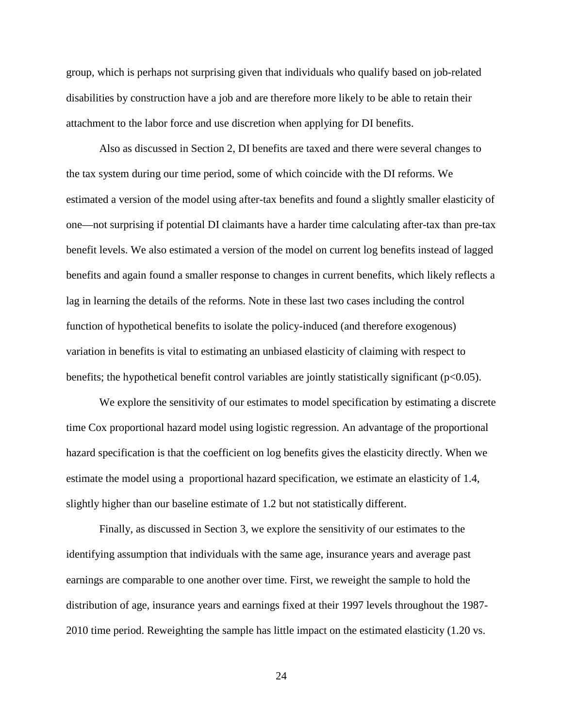group, which is perhaps not surprising given that individuals who qualify based on job-related disabilities by construction have a job and are therefore more likely to be able to retain their attachment to the labor force and use discretion when applying for DI benefits.

Also as discussed in Section 2, DI benefits are taxed and there were several changes to the tax system during our time period, some of which coincide with the DI reforms. We estimated a version of the model using after-tax benefits and found a slightly smaller elasticity of one—not surprising if potential DI claimants have a harder time calculating after-tax than pre-tax benefit levels. We also estimated a version of the model on current log benefits instead of lagged benefits and again found a smaller response to changes in current benefits, which likely reflects a lag in learning the details of the reforms. Note in these last two cases including the control function of hypothetical benefits to isolate the policy-induced (and therefore exogenous) variation in benefits is vital to estimating an unbiased elasticity of claiming with respect to benefits; the hypothetical benefit control variables are jointly statistically significant ($p<0.05$).

We explore the sensitivity of our estimates to model specification by estimating a discrete time Cox proportional hazard model using logistic regression. An advantage of the proportional hazard specification is that the coefficient on log benefits gives the elasticity directly. When we estimate the model using a proportional hazard specification, we estimate an elasticity of 1.4, slightly higher than our baseline estimate of 1.2 but not statistically different.

Finally, as discussed in Section 3, we explore the sensitivity of our estimates to the identifying assumption that individuals with the same age, insurance years and average past earnings are comparable to one another over time. First, we reweight the sample to hold the distribution of age, insurance years and earnings fixed at their 1997 levels throughout the 1987-2010 time period. Reweighting the sample has little impact on the estimated elasticity (1.20 vs.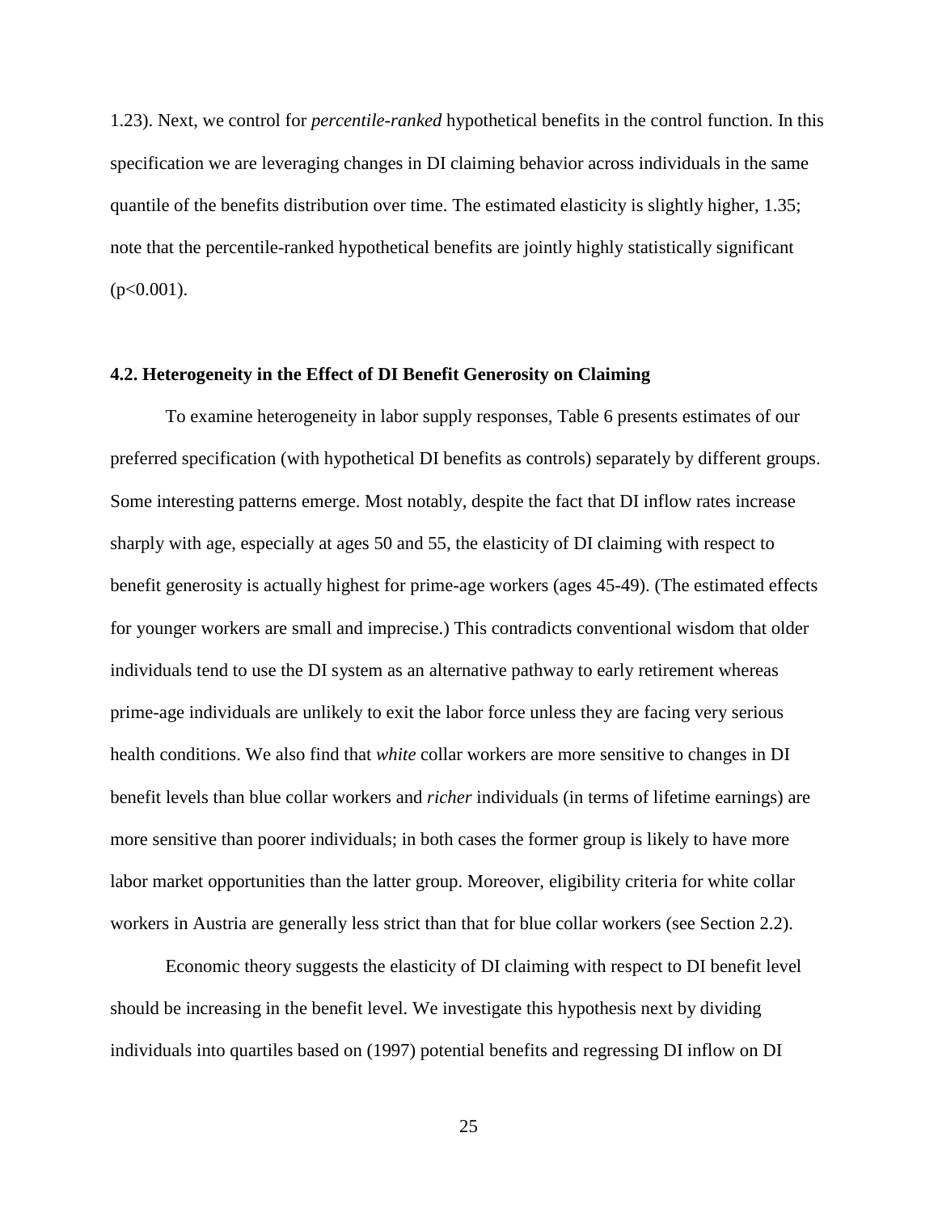1.23). Next, we control for *percentile-ranked* hypothetical benefits in the control function. In this specification we are leveraging changes in DI claiming behavior across individuals in the same quantile of the benefits distribution over time. The estimated elasticity is slightly higher, 1.35; note that the percentile-ranked hypothetical benefits are jointly highly statistically significant ($p<0.001$).

### 4.2. Heterogeneity in the Effect of DI Benefit Generosity on Claiming

To examine heterogeneity in labor supply responses, Table 6 presents estimates of our preferred specification (with hypothetical DI benefits as controls) separately by different groups. Some interesting patterns emerge. Most notably, despite the fact that DI inflow rates increase sharply with age, especially at ages 50 and 55, the elasticity of DI claiming with respect to benefit generosity is actually highest for prime-age workers (ages 45-49). (The estimated effects for younger workers are small and imprecise.) This contradicts conventional wisdom that older individuals tend to use the DI system as an alternative pathway to early retirement whereas prime-age individuals are unlikely to exit the labor force unless they are facing very serious health conditions. We also find that *white* collar workers are more sensitive to changes in DI benefit levels than blue collar workers and *richer* individuals (in terms of lifetime earnings) are more sensitive than poorer individuals; in both cases the former group is likely to have more labor market opportunities than the latter group. Moreover, eligibility criteria for white collar workers in Austria are generally less strict than that for blue collar workers (see Section 2.2).

Economic theory suggests the elasticity of DI claiming with respect to DI benefit level should be increasing in the benefit level. We investigate this hypothesis next by dividing individuals into quartiles based on (1997) potential benefits and regressing DI inflow on DI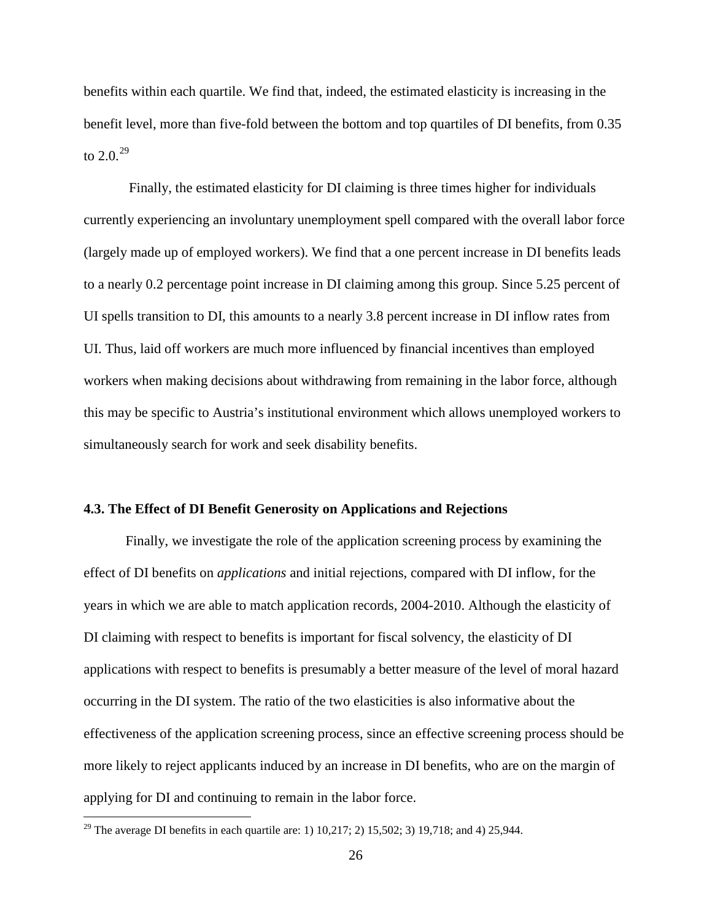benefits within each quartile. We find that, indeed, the estimated elasticity is increasing in the benefit level, more than five-fold between the bottom and top quartiles of DI benefits, from 0.35 to 2.0.[29]

Finally, the estimated elasticity for DI claiming is three times higher for individuals currently experiencing an involuntary unemployment spell compared with the overall labor force (largely made up of employed workers). We find that a one percent increase in DI benefits leads to a nearly 0.2 percentage point increase in DI claiming among this group. Since 5.25 percent of UI spells transition to DI, this amounts to a nearly 3.8 percent increase in DI inflow rates from UI. Thus, laid off workers are much more influenced by financial incentives than employed workers when making decisions about withdrawing from remaining in the labor force, although this may be specific to Austria's institutional environment which allows unemployed workers to simultaneously search for work and seek disability benefits.

### 4.3. The Effect of DI Benefit Generosity on Applications and Rejections

Finally, we investigate the role of the application screening process by examining the effect of DI benefits on *applications* and initial rejections, compared with DI inflow, for the years in which we are able to match application records, 2004-2010. Although the elasticity of DI claiming with respect to benefits is important for fiscal solvency, the elasticity of DI applications with respect to benefits is presumably a better measure of the level of moral hazard occurring in the DI system. The ratio of the two elasticities is also informative about the effectiveness of the application screening process, since an effective screening process should be more likely to reject applicants induced by an increase in DI benefits, who are on the margin of applying for DI and continuing to remain in the labor force.

[29] The average DI benefits in each quartile are: 1) 10,217; 2) 15,502; 3) 19,718; and 4) 25,944.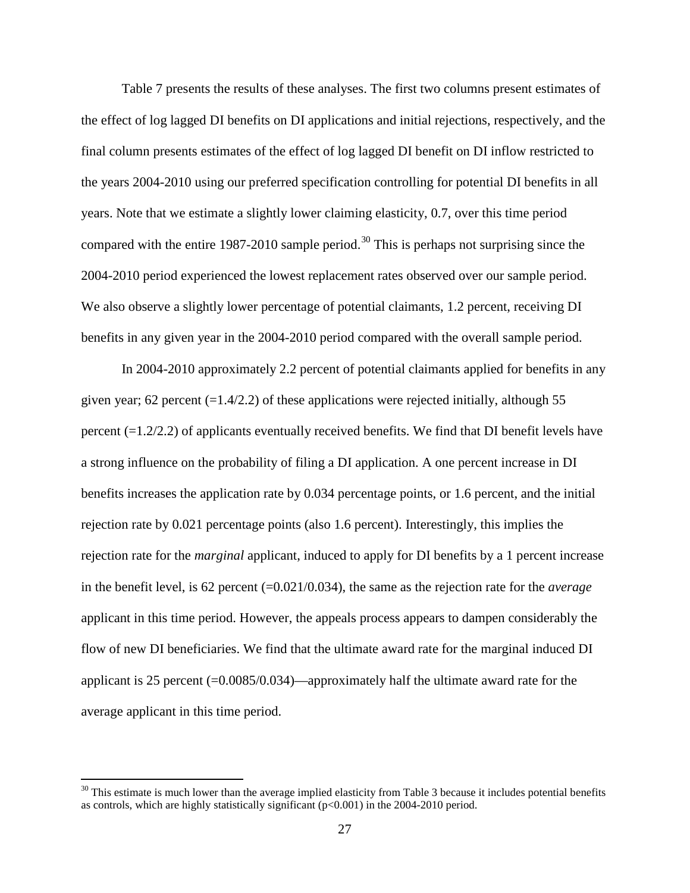Table 7 presents the results of these analyses. The first two columns present estimates of the effect of log lagged DI benefits on DI applications and initial rejections, respectively, and the final column presents estimates of the effect of log lagged DI benefit on DI inflow restricted to the years 2004-2010 using our preferred specification controlling for potential DI benefits in all years. Note that we estimate a slightly lower claiming elasticity, 0.7, over this time period compared with the entire 1987-2010 sample period.[30] This is perhaps not surprising since the 2004-2010 period experienced the lowest replacement rates observed over our sample period. We also observe a slightly lower percentage of potential claimants, 1.2 percent, receiving DI benefits in any given year in the 2004-2010 period compared with the overall sample period.

In 2004-2010 approximately 2.2 percent of potential claimants applied for benefits in any given year; 62 percent (=1.4/2.2) of these applications were rejected initially, although 55 percent (=1.2/2.2) of applicants eventually received benefits. We find that DI benefit levels have a strong influence on the probability of filing a DI application. A one percent increase in DI benefits increases the application rate by 0.034 percentage points, or 1.6 percent, and the initial rejection rate by 0.021 percentage points (also 1.6 percent). Interestingly, this implies the rejection rate for the *marginal* applicant, induced to apply for DI benefits by a 1 percent increase in the benefit level, is 62 percent (=0.021/0.034), the same as the rejection rate for the *average* applicant in this time period. However, the appeals process appears to dampen considerably the flow of new DI beneficiaries. We find that the ultimate award rate for the marginal induced DI applicant is 25 percent (=0.0085/0.034)—approximately half the ultimate award rate for the average applicant in this time period.

[30] This estimate is much lower than the average implied elasticity from Table 3 because it includes potential benefits as controls, which are highly statistically significant ($p<0.001$) in the 2004-2010 period.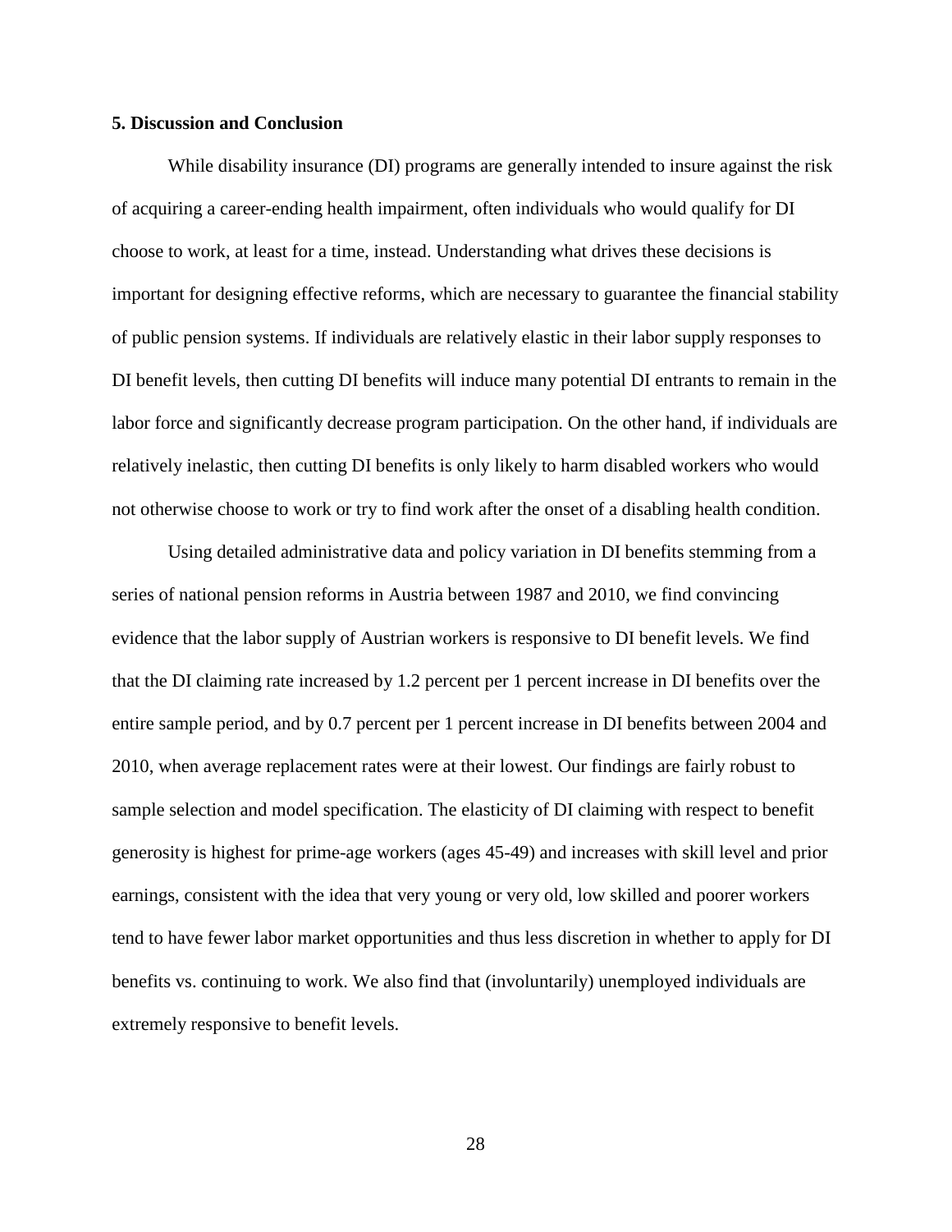## 5. Discussion and Conclusion

While disability insurance (DI) programs are generally intended to insure against the risk of acquiring a career-ending health impairment, often individuals who would qualify for DI choose to work, at least for a time, instead. Understanding what drives these decisions is important for designing effective reforms, which are necessary to guarantee the financial stability of public pension systems. If individuals are relatively elastic in their labor supply responses to DI benefit levels, then cutting DI benefits will induce many potential DI entrants to remain in the labor force and significantly decrease program participation. On the other hand, if individuals are relatively inelastic, then cutting DI benefits is only likely to harm disabled workers who would not otherwise choose to work or try to find work after the onset of a disabling health condition.

Using detailed administrative data and policy variation in DI benefits stemming from a series of national pension reforms in Austria between 1987 and 2010, we find convincing evidence that the labor supply of Austrian workers is responsive to DI benefit levels. We find that the DI claiming rate increased by 1.2 percent per 1 percent increase in DI benefits over the entire sample period, and by 0.7 percent per 1 percent increase in DI benefits between 2004 and 2010, when average replacement rates were at their lowest. Our findings are fairly robust to sample selection and model specification. The elasticity of DI claiming with respect to benefit generosity is highest for prime-age workers (ages 45-49) and increases with skill level and prior earnings, consistent with the idea that very young or very old, low skilled and poorer workers tend to have fewer labor market opportunities and thus less discretion in whether to apply for DI benefits vs. continuing to work. We also find that (involuntarily) unemployed individuals are extremely responsive to benefit levels.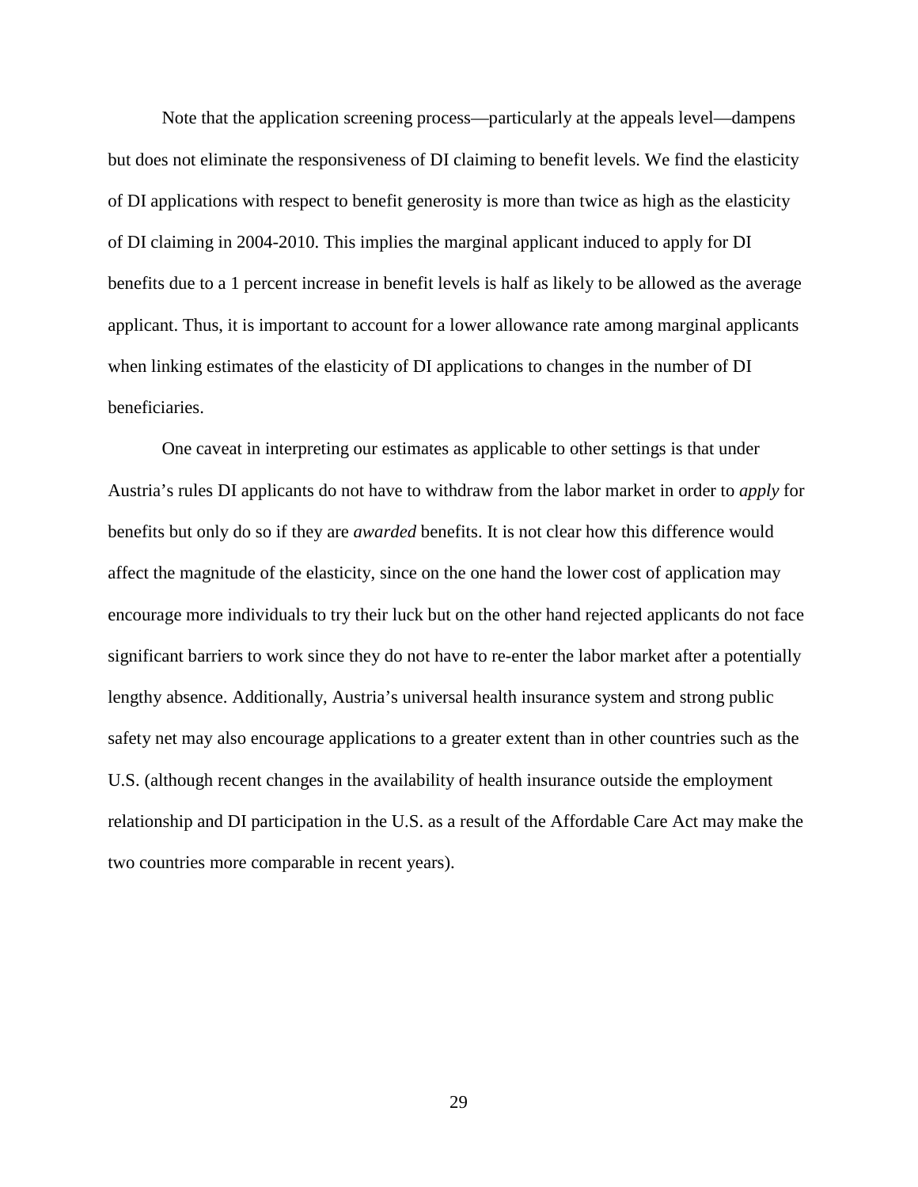Note that the application screening process—particularly at the appeals level—dampens but does not eliminate the responsiveness of DI claiming to benefit levels. We find the elasticity of DI applications with respect to benefit generosity is more than twice as high as the elasticity of DI claiming in 2004-2010. This implies the marginal applicant induced to apply for DI benefits due to a 1 percent increase in benefit levels is half as likely to be allowed as the average applicant. Thus, it is important to account for a lower allowance rate among marginal applicants when linking estimates of the elasticity of DI applications to changes in the number of DI beneficiaries.

One caveat in interpreting our estimates as applicable to other settings is that under Austria's rules DI applicants do not have to withdraw from the labor market in order to *apply* for benefits but only do so if they are *awarded* benefits. It is not clear how this difference would affect the magnitude of the elasticity, since on the one hand the lower cost of application may encourage more individuals to try their luck but on the other hand rejected applicants do not face significant barriers to work since they do not have to re-enter the labor market after a potentially lengthy absence. Additionally, Austria's universal health insurance system and strong public safety net may also encourage applications to a greater extent than in other countries such as the U.S. (although recent changes in the availability of health insurance outside the employment relationship and DI participation in the U.S. as a result of the Affordable Care Act may make the two countries more comparable in recent years).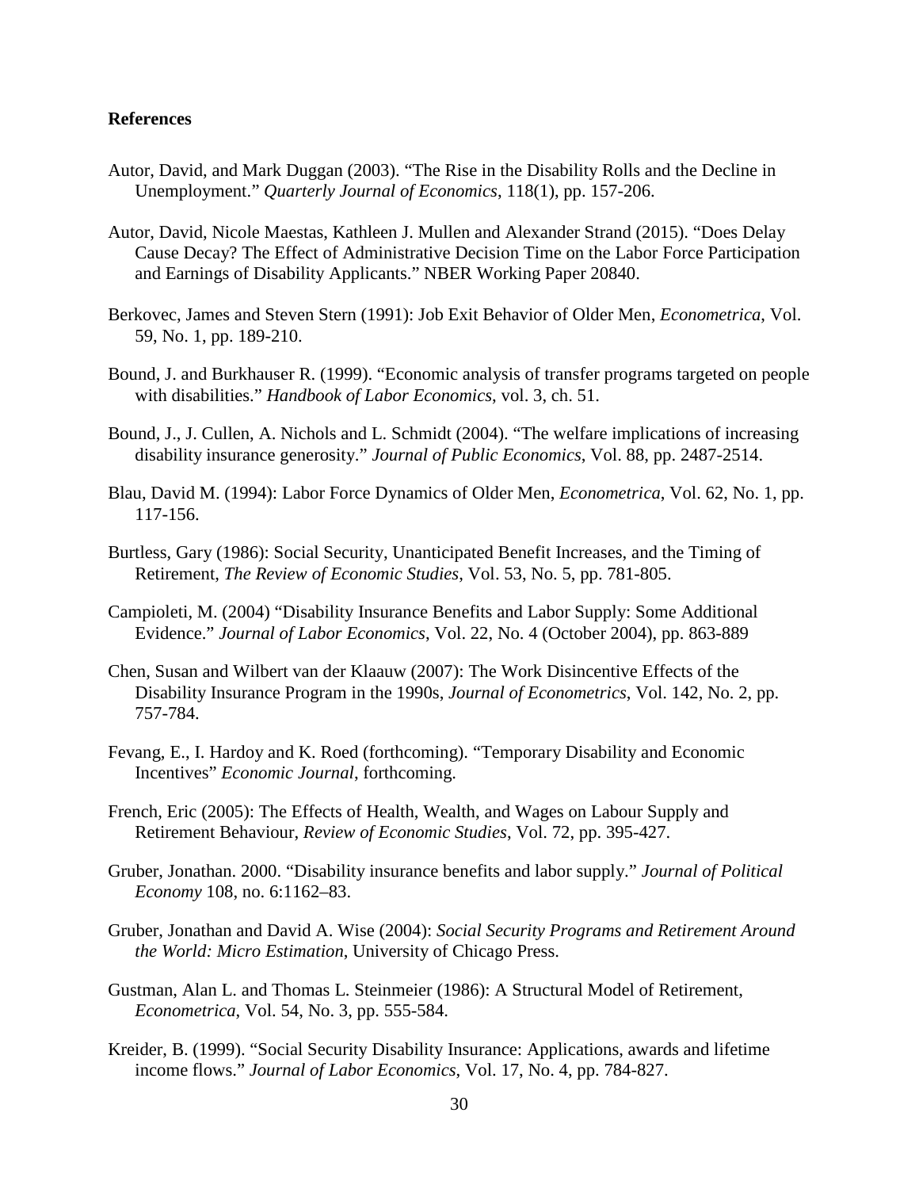## References

Autor, David, and Mark Duggan (2003). "The Rise in the Disability Rolls and the Decline in Unemployment." *Quarterly Journal of Economics*, 118(1), pp. 157-206.

Autor, David, Nicole Maestas, Kathleen J. Mullen and Alexander Strand (2015). "Does Delay Cause Decay? The Effect of Administrative Decision Time on the Labor Force Participation and Earnings of Disability Applicants." NBER Working Paper 20840.

Berkovec, James and Steven Stern (1991): Job Exit Behavior of Older Men, *Econometrica*, Vol. 59, No. 1, pp. 189-210.

Bound, J. and Burkhauser R. (1999). "Economic analysis of transfer programs targeted on people with disabilities." *Handbook of Labor Economics*, vol. 3, ch. 51.

Bound, J., J. Cullen, A. Nichols and L. Schmidt (2004). "The welfare implications of increasing disability insurance generosity." *Journal of Public Economics*, Vol. 88, pp. 2487-2514.

Blau, David M. (1994): Labor Force Dynamics of Older Men, *Econometrica*, Vol. 62, No. 1, pp. 117-156.

Burtless, Gary (1986): Social Security, Unanticipated Benefit Increases, and the Timing of Retirement, *The Review of Economic Studies*, Vol. 53, No. 5, pp. 781-805.

Campioleti, M. (2004) "Disability Insurance Benefits and Labor Supply: Some Additional Evidence." *Journal of Labor Economics*, Vol. 22, No. 4 (October 2004), pp. 863-889

Chen, Susan and Wilbert van der Klaauw (2007): The Work Disincentive Effects of the Disability Insurance Program in the 1990s, *Journal of Econometrics*, Vol. 142, No. 2, pp. 757-784.

Fevang, E., I. Hardoy and K. Roed (forthcoming). "Temporary Disability and Economic Incentives" *Economic Journal*, forthcoming.

French, Eric (2005): The Effects of Health, Wealth, and Wages on Labour Supply and Retirement Behaviour, *Review of Economic Studies*, Vol. 72, pp. 395-427.

Gruber, Jonathan. 2000. "Disability insurance benefits and labor supply." *Journal of Political Economy* 108, no. 6:1162–83.

Gruber, Jonathan and David A. Wise (2004): *Social Security Programs and Retirement Around the World: Micro Estimation*, University of Chicago Press.

Gustman, Alan L. and Thomas L. Steinmeier (1986): A Structural Model of Retirement, *Econometrica*, Vol. 54, No. 3, pp. 555-584.

Kreider, B. (1999). "Social Security Disability Insurance: Applications, awards and lifetime income flows." *Journal of Labor Economics*, Vol. 17, No. 4, pp. 784-827.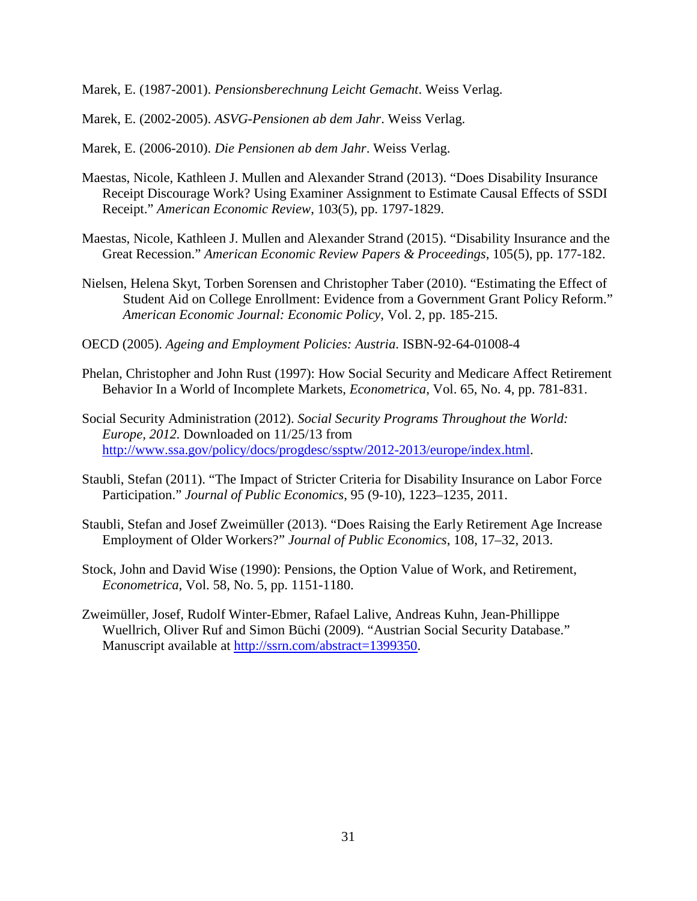Marek, E. (1987-2001). *Pensionsberechnung Leicht Gemacht*. Weiss Verlag.

Marek, E. (2002-2005). *ASVG-Pensionen ab dem Jahr*. Weiss Verlag.

Marek, E. (2006-2010). *Die Pensionen ab dem Jahr*. Weiss Verlag.

Maestas, Nicole, Kathleen J. Mullen and Alexander Strand (2013). "Does Disability Insurance Receipt Discourage Work? Using Examiner Assignment to Estimate Causal Effects of SSDI Receipt." *American Economic Review*, 103(5), pp. 1797-1829.

Maestas, Nicole, Kathleen J. Mullen and Alexander Strand (2015). "Disability Insurance and the Great Recession." *American Economic Review Papers & Proceedings*, 105(5), pp. 177-182.

Nielsen, Helena Skyt, Torben Sorensen and Christopher Taber (2010). "Estimating the Effect of Student Aid on College Enrollment: Evidence from a Government Grant Policy Reform." *American Economic Journal: Economic Policy*, Vol. 2, pp. 185-215.

OECD (2005). *Ageing and Employment Policies: Austria*. ISBN-92-64-01008-4

Phelan, Christopher and John Rust (1997): How Social Security and Medicare Affect Retirement Behavior In a World of Incomplete Markets, *Econometrica*, Vol. 65, No. 4, pp. 781-831.

Social Security Administration (2012). *Social Security Programs Throughout the World: Europe, 2012.* Downloaded on 11/25/13 from http://www.ssa.gov/policy/docs/progdesc/ssptw/2012-2013/europe/index.html.

Staubli, Stefan (2011). "The Impact of Stricter Criteria for Disability Insurance on Labor Force Participation." *Journal of Public Economics*, 95 (9-10), 1223–1235, 2011.

Staubli, Stefan and Josef Zweimüller (2013). "Does Raising the Early Retirement Age Increase Employment of Older Workers?" *Journal of Public Economics*, 108, 17–32, 2013.

Stock, John and David Wise (1990): Pensions, the Option Value of Work, and Retirement, *Econometrica*, Vol. 58, No. 5, pp. 1151-1180.

Zweimüller, Josef, Rudolf Winter-Ebmer, Rafael Lalive, Andreas Kuhn, Jean-Phillippe Wuellrich, Oliver Ruf and Simon Büchi (2009). "Austrian Social Security Database." Manuscript available at http://ssrn.com/abstract=1399350.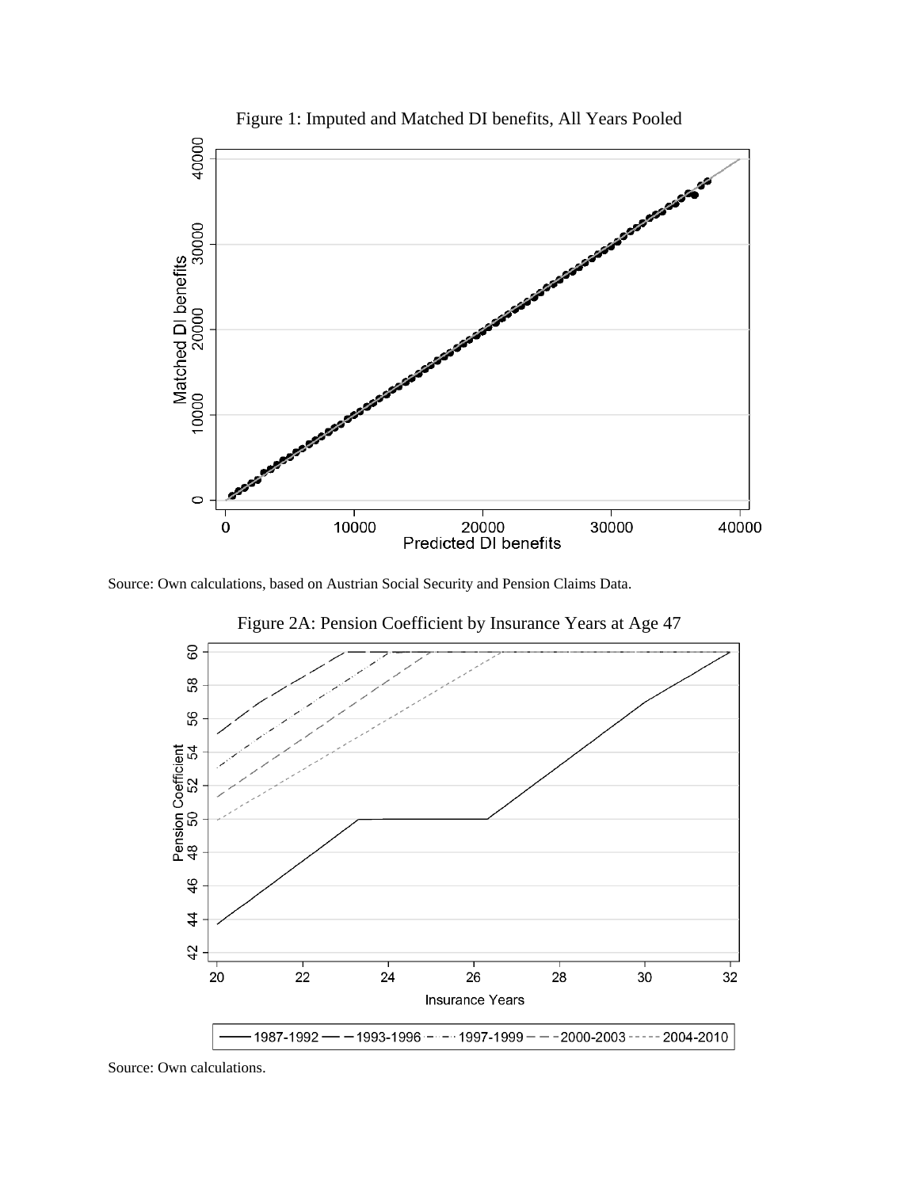Figure 1: Imputed and Matched DI benefits, All Years Pooled

Source: Own calculations, based on Austrian Social Security and Pension Claims Data.

Figure 2A: Pension Coefficient by Insurance Years at Age 47

Source: Own calculations.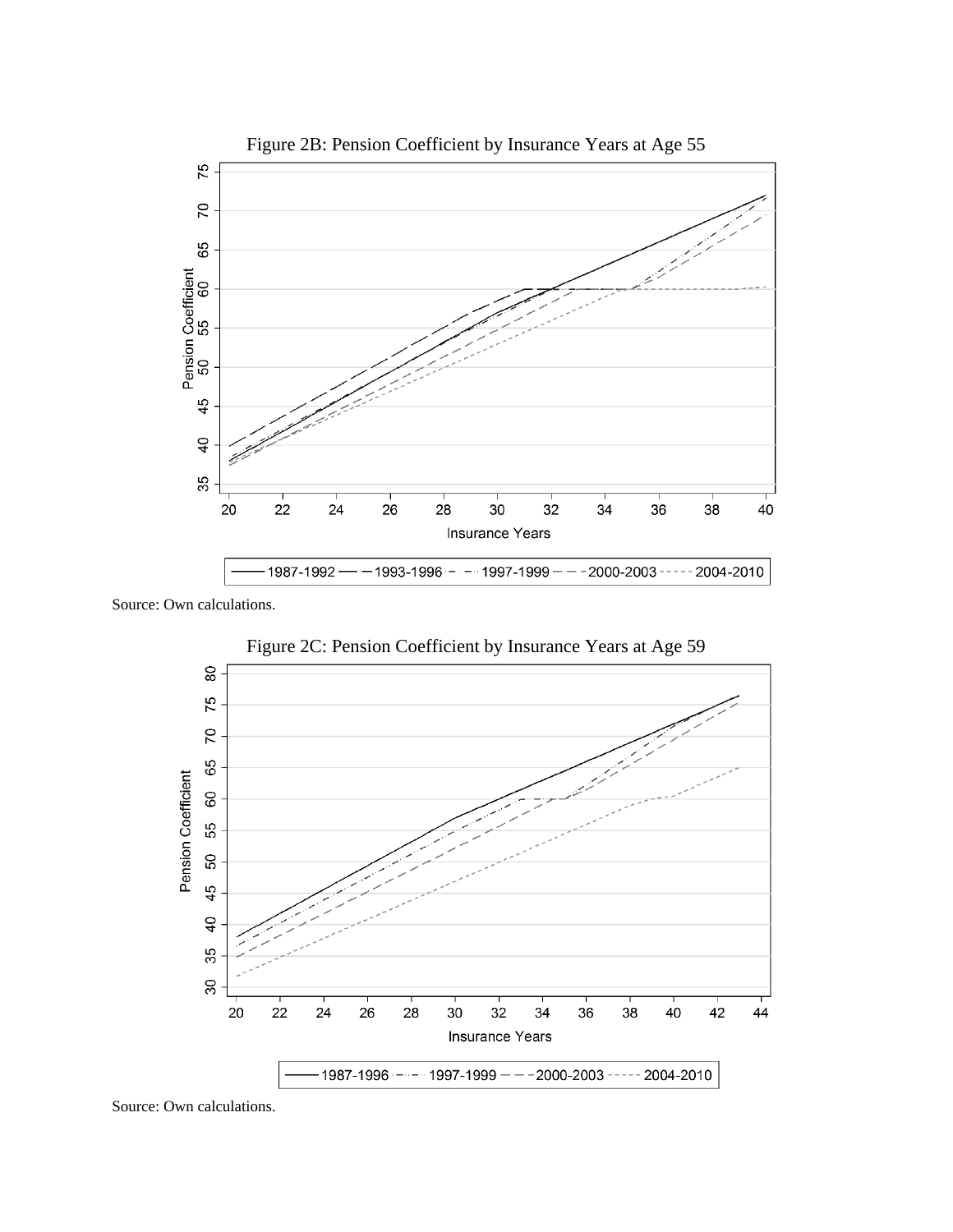Figure 2B: Pension Coefficient by Insurance Years at Age 55

Source: Own calculations.

Figure 2C: Pension Coefficient by Insurance Years at Age 59

Source: Own calculations.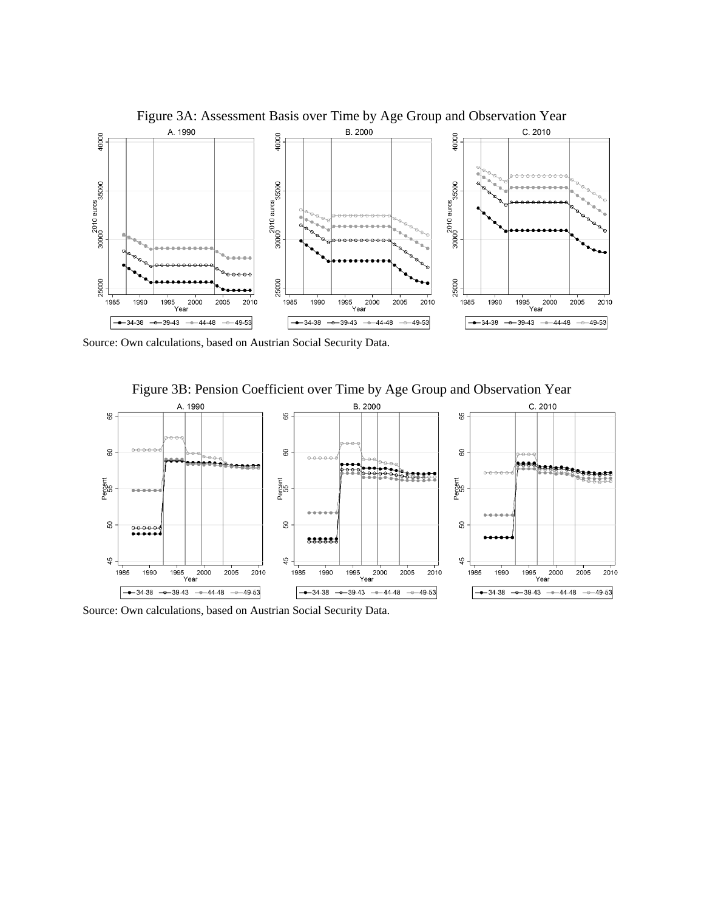Figure 3A: Assessment Basis over Time by Age Group and Observation Year

Source: Own calculations, based on Austrian Social Security Data.

Figure 3B: Pension Coefficient over Time by Age Group and Observation Year

Source: Own calculations, based on Austrian Social Security Data.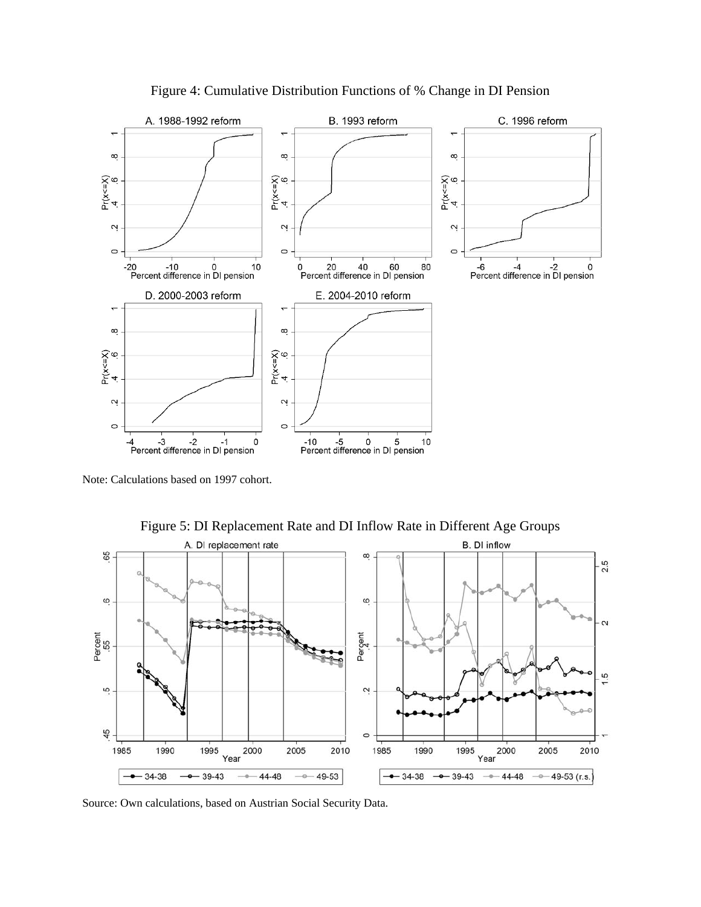Figure 4: Cumulative Distribution Functions of % Change in DI Pension

Note: Calculations based on 1997 cohort.

Figure 5: DI Replacement Rate and DI Inflow Rate in Different Age Groups

Source: Own calculations, based on Austrian Social Security Data.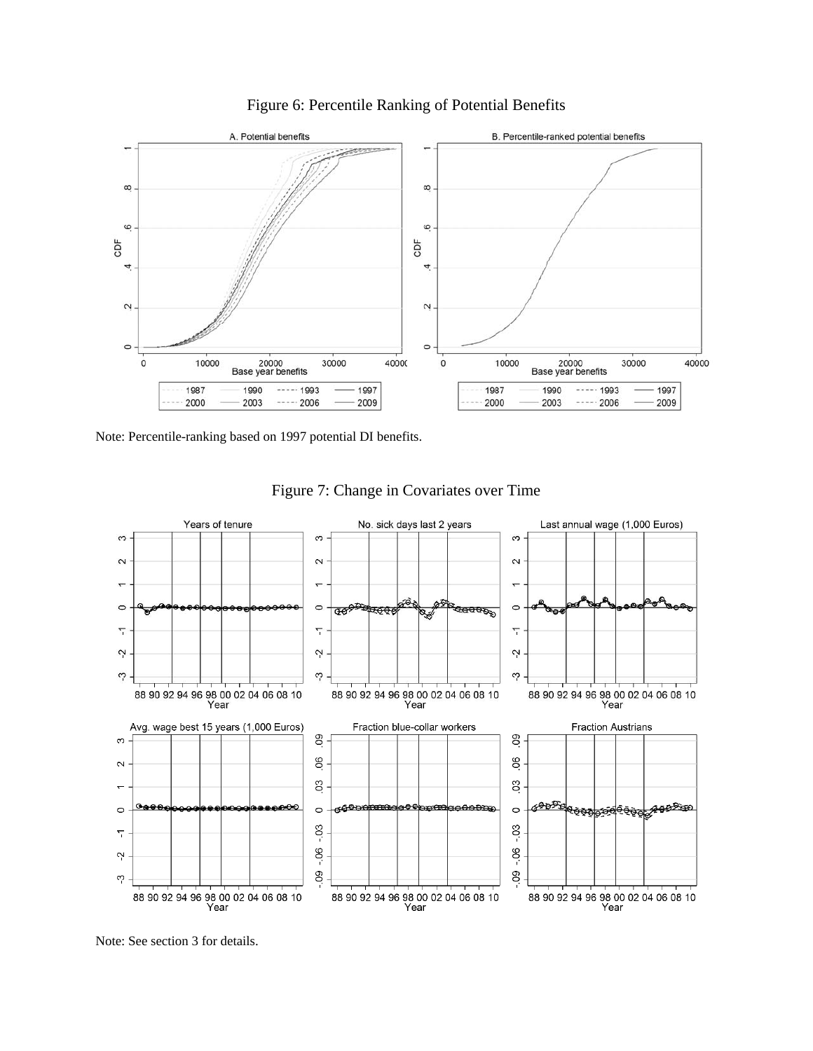Figure 6: Percentile Ranking of Potential Benefits

Note: Percentile-ranking based on 1997 potential DI benefits.

Figure 7: Change in Covariates over Time

Note: See section 3 for details.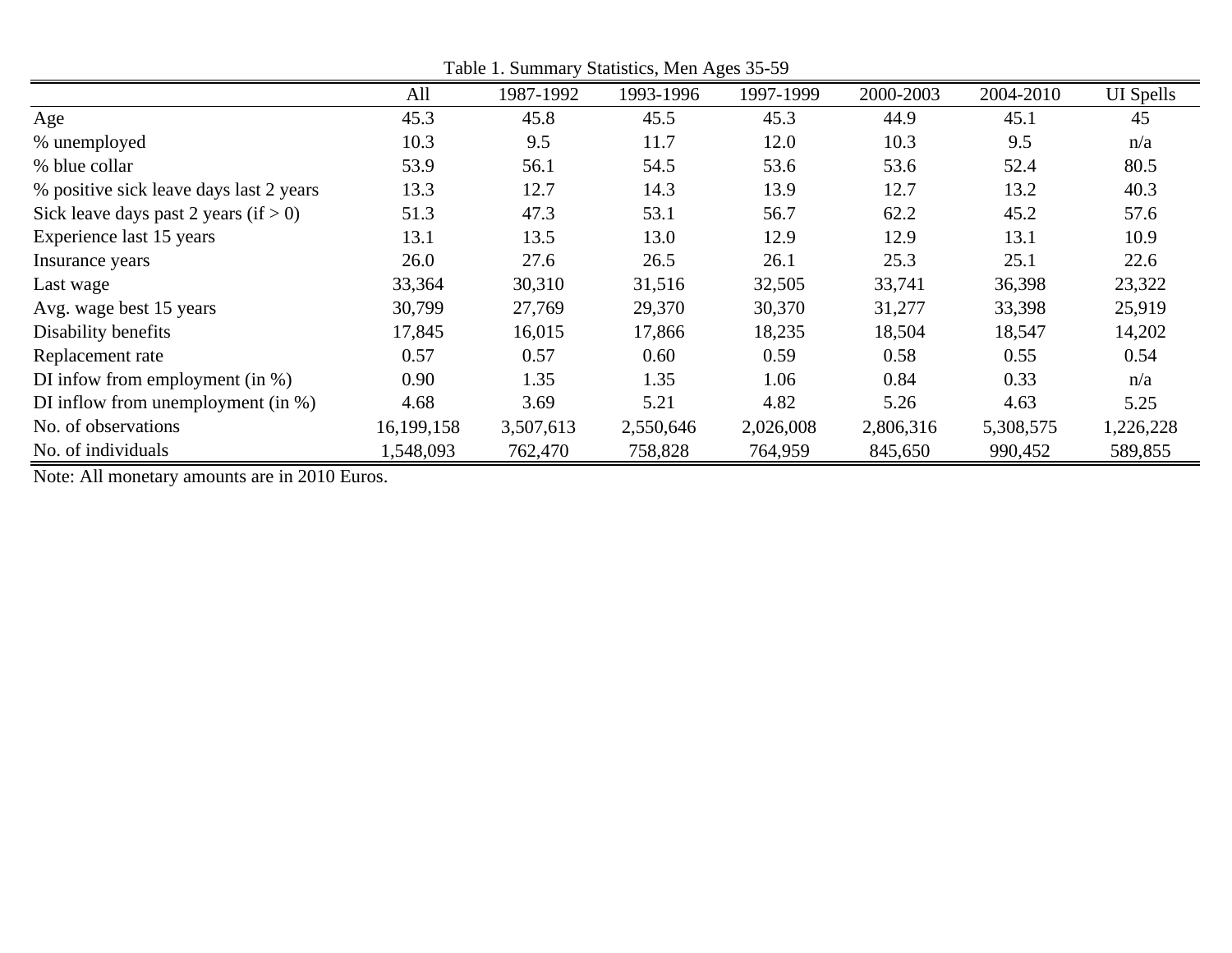Table 1. Summary Statistics, Men Ages 35-59

| | All | 1987-1992 | 1993-1996 | 1997-1999 | 2000-2003 | 2004-2010 | UI Spells |
|---|---|---|---|---|---|---|---|
| Age | 45.3 | 45.8 | 45.5 | 45.3 | 44.9 | 45.1 | 45 |
| % unemployed | 10.3 | 9.5 | 11.7 | 12.0 | 10.3 | 9.5 | n/a |
| % blue collar | 53.9 | 56.1 | 54.5 | 53.6 | 53.6 | 52.4 | 80.5 |
| % positive sick leave days last 2 years | 13.3 | 12.7 | 14.3 | 13.9 | 12.7 | 13.2 | 40.3 |
| Sick leave days past 2 years (if > 0) | 51.3 | 47.3 | 53.1 | 56.7 | 62.2 | 45.2 | 57.6 |
| Experience last 15 years | 13.1 | 13.5 | 13.0 | 12.9 | 12.9 | 13.1 | 10.9 |
| Insurance years | 26.0 | 27.6 | 26.5 | 26.1 | 25.3 | 25.1 | 22.6 |
| Last wage | 33,364 | 30,310 | 31,516 | 32,505 | 33,741 | 36,398 | 23,322 |
| Avg. wage best 15 years | 30,799 | 27,769 | 29,370 | 30,370 | 31,277 | 33,398 | 25,919 |
| Disability benefits | 17,845 | 16,015 | 17,866 | 18,235 | 18,504 | 18,547 | 14,202 |
| Replacement rate | 0.57 | 0.57 | 0.60 | 0.59 | 0.58 | 0.55 | 0.54 |
| DI infow from employment (in %) | 0.90 | 1.35 | 1.35 | 1.06 | 0.84 | 0.33 | n/a |
| DI inflow from unemployment (in %) | 4.68 | 3.69 | 5.21 | 4.82 | 5.26 | 4.63 | 5.25 |
| No. of observations | 16,199,158 | 3,507,613 | 2,550,646 | 2,026,008 | 2,806,316 | 5,308,575 | 1,226,228 |
| No. of individuals | 1,548,093 | 762,470 | 758,828 | 764,959 | 845,650 | 990,452 | 589,855 |

Note: All monetary amounts are in 2010 Euros.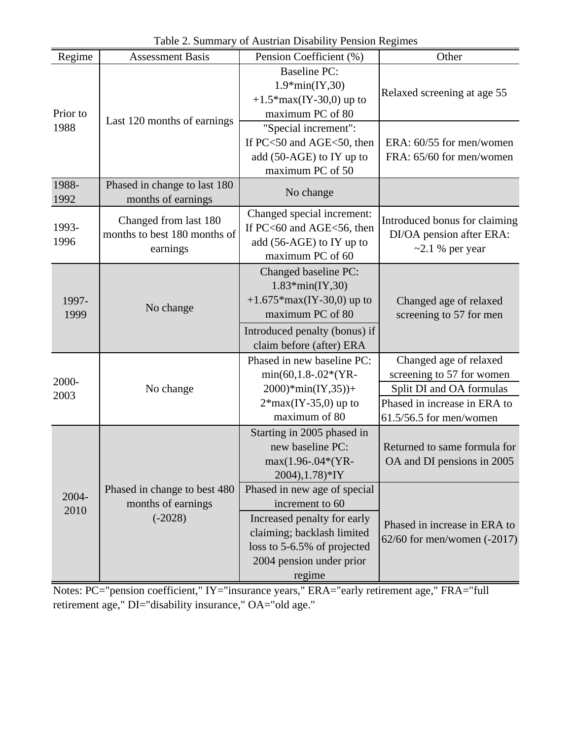Table 2. Summary of Austrian Disability Pension Regimes

| Regime | Assessment Basis | Pension Coefficient (%) | Other |
|---|---|---|---|
| Prior to 1988 | Last 120 months of earnings | Baseline PC: 1.9*min(IY,30) +1.5*max(IY-30,0) up to maximum PC of 80 | Relaxed screening at age 55 |
| | | "Special increment": If PC<50 and AGE<50, then add (50-AGE) to IY up to maximum PC of 50 | ERA: 60/55 for men/women<br>FRA: 65/60 for men/women |
| 1988-1992 | Phased in change to last 180 months of earnings | No change | |
| 1993-1996 | Changed from last 180 months to best 180 months of earnings | Changed special increment: If PC<60 and AGE<56, then add (56-AGE) to IY up to maximum PC of 60 | Introduced bonus for claiming DI/OA pension after ERA: ~2.1 % per year |
| 1997-1999 | No change | Changed baseline PC: 1.83*min(IY,30) +1.675*max(IY-30,0) up to maximum PC of 80 | Changed age of relaxed screening to 57 for men |
| | | Introduced penalty (bonus) if claim before (after) ERA | |
| 2000-2003 | No change | Phased in new baseline PC: min(60,1.8-.02*(YR-2000)*min(IY,35))+ 2*max(IY-35,0) up to maximum of 80 | Changed age of relaxed screening to 57 for women |
| | | | Split DI and OA formulas |
| | | | Phased in increase in ERA to 61.5/56.5 for men/women |
| 2004-2010 | Phased in change to best 480 months of earnings (-2028) | Starting in 2005 phased in new baseline PC: max(1.96-.04*(YR-2004),1.78)*IY | Returned to same formula for OA and DI pensions in 2005 |
| | | Phased in new age of special increment to 60 | Phased in increase in ERA to 62/60 for men/women (-2017) |
| | | Increased penalty for early claiming; backlash limited loss to 5-6.5% of projected 2004 pension under prior regime | |

Notes: PC="pension coefficient," IY="insurance years," ERA="early retirement age," FRA="full retirement age," DI="disability insurance," OA="old age."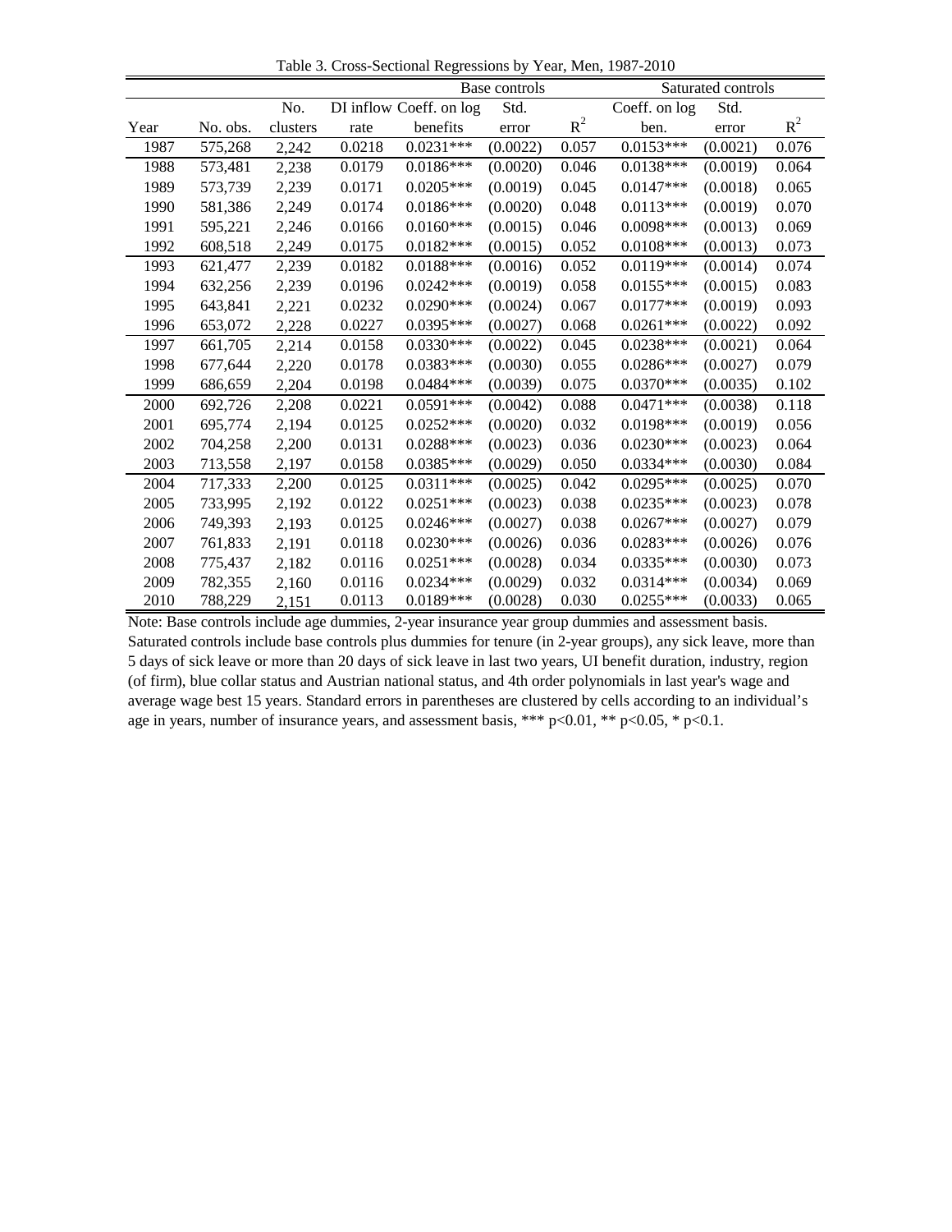Table 3. Cross-Sectional Regressions by Year, Men, 1987-2010

| | | | | Base controls | | | Saturated controls | | |
|---|---|---|---|---|---|---|---|---|---|
| Year | No. obs. | No. clusters | DI inflow rate | Coeff. on log benefits | Std. error | $R^2$ | Coeff. on log ben. | Std. error | $R^2$ |
| 1987 | 575,268 | 2,242 | 0.0218 | 0.0231*** | (0.0022) | 0.057 | 0.0153*** | (0.0021) | 0.076 |
| 1988 | 573,481 | 2,238 | 0.0179 | 0.0186*** | (0.0020) | 0.046 | 0.0138*** | (0.0019) | 0.064 |
| 1989 | 573,739 | 2,239 | 0.0171 | 0.0205*** | (0.0019) | 0.045 | 0.0147*** | (0.0018) | 0.065 |
| 1990 | 581,386 | 2,249 | 0.0174 | 0.0186*** | (0.0020) | 0.048 | 0.0113*** | (0.0019) | 0.070 |
| 1991 | 595,221 | 2,246 | 0.0166 | 0.0160*** | (0.0015) | 0.046 | 0.0098*** | (0.0013) | 0.069 |
| 1992 | 608,518 | 2,249 | 0.0175 | 0.0182*** | (0.0015) | 0.052 | 0.0108*** | (0.0013) | 0.073 |
| 1993 | 621,477 | 2,239 | 0.0182 | 0.0188*** | (0.0016) | 0.052 | 0.0119*** | (0.0014) | 0.074 |
| 1994 | 632,256 | 2,239 | 0.0196 | 0.0242*** | (0.0019) | 0.058 | 0.0155*** | (0.0015) | 0.083 |
| 1995 | 643,841 | 2,221 | 0.0232 | 0.0290*** | (0.0024) | 0.067 | 0.0177*** | (0.0019) | 0.093 |
| 1996 | 653,072 | 2,228 | 0.0227 | 0.0395*** | (0.0027) | 0.068 | 0.0261*** | (0.0022) | 0.092 |
| 1997 | 661,705 | 2,214 | 0.0158 | 0.0330*** | (0.0022) | 0.045 | 0.0238*** | (0.0021) | 0.064 |
| 1998 | 677,644 | 2,220 | 0.0178 | 0.0383*** | (0.0030) | 0.055 | 0.0286*** | (0.0027) | 0.079 |
| 1999 | 686,659 | 2,204 | 0.0198 | 0.0484*** | (0.0039) | 0.075 | 0.0370*** | (0.0035) | 0.102 |
| 2000 | 692,726 | 2,208 | 0.0221 | 0.0591*** | (0.0042) | 0.088 | 0.0471*** | (0.0038) | 0.118 |
| 2001 | 695,774 | 2,194 | 0.0125 | 0.0252*** | (0.0020) | 0.032 | 0.0198*** | (0.0019) | 0.056 |
| 2002 | 704,258 | 2,200 | 0.0131 | 0.0288*** | (0.0023) | 0.036 | 0.0230*** | (0.0023) | 0.064 |
| 2003 | 713,558 | 2,197 | 0.0158 | 0.0385*** | (0.0029) | 0.050 | 0.0334*** | (0.0030) | 0.084 |
| 2004 | 717,333 | 2,200 | 0.0125 | 0.0311*** | (0.0025) | 0.042 | 0.0295*** | (0.0025) | 0.070 |
| 2005 | 733,995 | 2,192 | 0.0122 | 0.0251*** | (0.0023) | 0.038 | 0.0235*** | (0.0023) | 0.078 |
| 2006 | 749,393 | 2,193 | 0.0125 | 0.0246*** | (0.0027) | 0.038 | 0.0267*** | (0.0027) | 0.079 |
| 2007 | 761,833 | 2,191 | 0.0118 | 0.0230*** | (0.0026) | 0.036 | 0.0283*** | (0.0026) | 0.076 |
| 2008 | 775,437 | 2,182 | 0.0116 | 0.0251*** | (0.0028) | 0.034 | 0.0335*** | (0.0030) | 0.073 |
| 2009 | 782,355 | 2,160 | 0.0116 | 0.0234*** | (0.0029) | 0.032 | 0.0314*** | (0.0034) | 0.069 |
| 2010 | 788,229 | 2,151 | 0.0113 | 0.0189*** | (0.0028) | 0.030 | 0.0255*** | (0.0033) | 0.065 |

Note: Base controls include age dummies, 2-year insurance year group dummies and assessment basis. Saturated controls include base controls plus dummies for tenure (in 2-year groups), any sick leave, more than 5 days of sick leave or more than 20 days of sick leave in last two years, UI benefit duration, industry, region (of firm), blue collar status and Austrian national status, and 4th order polynomials in last year's wage and average wage best 15 years. Standard errors in parentheses are clustered by cells according to an individual's age in years, number of insurance years, and assessment basis, *** p<0.01, ** p<0.05, * p<0.1.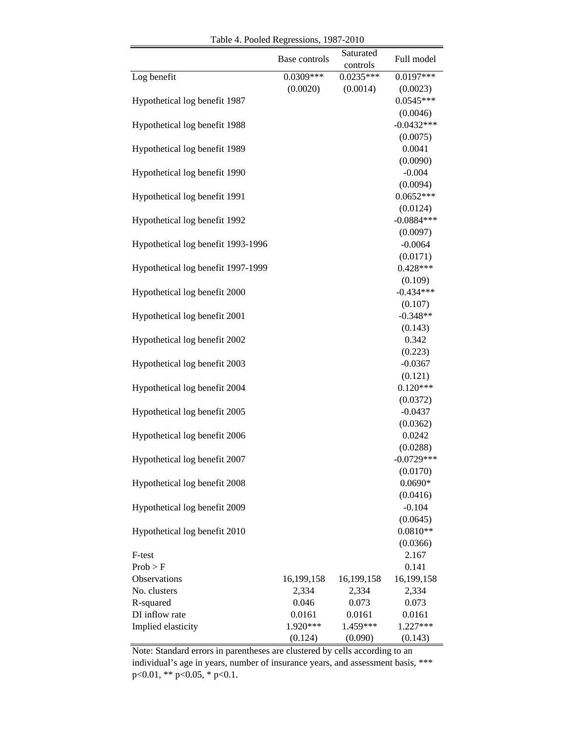Table 4. Pooled Regressions, 1987-2010

| | Base controls | Saturated controls | Full model |
|---|---|---|---|
| Log benefit | 0.0309*** | 0.0235*** | 0.0197*** |
| | (0.0020) | (0.0014) | (0.0023) |
| Hypothetical log benefit 1987 | | | 0.0545*** |
| | | | (0.0046) |
| Hypothetical log benefit 1988 | | | -0.0432*** |
| | | | (0.0075) |
| Hypothetical log benefit 1989 | | | 0.0041 |
| | | | (0.0090) |
| Hypothetical log benefit 1990 | | | -0.004 |
| | | | (0.0094) |
| Hypothetical log benefit 1991 | | | 0.0652*** |
| | | | (0.0124) |
| Hypothetical log benefit 1992 | | | -0.0884*** |
| | | | (0.0097) |
| Hypothetical log benefit 1993-1996 | | | -0.0064 |
| | | | (0.0171) |
| Hypothetical log benefit 1997-1999 | | | 0.428*** |
| | | | (0.109) |
| Hypothetical log benefit 2000 | | | -0.434*** |
| | | | (0.107) |
| Hypothetical log benefit 2001 | | | -0.348** |
| | | | (0.143) |
| Hypothetical log benefit 2002 | | | 0.342 |
| | | | (0.223) |
| Hypothetical log benefit 2003 | | | -0.0367 |
| | | | (0.121) |
| Hypothetical log benefit 2004 | | | 0.120*** |
| | | | (0.0372) |
| Hypothetical log benefit 2005 | | | -0.0437 |
| | | | (0.0362) |
| Hypothetical log benefit 2006 | | | 0.0242 |
| | | | (0.0288) |
| Hypothetical log benefit 2007 | | | -0.0729*** |
| | | | (0.0170) |
| Hypothetical log benefit 2008 | | | 0.0690* |
| | | | (0.0416) |
| Hypothetical log benefit 2009 | | | -0.104 |
| | | | (0.0645) |
| Hypothetical log benefit 2010 | | | 0.0810** |
| | | | (0.0366) |
| F-test | | | 2.167 |
| Prob > F | | | 0.141 |
| Observations | 16,199,158 | 16,199,158 | 16,199,158 |
| No. clusters | 2,334 | 2,334 | 2,334 |
| R-squared | 0.046 | 0.073 | 0.073 |
| DI inflow rate | 0.0161 | 0.0161 | 0.0161 |
| Implied elasticity | 1.920*** | 1.459*** | 1.227*** |
| | (0.124) | (0.090) | (0.143) |

Note: Standard errors in parentheses are clustered by cells according to an individual's age in years, number of insurance years, and assessment basis, *** p<0.01, ** p<0.05, * p<0.1.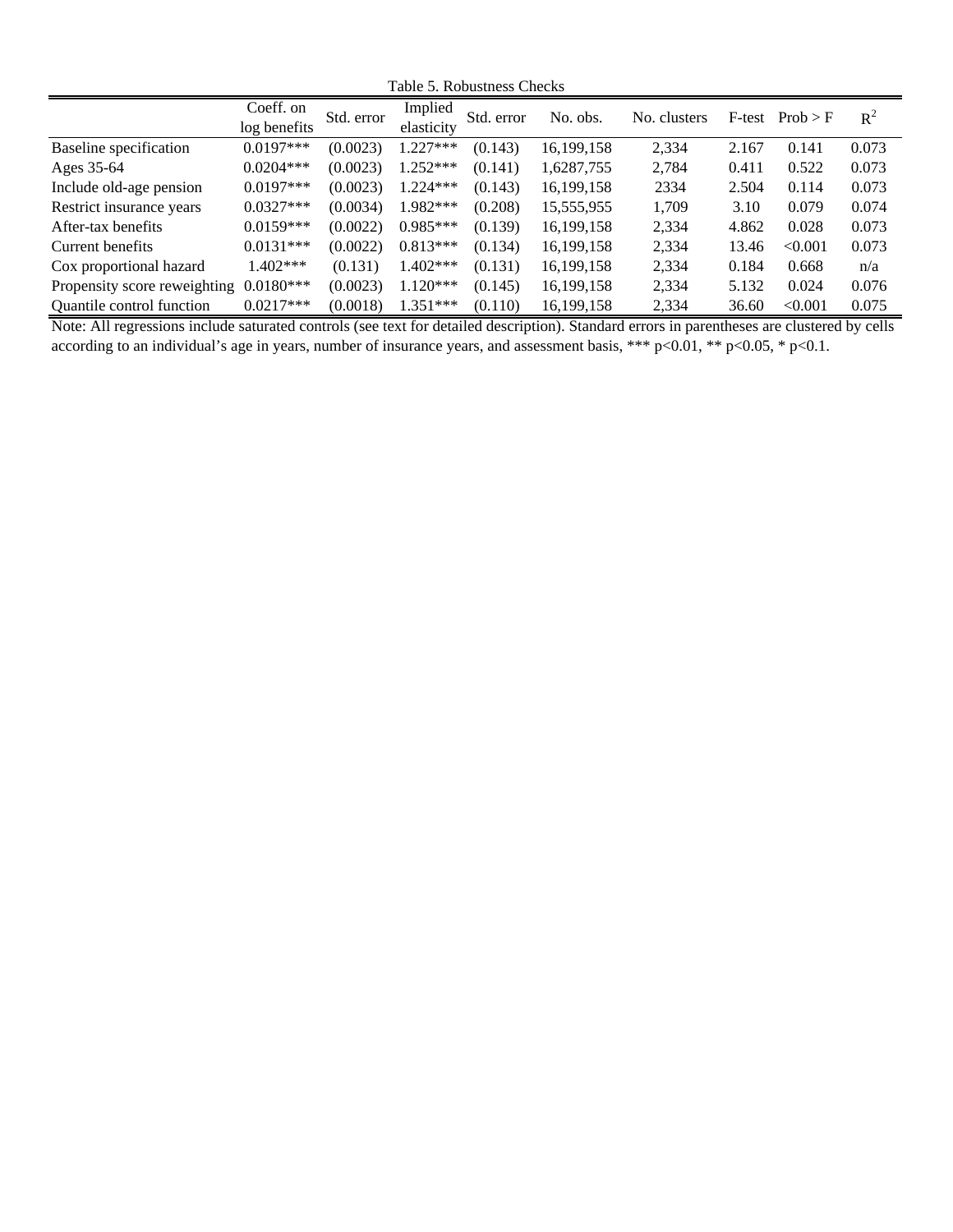Table 5. Robustness Checks

| | Coeff. on log benefits | Std. error | Implied elasticity | Std. error | No. obs. | No. clusters | F-test | Prob > F | $R^2$ |
|---|---|---|---|---|---|---|---|---|---|
| Baseline specification | 0.0197*** | (0.0023) | 1.227*** | (0.143) | 16,199,158 | 2,334 | 2.167 | 0.141 | 0.073 |
| Ages 35-64 | 0.0204*** | (0.0023) | 1.252*** | (0.141) | 1,6287,755 | 2,784 | 0.411 | 0.522 | 0.073 |
| Include old-age pension | 0.0197*** | (0.0023) | 1.224*** | (0.143) | 16,199,158 | 2334 | 2.504 | 0.114 | 0.073 |
| Restrict insurance years | 0.0327*** | (0.0034) | 1.982*** | (0.208) | 15,555,955 | 1,709 | 3.10 | 0.079 | 0.074 |
| After-tax benefits | 0.0159*** | (0.0022) | 0.985*** | (0.139) | 16,199,158 | 2,334 | 4.862 | 0.028 | 0.073 |
| Current benefits | 0.0131*** | (0.0022) | 0.813*** | (0.134) | 16,199,158 | 2,334 | 13.46 | <0.001 | 0.073 |
| Cox proportional hazard | 1.402*** | (0.131) | 1.402*** | (0.131) | 16,199,158 | 2,334 | 0.184 | 0.668 | n/a |
| Propensity score reweighting | 0.0180*** | (0.0023) | 1.120*** | (0.145) | 16,199,158 | 2,334 | 5.132 | 0.024 | 0.076 |
| Quantile control function | 0.0217*** | (0.0018) | 1.351*** | (0.110) | 16,199,158 | 2,334 | 36.60 | <0.001 | 0.075 |

Note: All regressions include saturated controls (see text for detailed description). Standard errors in parentheses are clustered by cells according to an individual's age in years, number of insurance years, and assessment basis, *** p<0.01, ** p<0.05, * p<0.1.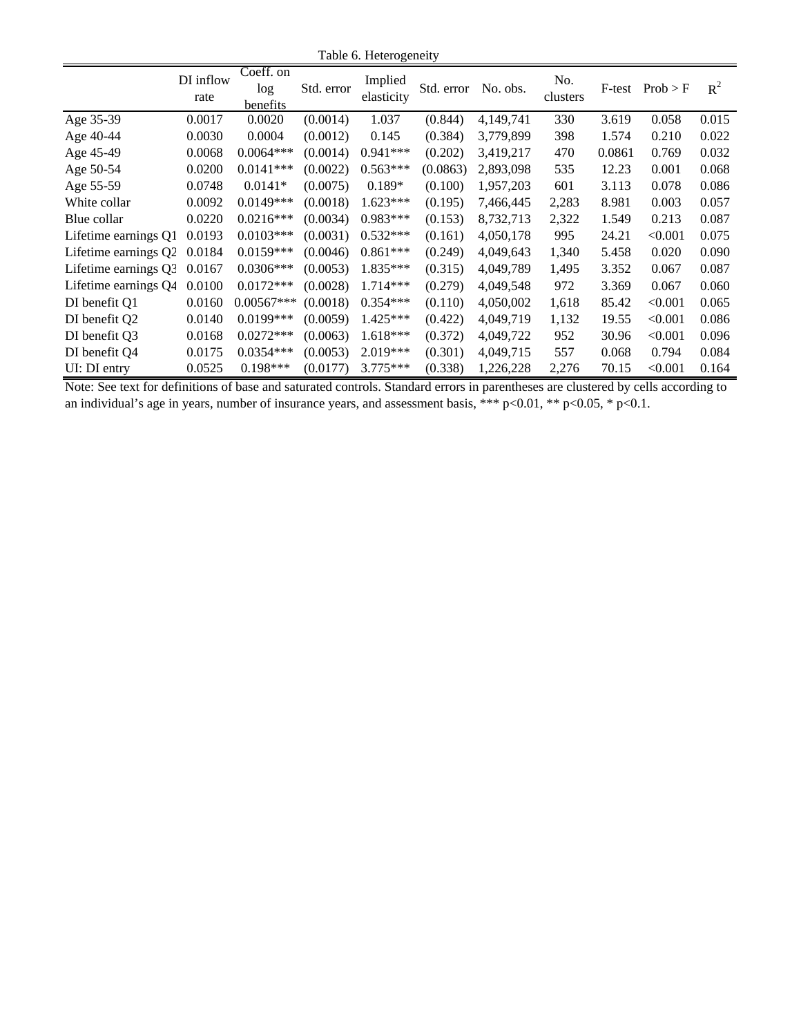Table 6. Heterogeneity

| | DI inflow rate | Coeff. on log benefits | Std. error | Implied elasticity | Std. error | No. obs. | No. clusters | F-test | Prob > F | $R^2$ |
|---|---|---|---|---|---|---|---|---|---|---|
| Age 35-39 | 0.0017 | 0.0020 | (0.0014) | 1.037 | (0.844) | 4,149,741 | 330 | 3.619 | 0.058 | 0.015 |
| Age 40-44 | 0.0030 | 0.0004 | (0.0012) | 0.145 | (0.384) | 3,779,899 | 398 | 1.574 | 0.210 | 0.022 |
| Age 45-49 | 0.0068 | 0.0064*** | (0.0014) | 0.941*** | (0.202) | 3,419,217 | 470 | 0.0861 | 0.769 | 0.032 |
| Age 50-54 | 0.0200 | 0.0141*** | (0.0022) | 0.563*** | (0.0863) | 2,893,098 | 535 | 12.23 | 0.001 | 0.068 |
| Age 55-59 | 0.0748 | 0.0141* | (0.0075) | 0.189* | (0.100) | 1,957,203 | 601 | 3.113 | 0.078 | 0.086 |
| White collar | 0.0092 | 0.0149*** | (0.0018) | 1.623*** | (0.195) | 7,466,445 | 2,283 | 8.981 | 0.003 | 0.057 |
| Blue collar | 0.0220 | 0.0216*** | (0.0034) | 0.983*** | (0.153) | 8,732,713 | 2,322 | 1.549 | 0.213 | 0.087 |
| Lifetime earnings Q1 | 0.0193 | 0.0103*** | (0.0031) | 0.532*** | (0.161) | 4,050,178 | 995 | 24.21 | <0.001 | 0.075 |
| Lifetime earnings Q2 | 0.0184 | 0.0159*** | (0.0046) | 0.861*** | (0.249) | 4,049,643 | 1,340 | 5.458 | 0.020 | 0.090 |
| Lifetime earnings Q3 | 0.0167 | 0.0306*** | (0.0053) | 1.835*** | (0.315) | 4,049,789 | 1,495 | 3.352 | 0.067 | 0.087 |
| Lifetime earnings Q4 | 0.0100 | 0.0172*** | (0.0028) | 1.714*** | (0.279) | 4,049,548 | 972 | 3.369 | 0.067 | 0.060 |
| DI benefit Q1 | 0.0160 | 0.00567*** | (0.0018) | 0.354*** | (0.110) | 4,050,002 | 1,618 | 85.42 | <0.001 | 0.065 |
| DI benefit Q2 | 0.0140 | 0.0199*** | (0.0059) | 1.425*** | (0.422) | 4,049,719 | 1,132 | 19.55 | <0.001 | 0.086 |
| DI benefit Q3 | 0.0168 | 0.0272*** | (0.0063) | 1.618*** | (0.372) | 4,049,722 | 952 | 30.96 | <0.001 | 0.096 |
| DI benefit Q4 | 0.0175 | 0.0354*** | (0.0053) | 2.019*** | (0.301) | 4,049,715 | 557 | 0.068 | 0.794 | 0.084 |
| UI: DI entry | 0.0525 | 0.198*** | (0.0177) | 3.775*** | (0.338) | 1,226,228 | 2,276 | 70.15 | <0.001 | 0.164 |

Note: See text for definitions of base and saturated controls. Standard errors in parentheses are clustered by cells according to an individual's age in years, number of insurance years, and assessment basis, *** p<0.01, ** p<0.05, * p<0.1.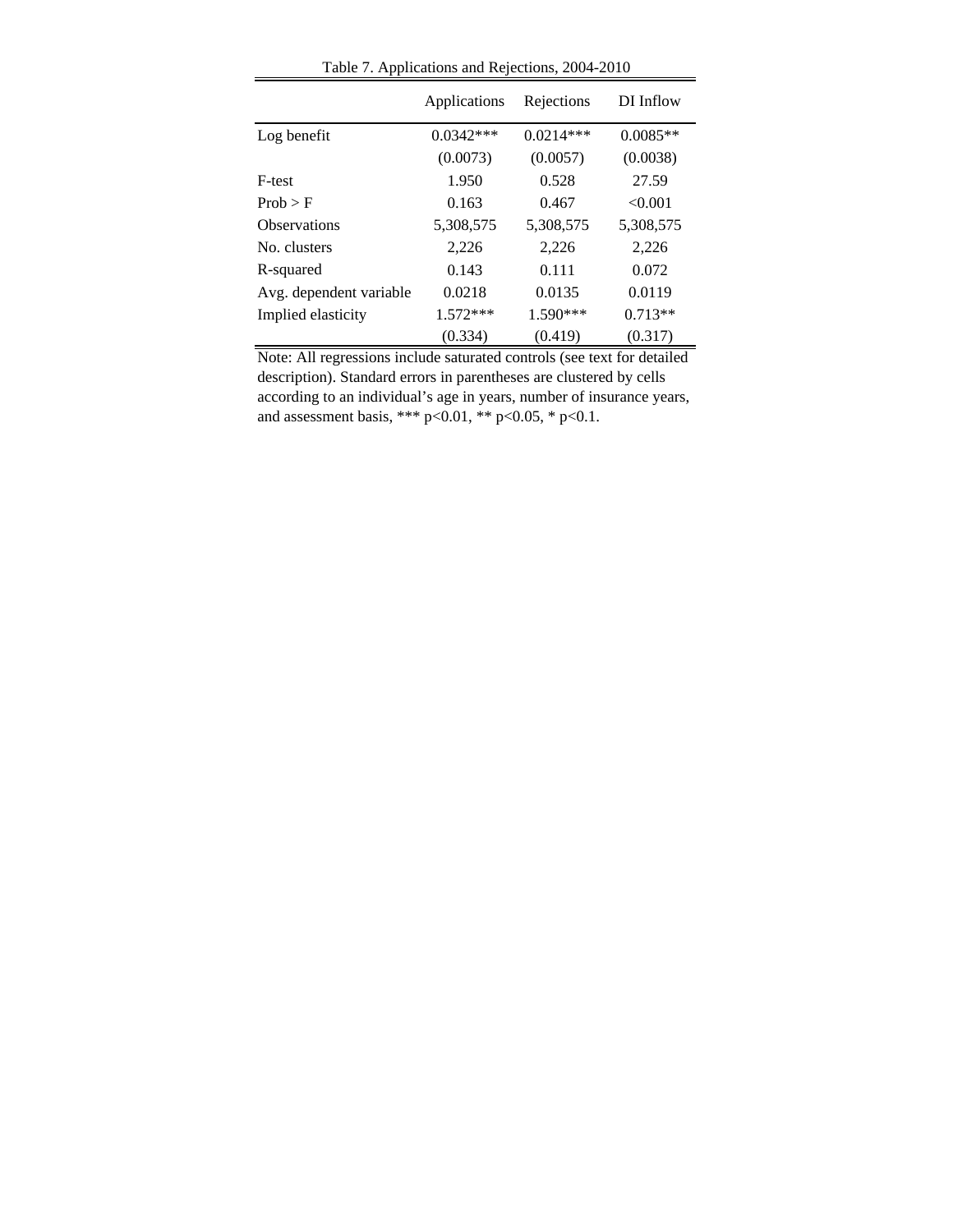Table 7. Applications and Rejections, 2004-2010

| | Applications | Rejections | DI Inflow |
|---|---|---|---|
| Log benefit | 0.0342*** | 0.0214*** | 0.0085** |
| | (0.0073) | (0.0057) | (0.0038) |
| F-test | 1.950 | 0.528 | 27.59 |
| Prob > F | 0.163 | 0.467 | <0.001 |
| Observations | 5,308,575 | 5,308,575 | 5,308,575 |
| No. clusters | 2,226 | 2,226 | 2,226 |
| R-squared | 0.143 | 0.111 | 0.072 |
| Avg. dependent variable | 0.0218 | 0.0135 | 0.0119 |
| Implied elasticity | 1.572*** | 1.590*** | 0.713** |
| | (0.334) | (0.419) | (0.317) |

Note: All regressions include saturated controls (see text for detailed description). Standard errors in parentheses are clustered by cells according to an individual's age in years, number of insurance years, and assessment basis, *** p<0.01, ** p<0.05, * p<0.1.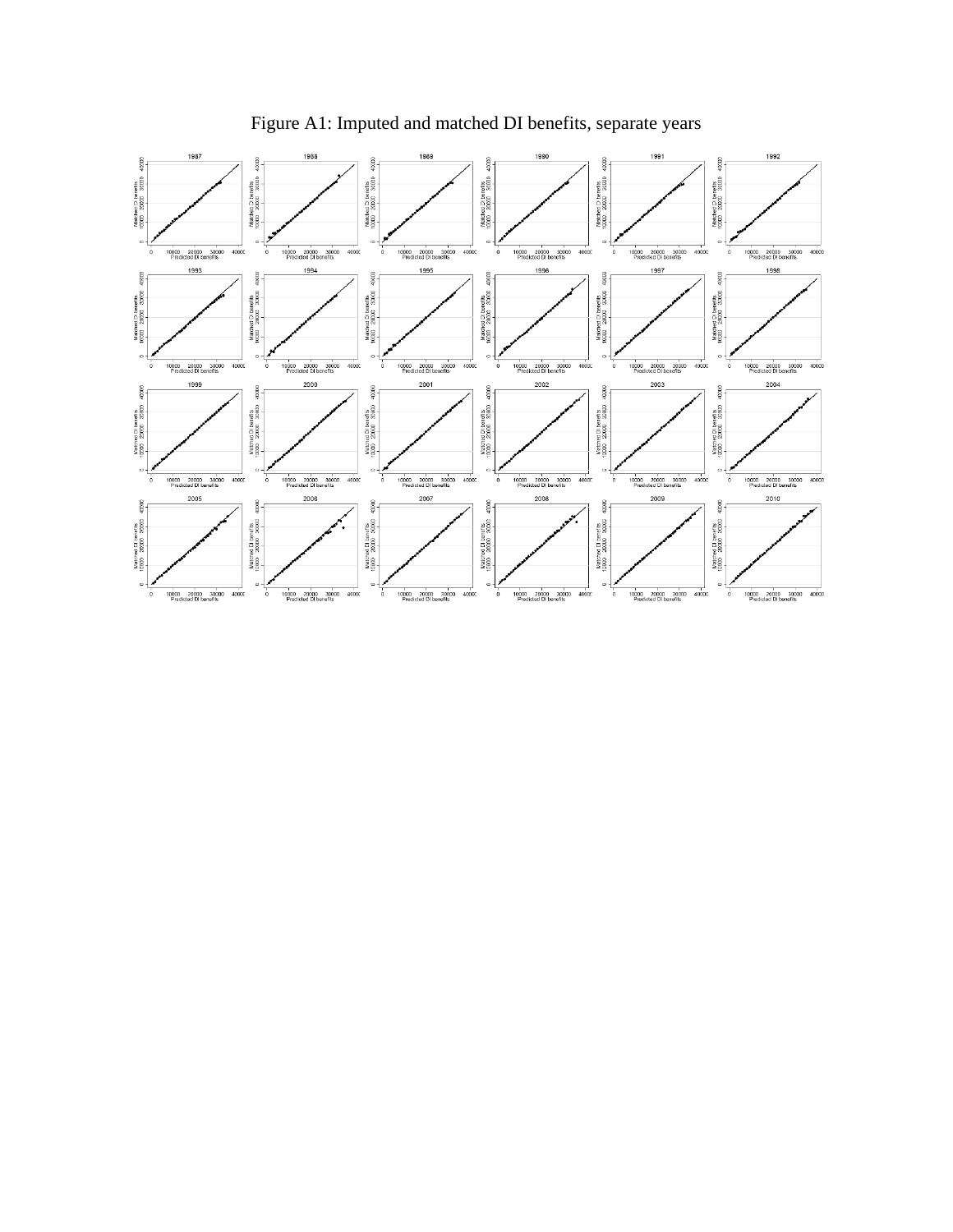Figure A1: Imputed and matched DI benefits, separate years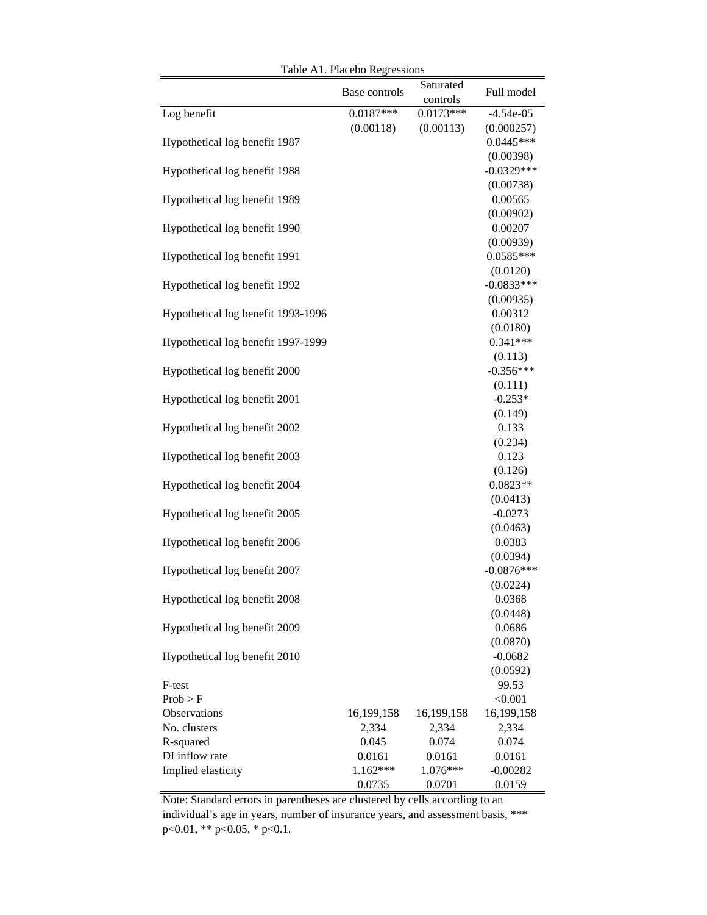Table A1. Placebo Regressions

| | Base controls | Saturated controls | Full model |
|---|---|---|---|
| Log benefit | 0.0187*** | 0.0173*** | -4.54e-05 |
| | (0.00118) | (0.00113) | (0.000257) |
| Hypothetical log benefit 1987 | | | 0.0445*** |
| | | | (0.00398) |
| Hypothetical log benefit 1988 | | | -0.0329*** |
| | | | (0.00738) |
| Hypothetical log benefit 1989 | | | 0.00565 |
| | | | (0.00902) |
| Hypothetical log benefit 1990 | | | 0.00207 |
| | | | (0.00939) |
| Hypothetical log benefit 1991 | | | 0.0585*** |
| | | | (0.0120) |
| Hypothetical log benefit 1992 | | | -0.0833*** |
| | | | (0.00935) |
| Hypothetical log benefit 1993-1996 | | | 0.00312 |
| | | | (0.0180) |
| Hypothetical log benefit 1997-1999 | | | 0.341*** |
| | | | (0.113) |
| Hypothetical log benefit 2000 | | | -0.356*** |
| | | | (0.111) |
| Hypothetical log benefit 2001 | | | -0.253* |
| | | | (0.149) |
| Hypothetical log benefit 2002 | | | 0.133 |
| | | | (0.234) |
| Hypothetical log benefit 2003 | | | 0.123 |
| | | | (0.126) |
| Hypothetical log benefit 2004 | | | 0.0823** |
| | | | (0.0413) |
| Hypothetical log benefit 2005 | | | -0.0273 |
| | | | (0.0463) |
| Hypothetical log benefit 2006 | | | 0.0383 |
| | | | (0.0394) |
| Hypothetical log benefit 2007 | | | -0.0876*** |
| | | | (0.0224) |
| Hypothetical log benefit 2008 | | | 0.0368 |
| | | | (0.0448) |
| Hypothetical log benefit 2009 | | | 0.0686 |
| | | | (0.0870) |
| Hypothetical log benefit 2010 | | | -0.0682 |
| | | | (0.0592) |
| F-test | | | 99.53 |
| Prob > F | | | <0.001 |
| Observations | 16,199,158 | 16,199,158 | 16,199,158 |
| No. clusters | 2,334 | 2,334 | 2,334 |
| R-squared | 0.045 | 0.074 | 0.074 |
| DI inflow rate | 0.0161 | 0.0161 | 0.0161 |
| Implied elasticity | 1.162*** | 1.076*** | -0.00282 |
| | 0.0735 | 0.0701 | 0.0159 |

Note: Standard errors in parentheses are clustered by cells according to an individual's age in years, number of insurance years, and assessment basis, *** p<0.01, ** p<0.05, * p<0.1.